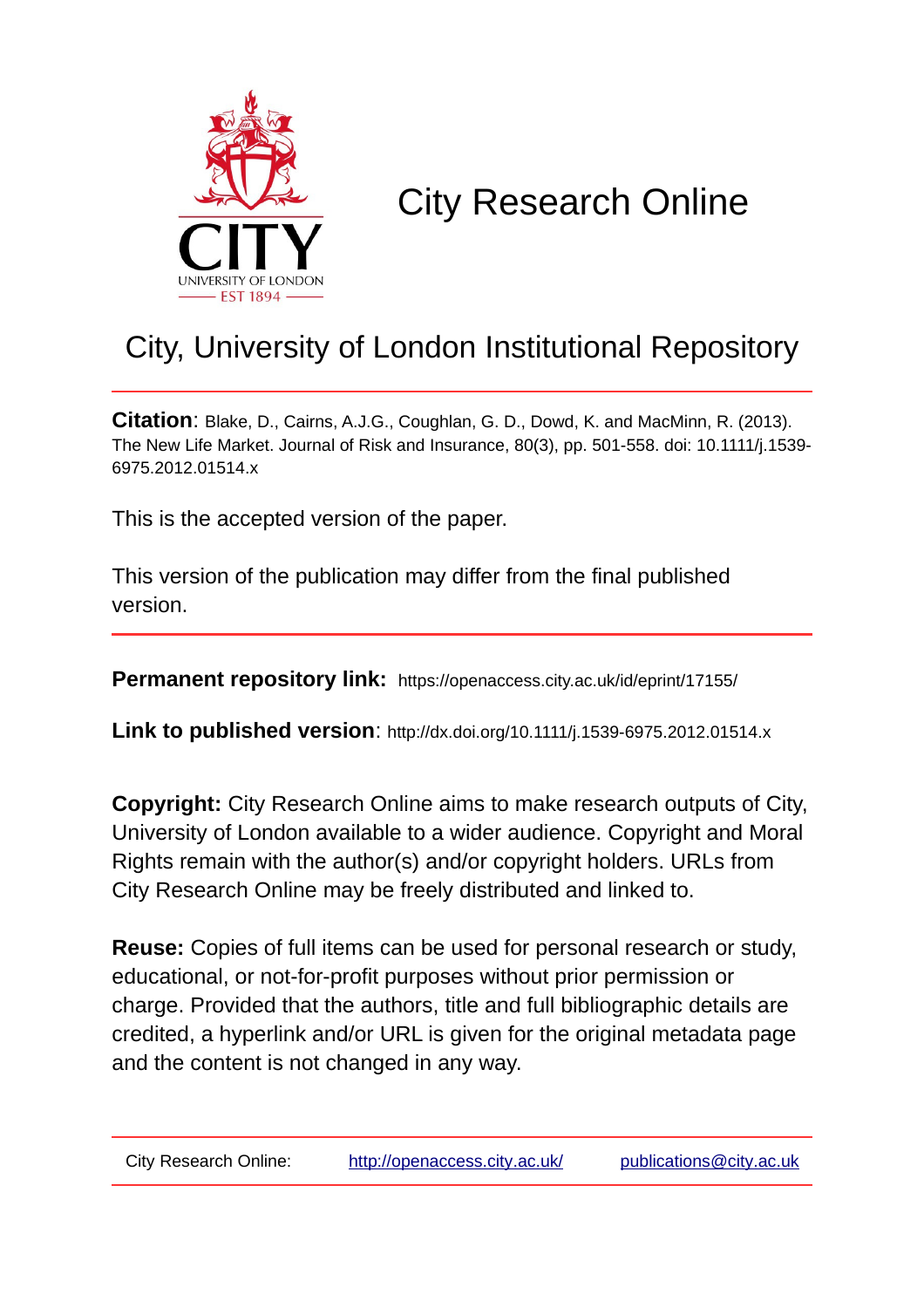# City Research Online

## City, University of London Institutional Repository

**Citation**: Blake, D., Cairns, A.J.G., Coughlan, G. D., Dowd, K. and MacMinn, R. (2013). The New Life Market. Journal of Risk and Insurance, 80(3), pp. 501-558. doi: 10.1111/j.1539-6975.2012.01514.x

This is the accepted version of the paper.

This version of the publication may differ from the final published version.

---

**Permanent repository link:** https://openaccess.city.ac.uk/id/eprint/17155/

**Link to published version**: http://dx.doi.org/10.1111/j.1539-6975.2012.01514.x

**Copyright:** City Research Online aims to make research outputs of City, University of London available to a wider audience. Copyright and Moral Rights remain with the author(s) and/or copyright holders. URLs from City Research Online may be freely distributed and linked to.

**Reuse:** Copies of full items can be used for personal research or study, educational, or not-for-profit purposes without prior permission or charge. Provided that the authors, title and full bibliographic details are credited, a hyperlink and/or URL is given for the original metadata page and the content is not changed in any way.

---

City Research Online: http://openaccess.city.ac.uk/ publications@city.ac.uk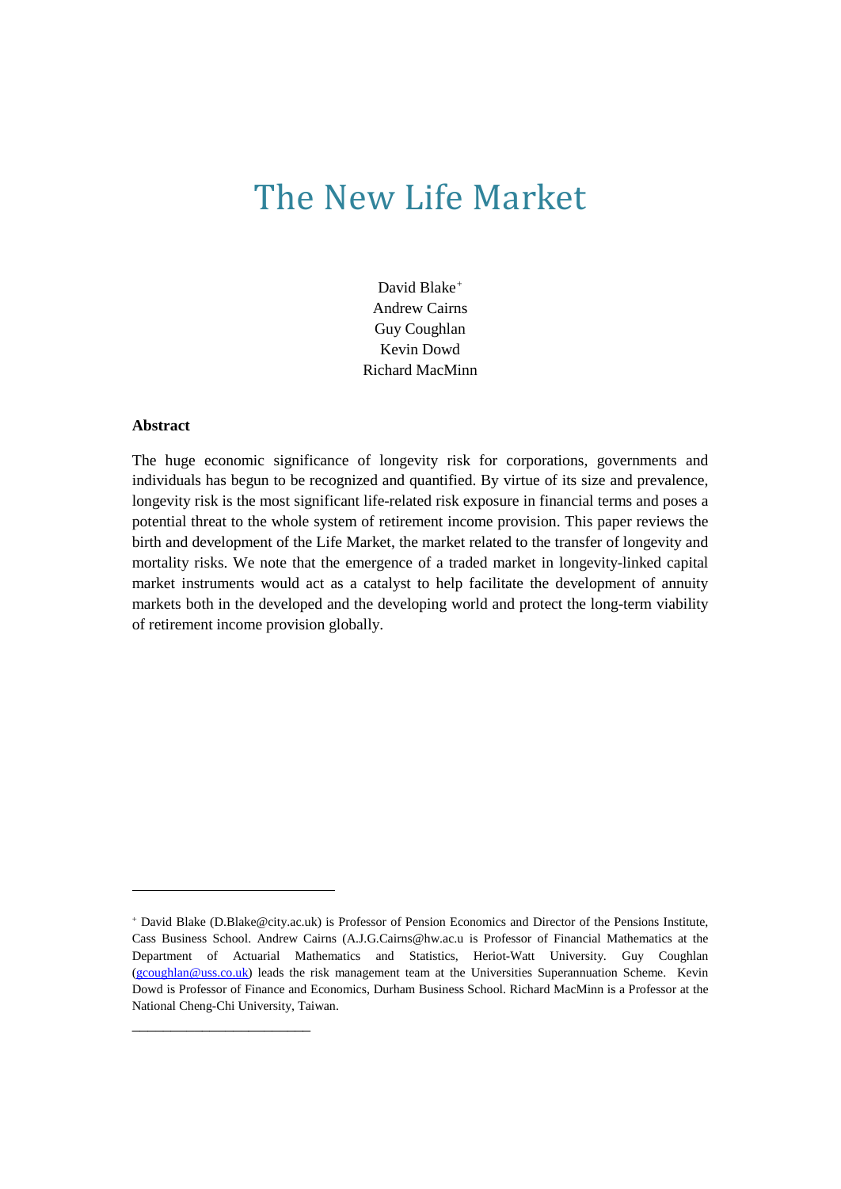# The New Life Market

David Blake[+]
Andrew Cairns
Guy Coughlan
Kevin Dowd
Richard MacMinn

**Abstract**

The huge economic significance of longevity risk for corporations, governments and individuals has begun to be recognized and quantified. By virtue of its size and prevalence, longevity risk is the most significant life-related risk exposure in financial terms and poses a potential threat to the whole system of retirement income provision. This paper reviews the birth and development of the Life Market, the market related to the transfer of longevity and mortality risks. We note that the emergence of a traded market in longevity-linked capital market instruments would act as a catalyst to help facilitate the development of annuity markets both in the developed and the developing world and protect the long-term viability of retirement income provision globally.

---

[+] David Blake (D.Blake@city.ac.uk) is Professor of Pension Economics and Director of the Pensions Institute, Cass Business School. Andrew Cairns (A.J.G.Cairns@hw.ac.u is Professor of Financial Mathematics at the Department of Actuarial Mathematics and Statistics, Heriot-Watt University. Guy Coughlan (gcoughlan@uss.co.uk) leads the risk management team at the Universities Superannuation Scheme. Kevin Dowd is Professor of Finance and Economics, Durham Business School. Richard MacMinn is a Professor at the National Cheng-Chi University, Taiwan.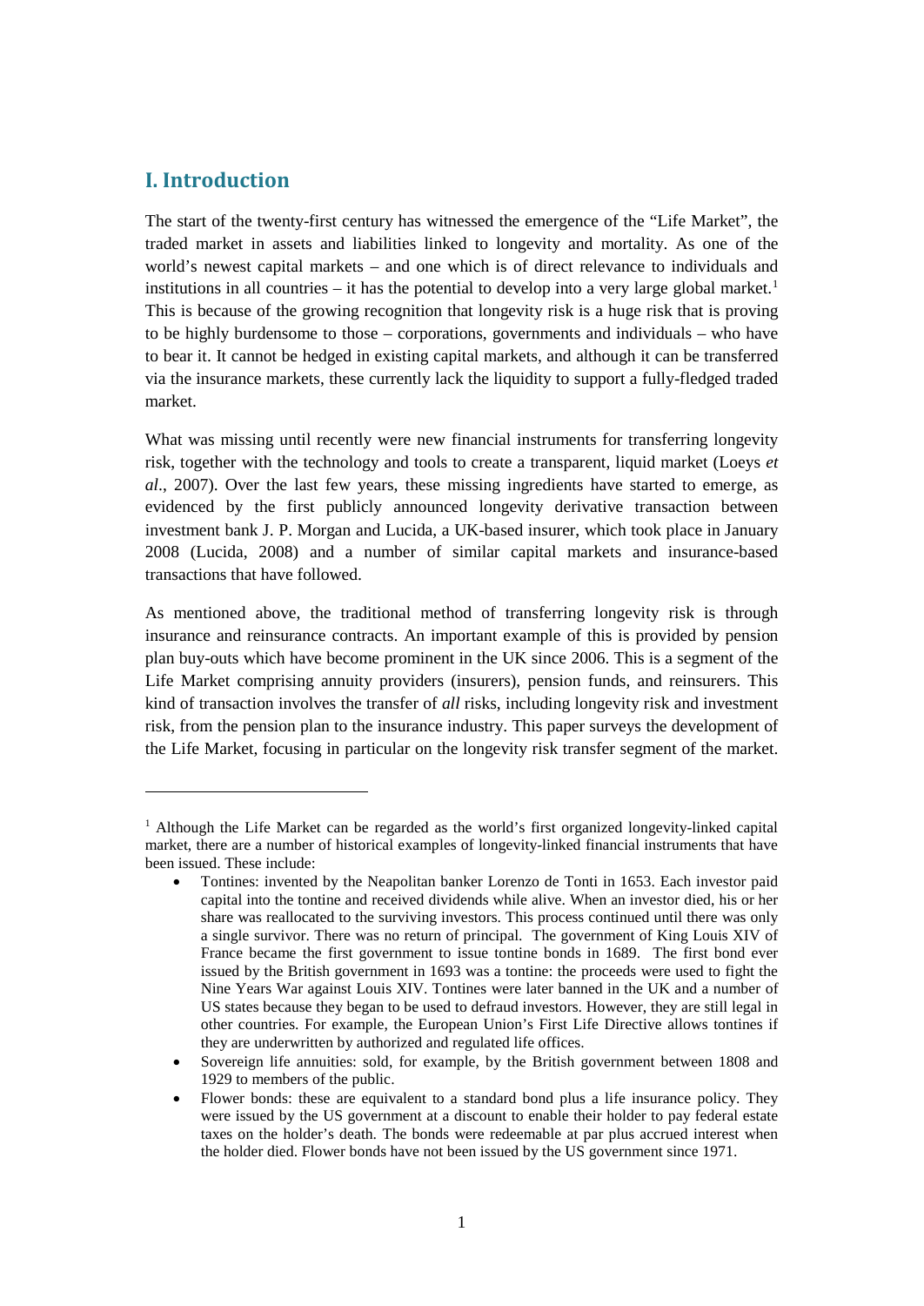# I. Introduction

The start of the twenty-first century has witnessed the emergence of the "Life Market", the traded market in assets and liabilities linked to longevity and mortality. As one of the world's newest capital markets – and one which is of direct relevance to individuals and institutions in all countries – it has the potential to develop into a very large global market.[1] This is because of the growing recognition that longevity risk is a huge risk that is proving to be highly burdensome to those – corporations, governments and individuals – who have to bear it. It cannot be hedged in existing capital markets, and although it can be transferred via the insurance markets, these currently lack the liquidity to support a fully-fledged traded market.

What was missing until recently were new financial instruments for transferring longevity risk, together with the technology and tools to create a transparent, liquid market (Loeys *et al*., 2007). Over the last few years, these missing ingredients have started to emerge, as evidenced by the first publicly announced longevity derivative transaction between investment bank J. P. Morgan and Lucida, a UK-based insurer, which took place in January 2008 (Lucida, 2008) and a number of similar capital markets and insurance-based transactions that have followed.

As mentioned above, the traditional method of transferring longevity risk is through insurance and reinsurance contracts. An important example of this is provided by pension plan buy-outs which have become prominent in the UK since 2006. This is a segment of the Life Market comprising annuity providers (insurers), pension funds, and reinsurers. This kind of transaction involves the transfer of *all* risks, including longevity risk and investment risk, from the pension plan to the insurance industry. This paper surveys the development of the Life Market, focusing in particular on the longevity risk transfer segment of the market.

---

[1] Although the Life Market can be regarded as the world's first organized longevity-linked capital market, there are a number of historical examples of longevity-linked financial instruments that have been issued. These include:

- Tontines: invented by the Neapolitan banker Lorenzo de Tonti in 1653. Each investor paid capital into the tontine and received dividends while alive. When an investor died, his or her share was reallocated to the surviving investors. This process continued until there was only a single survivor. There was no return of principal. The government of King Louis XIV of France became the first government to issue tontine bonds in 1689. The first bond ever issued by the British government in 1693 was a tontine: the proceeds were used to fight the Nine Years War against Louis XIV. Tontines were later banned in the UK and a number of US states because they began to be used to defraud investors. However, they are still legal in other countries. For example, the European Union's First Life Directive allows tontines if they are underwritten by authorized and regulated life offices.
- Sovereign life annuities: sold, for example, by the British government between 1808 and 1929 to members of the public.
- Flower bonds: these are equivalent to a standard bond plus a life insurance policy. They were issued by the US government at a discount to enable their holder to pay federal estate taxes on the holder's death. The bonds were redeemable at par plus accrued interest when the holder died. Flower bonds have not been issued by the US government since 1971.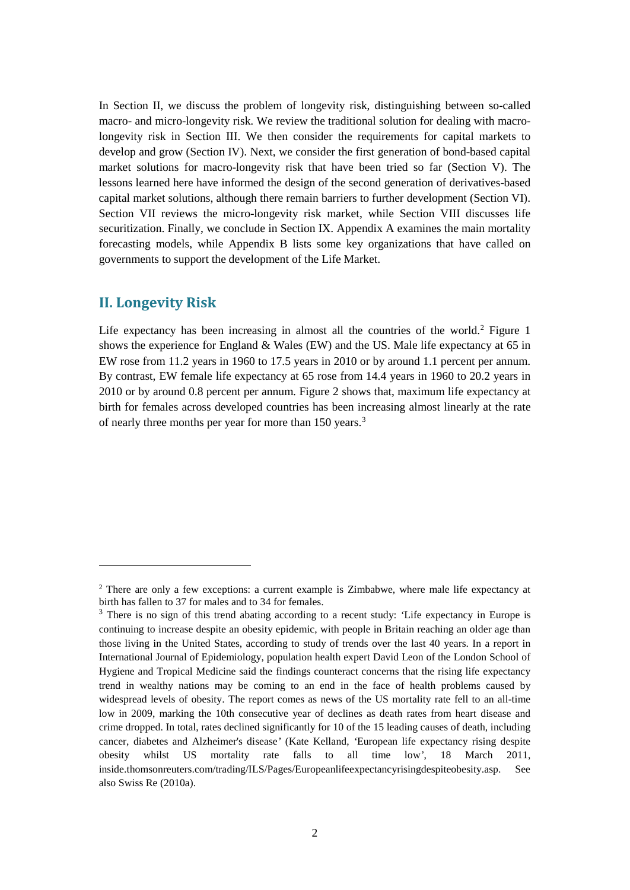In Section II, we discuss the problem of longevity risk, distinguishing between so-called macro- and micro-longevity risk. We review the traditional solution for dealing with macro-longevity risk in Section III. We then consider the requirements for capital markets to develop and grow (Section IV). Next, we consider the first generation of bond-based capital market solutions for macro-longevity risk that have been tried so far (Section V). The lessons learned here have informed the design of the second generation of derivatives-based capital market solutions, although there remain barriers to further development (Section VI). Section VII reviews the micro-longevity risk market, while Section VIII discusses life securitization. Finally, we conclude in Section IX. Appendix A examines the main mortality forecasting models, while Appendix B lists some key organizations that have called on governments to support the development of the Life Market.

## II. Longevity Risk

Life expectancy has been increasing in almost all the countries of the world.[2] Figure 1 shows the experience for England & Wales (EW) and the US. Male life expectancy at 65 in EW rose from 11.2 years in 1960 to 17.5 years in 2010 or by around 1.1 percent per annum. By contrast, EW female life expectancy at 65 rose from 14.4 years in 1960 to 20.2 years in 2010 or by around 0.8 percent per annum. Figure 2 shows that, maximum life expectancy at birth for females across developed countries has been increasing almost linearly at the rate of nearly three months per year for more than 150 years.[3]

---

[2] There are only a few exceptions: a current example is Zimbabwe, where male life expectancy at birth has fallen to 37 for males and to 34 for females.

[3] There is no sign of this trend abating according to a recent study: 'Life expectancy in Europe is continuing to increase despite an obesity epidemic, with people in Britain reaching an older age than those living in the United States, according to study of trends over the last 40 years. In a report in International Journal of Epidemiology, population health expert David Leon of the London School of Hygiene and Tropical Medicine said the findings counteract concerns that the rising life expectancy trend in wealthy nations may be coming to an end in the face of health problems caused by widespread levels of obesity. The report comes as news of the US mortality rate fell to an all-time low in 2009, marking the 10th consecutive year of declines as death rates from heart disease and crime dropped. In total, rates declined significantly for 10 of the 15 leading causes of death, including cancer, diabetes and Alzheimer's disease' (Kate Kelland, 'European life expectancy rising despite obesity whilst US mortality rate falls to all time low', 18 March 2011, inside.thomsonreuters.com/trading/ILS/Pages/Europeanlifeexpectancyrisingdespiteobesity.asp. See also Swiss Re (2010a).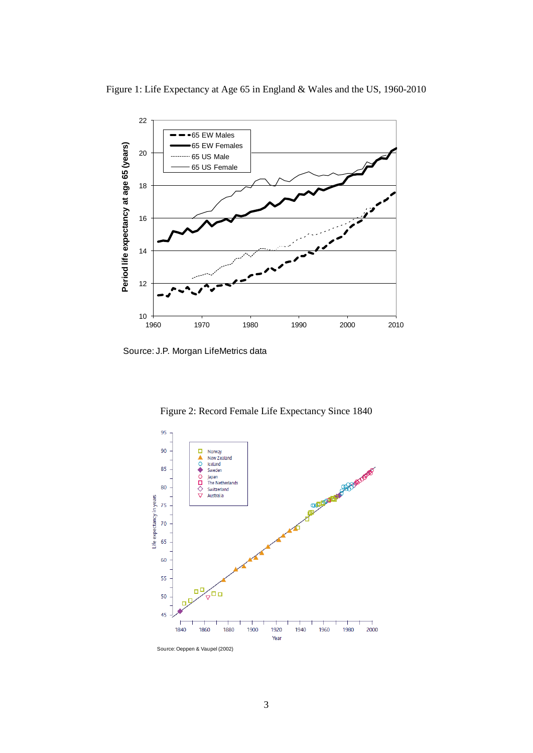Figure 1: Life Expectancy at Age 65 in England & Wales and the US, 1960-2010

Source: J.P. Morgan LifeMetrics data

Figure 2: Record Female Life Expectancy Since 1840

Source: Oeppen & Vaupel (2002)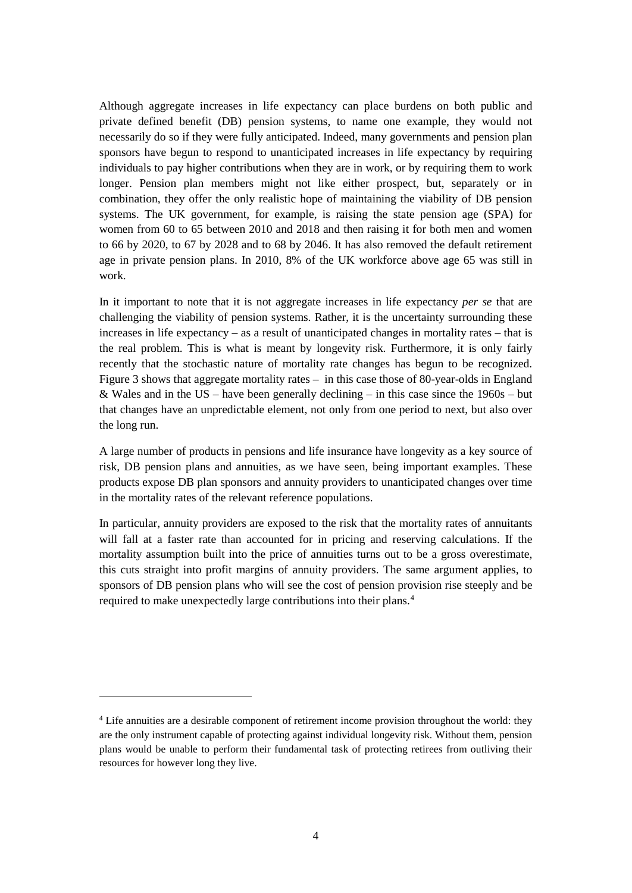Although aggregate increases in life expectancy can place burdens on both public and private defined benefit (DB) pension systems, to name one example, they would not necessarily do so if they were fully anticipated. Indeed, many governments and pension plan sponsors have begun to respond to unanticipated increases in life expectancy by requiring individuals to pay higher contributions when they are in work, or by requiring them to work longer. Pension plan members might not like either prospect, but, separately or in combination, they offer the only realistic hope of maintaining the viability of DB pension systems. The UK government, for example, is raising the state pension age (SPA) for women from 60 to 65 between 2010 and 2018 and then raising it for both men and women to 66 by 2020, to 67 by 2028 and to 68 by 2046. It has also removed the default retirement age in private pension plans. In 2010, 8% of the UK workforce above age 65 was still in work.

In it important to note that it is not aggregate increases in life expectancy *per se* that are challenging the viability of pension systems. Rather, it is the uncertainty surrounding these increases in life expectancy – as a result of unanticipated changes in mortality rates – that is the real problem. This is what is meant by longevity risk. Furthermore, it is only fairly recently that the stochastic nature of mortality rate changes has begun to be recognized. Figure 3 shows that aggregate mortality rates – in this case those of 80-year-olds in England & Wales and in the US – have been generally declining – in this case since the 1960s – but that changes have an unpredictable element, not only from one period to next, but also over the long run.

A large number of products in pensions and life insurance have longevity as a key source of risk, DB pension plans and annuities, as we have seen, being important examples. These products expose DB plan sponsors and annuity providers to unanticipated changes over time in the mortality rates of the relevant reference populations.

In particular, annuity providers are exposed to the risk that the mortality rates of annuitants will fall at a faster rate than accounted for in pricing and reserving calculations. If the mortality assumption built into the price of annuities turns out to be a gross overestimate, this cuts straight into profit margins of annuity providers. The same argument applies, to sponsors of DB pension plans who will see the cost of pension provision rise steeply and be required to make unexpectedly large contributions into their plans.[4]

---

[4] Life annuities are a desirable component of retirement income provision throughout the world: they are the only instrument capable of protecting against individual longevity risk. Without them, pension plans would be unable to perform their fundamental task of protecting retirees from outliving their resources for however long they live.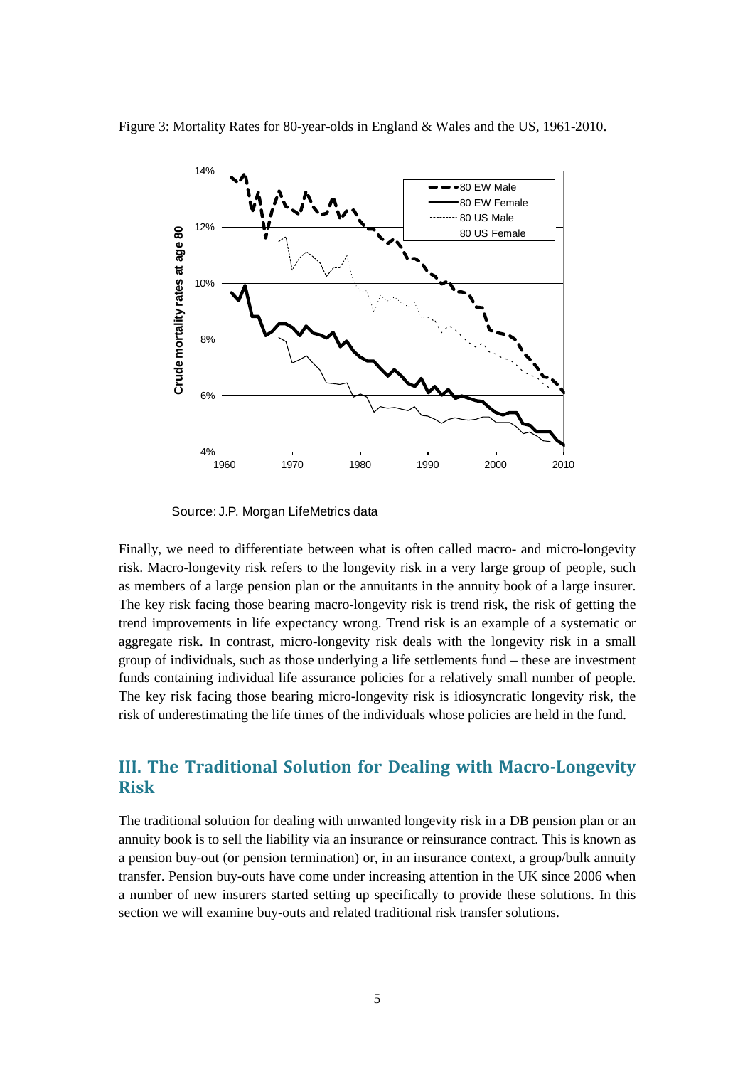Figure 3: Mortality Rates for 80-year-olds in England & Wales and the US, 1961-2010.

Source: J.P. Morgan LifeMetrics data

Finally, we need to differentiate between what is often called macro- and micro-longevity risk. Macro-longevity risk refers to the longevity risk in a very large group of people, such as members of a large pension plan or the annuitants in the annuity book of a large insurer. The key risk facing those bearing macro-longevity risk is trend risk, the risk of getting the trend improvements in life expectancy wrong. Trend risk is an example of a systematic or aggregate risk. In contrast, micro-longevity risk deals with the longevity risk in a small group of individuals, such as those underlying a life settlements fund – these are investment funds containing individual life assurance policies for a relatively small number of people. The key risk facing those bearing micro-longevity risk is idiosyncratic longevity risk, the risk of underestimating the life times of the individuals whose policies are held in the fund.

## III. The Traditional Solution for Dealing with Macro-Longevity Risk

The traditional solution for dealing with unwanted longevity risk in a DB pension plan or an annuity book is to sell the liability via an insurance or reinsurance contract. This is known as a pension buy-out (or pension termination) or, in an insurance context, a group/bulk annuity transfer. Pension buy-outs have come under increasing attention in the UK since 2006 when a number of new insurers started setting up specifically to provide these solutions. In this section we will examine buy-outs and related traditional risk transfer solutions.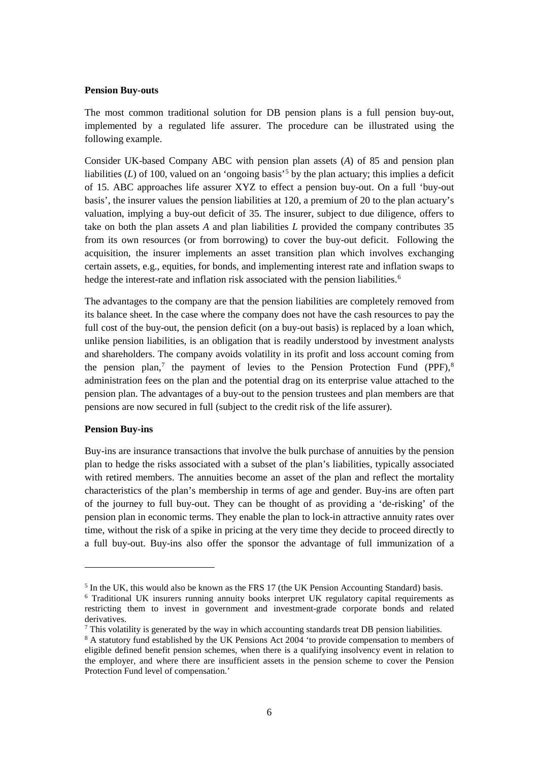**Pension Buy-outs**

The most common traditional solution for DB pension plans is a full pension buy-out, implemented by a regulated life assurer. The procedure can be illustrated using the following example.

Consider UK-based Company ABC with pension plan assets ($A$) of 85 and pension plan liabilities ($L$) of 100, valued on an 'ongoing basis'[5] by the plan actuary; this implies a deficit of 15. ABC approaches life assurer XYZ to effect a pension buy-out. On a full 'buy-out basis', the insurer values the pension liabilities at 120, a premium of 20 to the plan actuary's valuation, implying a buy-out deficit of 35. The insurer, subject to due diligence, offers to take on both the plan assets $A$ and plan liabilities $L$ provided the company contributes 35 from its own resources (or from borrowing) to cover the buy-out deficit. Following the acquisition, the insurer implements an asset transition plan which involves exchanging certain assets, e.g., equities, for bonds, and implementing interest rate and inflation swaps to hedge the interest-rate and inflation risk associated with the pension liabilities.[6]

The advantages to the company are that the pension liabilities are completely removed from its balance sheet. In the case where the company does not have the cash resources to pay the full cost of the buy-out, the pension deficit (on a buy-out basis) is replaced by a loan which, unlike pension liabilities, is an obligation that is readily understood by investment analysts and shareholders. The company avoids volatility in its profit and loss account coming from the pension plan,[7] the payment of levies to the Pension Protection Fund (PPF),[8] administration fees on the plan and the potential drag on its enterprise value attached to the pension plan. The advantages of a buy-out to the pension trustees and plan members are that pensions are now secured in full (subject to the credit risk of the life assurer).

**Pension Buy-ins**

Buy-ins are insurance transactions that involve the bulk purchase of annuities by the pension plan to hedge the risks associated with a subset of the plan's liabilities, typically associated with retired members. The annuities become an asset of the plan and reflect the mortality characteristics of the plan's membership in terms of age and gender. Buy-ins are often part of the journey to full buy-out. They can be thought of as providing a 'de-risking' of the pension plan in economic terms. They enable the plan to lock-in attractive annuity rates over time, without the risk of a spike in pricing at the very time they decide to proceed directly to a full buy-out. Buy-ins also offer the sponsor the advantage of full immunization of a

---

[5] In the UK, this would also be known as the FRS 17 (the UK Pension Accounting Standard) basis.

[6] Traditional UK insurers running annuity books interpret UK regulatory capital requirements as restricting them to invest in government and investment-grade corporate bonds and related derivatives.

[7] This volatility is generated by the way in which accounting standards treat DB pension liabilities.

[8] A statutory fund established by the UK Pensions Act 2004 'to provide compensation to members of eligible defined benefit pension schemes, when there is a qualifying insolvency event in relation to the employer, and where there are insufficient assets in the pension scheme to cover the Pension Protection Fund level of compensation.'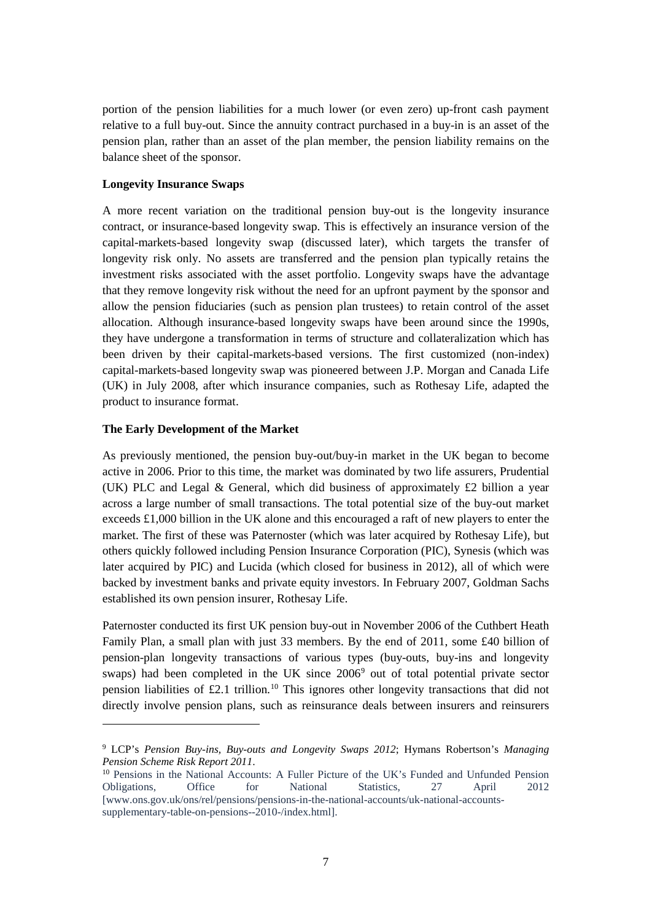portion of the pension liabilities for a much lower (or even zero) up-front cash payment relative to a full buy-out. Since the annuity contract purchased in a buy-in is an asset of the pension plan, rather than an asset of the plan member, the pension liability remains on the balance sheet of the sponsor.

**Longevity Insurance Swaps**

A more recent variation on the traditional pension buy-out is the longevity insurance contract, or insurance-based longevity swap. This is effectively an insurance version of the capital-markets-based longevity swap (discussed later), which targets the transfer of longevity risk only. No assets are transferred and the pension plan typically retains the investment risks associated with the asset portfolio. Longevity swaps have the advantage that they remove longevity risk without the need for an upfront payment by the sponsor and allow the pension fiduciaries (such as pension plan trustees) to retain control of the asset allocation. Although insurance-based longevity swaps have been around since the 1990s, they have undergone a transformation in terms of structure and collateralization which has been driven by their capital-markets-based versions. The first customized (non-index) capital-markets-based longevity swap was pioneered between J.P. Morgan and Canada Life (UK) in July 2008, after which insurance companies, such as Rothesay Life, adapted the product to insurance format.

**The Early Development of the Market**

As previously mentioned, the pension buy-out/buy-in market in the UK began to become active in 2006. Prior to this time, the market was dominated by two life assurers, Prudential (UK) PLC and Legal & General, which did business of approximately £2 billion a year across a large number of small transactions. The total potential size of the buy-out market exceeds £1,000 billion in the UK alone and this encouraged a raft of new players to enter the market. The first of these was Paternoster (which was later acquired by Rothesay Life), but others quickly followed including Pension Insurance Corporation (PIC), Synesis (which was later acquired by PIC) and Lucida (which closed for business in 2012), all of which were backed by investment banks and private equity investors. In February 2007, Goldman Sachs established its own pension insurer, Rothesay Life.

Paternoster conducted its first UK pension buy-out in November 2006 of the Cuthbert Heath Family Plan, a small plan with just 33 members. By the end of 2011, some £40 billion of pension-plan longevity transactions of various types (buy-outs, buy-ins and longevity swaps) had been completed in the UK since 2006[9] out of total potential private sector pension liabilities of £2.1 trillion.[10] This ignores other longevity transactions that did not directly involve pension plans, such as reinsurance deals between insurers and reinsurers

---

[9] LCP's *Pension Buy-ins, Buy-outs and Longevity Swaps 2012*; Hymans Robertson's *Managing Pension Scheme Risk Report 2011*.

[10] Pensions in the National Accounts: A Fuller Picture of the UK's Funded and Unfunded Pension Obligations, Office for National Statistics, 27 April 2012 [www.ons.gov.uk/ons/rel/pensions/pensions-in-the-national-accounts/uk-national-accounts-supplementary-table-on-pensions--2010-/index.html].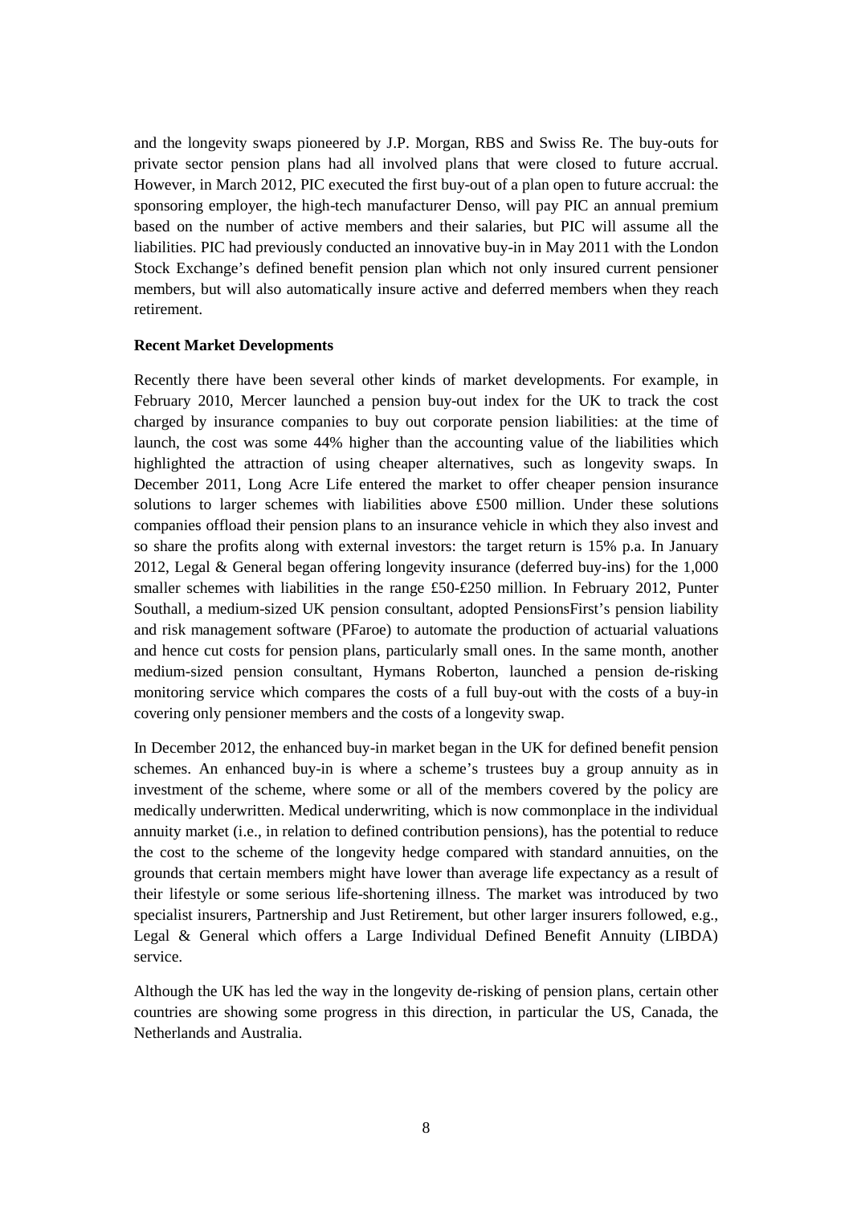and the longevity swaps pioneered by J.P. Morgan, RBS and Swiss Re. The buy-outs for private sector pension plans had all involved plans that were closed to future accrual. However, in March 2012, PIC executed the first buy-out of a plan open to future accrual: the sponsoring employer, the high-tech manufacturer Denso, will pay PIC an annual premium based on the number of active members and their salaries, but PIC will assume all the liabilities. PIC had previously conducted an innovative buy-in in May 2011 with the London Stock Exchange's defined benefit pension plan which not only insured current pensioner members, but will also automatically insure active and deferred members when they reach retirement.

**Recent Market Developments**

Recently there have been several other kinds of market developments. For example, in February 2010, Mercer launched a pension buy-out index for the UK to track the cost charged by insurance companies to buy out corporate pension liabilities: at the time of launch, the cost was some 44% higher than the accounting value of the liabilities which highlighted the attraction of using cheaper alternatives, such as longevity swaps. In December 2011, Long Acre Life entered the market to offer cheaper pension insurance solutions to larger schemes with liabilities above £500 million. Under these solutions companies offload their pension plans to an insurance vehicle in which they also invest and so share the profits along with external investors: the target return is 15% p.a. In January 2012, Legal & General began offering longevity insurance (deferred buy-ins) for the 1,000 smaller schemes with liabilities in the range £50-£250 million. In February 2012, Punter Southall, a medium-sized UK pension consultant, adopted PensionsFirst's pension liability and risk management software (PFaroe) to automate the production of actuarial valuations and hence cut costs for pension plans, particularly small ones. In the same month, another medium-sized pension consultant, Hymans Roberton, launched a pension de-risking monitoring service which compares the costs of a full buy-out with the costs of a buy-in covering only pensioner members and the costs of a longevity swap.

In December 2012, the enhanced buy-in market began in the UK for defined benefit pension schemes. An enhanced buy-in is where a scheme's trustees buy a group annuity as in investment of the scheme, where some or all of the members covered by the policy are medically underwritten. Medical underwriting, which is now commonplace in the individual annuity market (i.e., in relation to defined contribution pensions), has the potential to reduce the cost to the scheme of the longevity hedge compared with standard annuities, on the grounds that certain members might have lower than average life expectancy as a result of their lifestyle or some serious life-shortening illness. The market was introduced by two specialist insurers, Partnership and Just Retirement, but other larger insurers followed, e.g., Legal & General which offers a Large Individual Defined Benefit Annuity (LIBDA) service.

Although the UK has led the way in the longevity de-risking of pension plans, certain other countries are showing some progress in this direction, in particular the US, Canada, the Netherlands and Australia.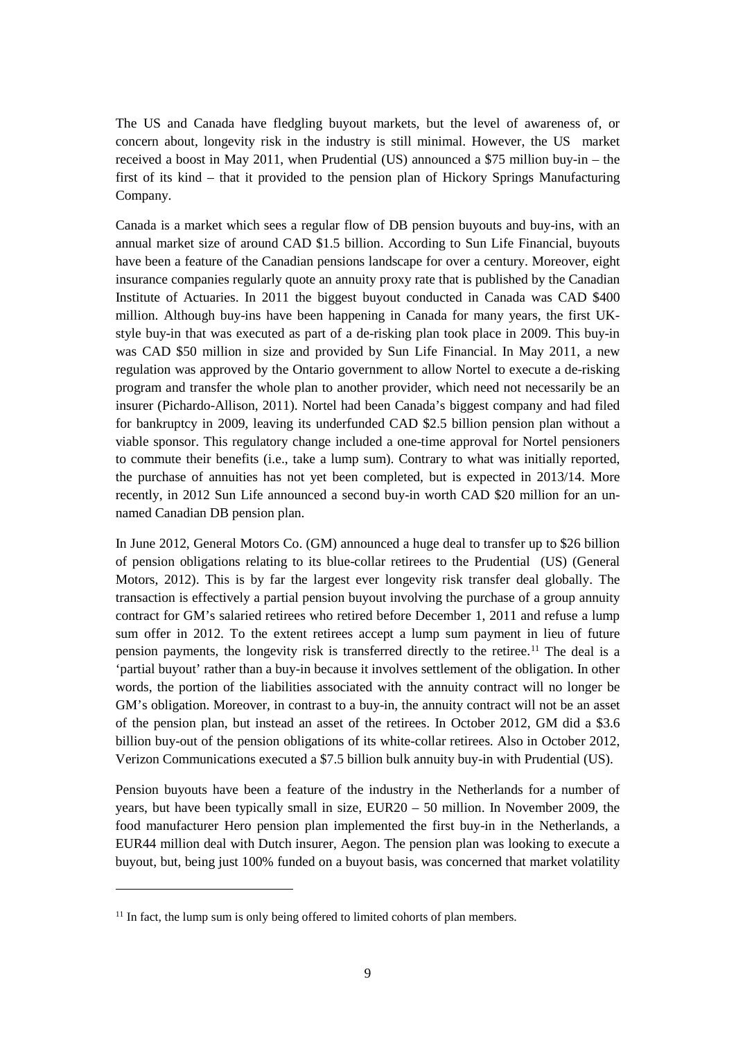The US and Canada have fledgling buyout markets, but the level of awareness of, or concern about, longevity risk in the industry is still minimal. However, the US market received a boost in May 2011, when Prudential (US) announced a $75 million buy-in – the first of its kind – that it provided to the pension plan of Hickory Springs Manufacturing Company.

Canada is a market which sees a regular flow of DB pension buyouts and buy-ins, with an annual market size of around CAD $1.5 billion. According to Sun Life Financial, buyouts have been a feature of the Canadian pensions landscape for over a century. Moreover, eight insurance companies regularly quote an annuity proxy rate that is published by the Canadian Institute of Actuaries. In 2011 the biggest buyout conducted in Canada was CAD $400 million. Although buy-ins have been happening in Canada for many years, the first UK-style buy-in that was executed as part of a de-risking plan took place in 2009. This buy-in was CAD $50 million in size and provided by Sun Life Financial. In May 2011, a new regulation was approved by the Ontario government to allow Nortel to execute a de-risking program and transfer the whole plan to another provider, which need not necessarily be an insurer (Pichardo-Allison, 2011). Nortel had been Canada's biggest company and had filed for bankruptcy in 2009, leaving its underfunded CAD $2.5 billion pension plan without a viable sponsor. This regulatory change included a one-time approval for Nortel pensioners to commute their benefits (i.e., take a lump sum). Contrary to what was initially reported, the purchase of annuities has not yet been completed, but is expected in 2013/14. More recently, in 2012 Sun Life announced a second buy-in worth CAD $20 million for an un-named Canadian DB pension plan.

In June 2012, General Motors Co. (GM) announced a huge deal to transfer up to $26 billion of pension obligations relating to its blue-collar retirees to the Prudential (US) (General Motors, 2012). This is by far the largest ever longevity risk transfer deal globally. The transaction is effectively a partial pension buyout involving the purchase of a group annuity contract for GM's salaried retirees who retired before December 1, 2011 and refuse a lump sum offer in 2012. To the extent retirees accept a lump sum payment in lieu of future pension payments, the longevity risk is transferred directly to the retiree.[11] The deal is a 'partial buyout' rather than a buy-in because it involves settlement of the obligation. In other words, the portion of the liabilities associated with the annuity contract will no longer be GM's obligation. Moreover, in contrast to a buy-in, the annuity contract will not be an asset of the pension plan, but instead an asset of the retirees. In October 2012, GM did a $3.6 billion buy-out of the pension obligations of its white-collar retirees. Also in October 2012, Verizon Communications executed a $7.5 billion bulk annuity buy-in with Prudential (US).

Pension buyouts have been a feature of the industry in the Netherlands for a number of years, but have been typically small in size, EUR20 – 50 million. In November 2009, the food manufacturer Hero pension plan implemented the first buy-in in the Netherlands, a EUR44 million deal with Dutch insurer, Aegon. The pension plan was looking to execute a buyout, but, being just 100% funded on a buyout basis, was concerned that market volatility

[11] In fact, the lump sum is only being offered to limited cohorts of plan members.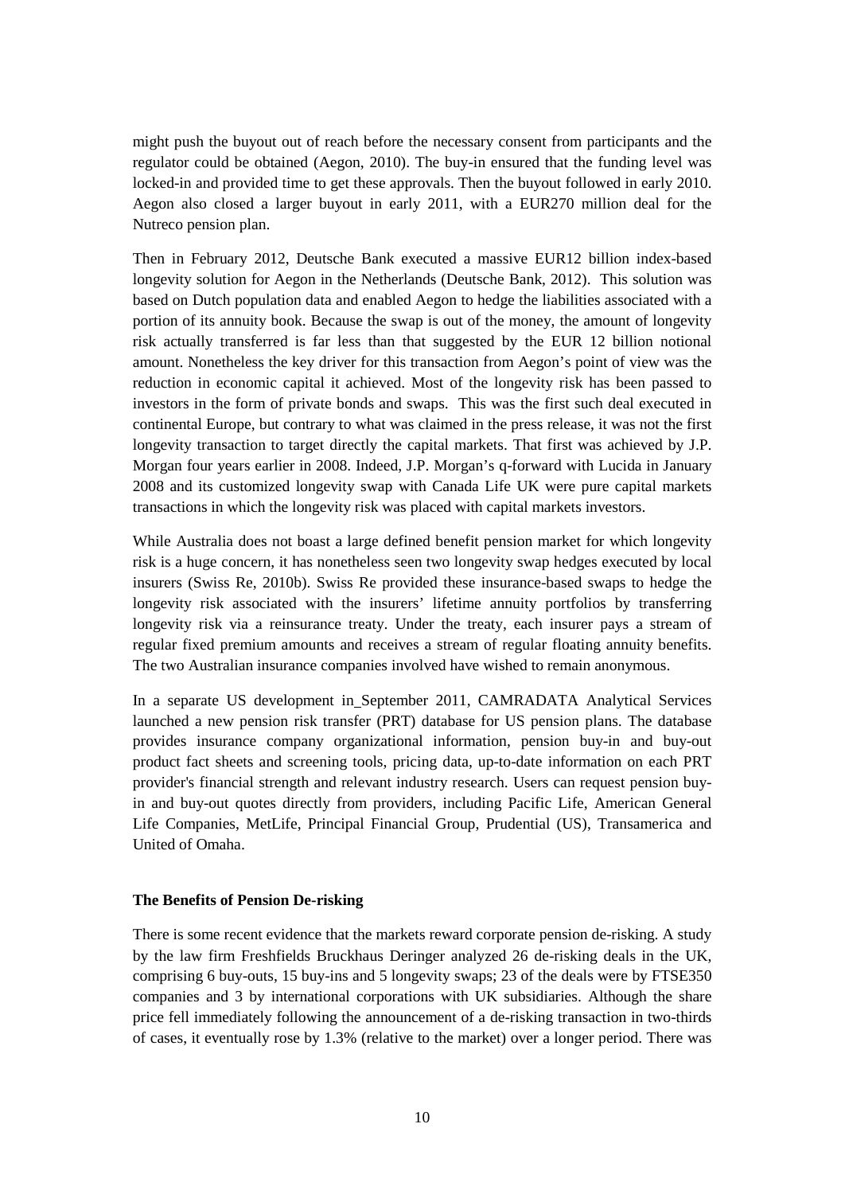might push the buyout out of reach before the necessary consent from participants and the regulator could be obtained (Aegon, 2010). The buy-in ensured that the funding level was locked-in and provided time to get these approvals. Then the buyout followed in early 2010. Aegon also closed a larger buyout in early 2011, with a EUR270 million deal for the Nutreco pension plan.

Then in February 2012, Deutsche Bank executed a massive EUR12 billion index-based longevity solution for Aegon in the Netherlands (Deutsche Bank, 2012). This solution was based on Dutch population data and enabled Aegon to hedge the liabilities associated with a portion of its annuity book. Because the swap is out of the money, the amount of longevity risk actually transferred is far less than that suggested by the EUR 12 billion notional amount. Nonetheless the key driver for this transaction from Aegon's point of view was the reduction in economic capital it achieved. Most of the longevity risk has been passed to investors in the form of private bonds and swaps. This was the first such deal executed in continental Europe, but contrary to what was claimed in the press release, it was not the first longevity transaction to target directly the capital markets. That first was achieved by J.P. Morgan four years earlier in 2008. Indeed, J.P. Morgan's q-forward with Lucida in January 2008 and its customized longevity swap with Canada Life UK were pure capital markets transactions in which the longevity risk was placed with capital markets investors.

While Australia does not boast a large defined benefit pension market for which longevity risk is a huge concern, it has nonetheless seen two longevity swap hedges executed by local insurers (Swiss Re, 2010b). Swiss Re provided these insurance-based swaps to hedge the longevity risk associated with the insurers' lifetime annuity portfolios by transferring longevity risk via a reinsurance treaty. Under the treaty, each insurer pays a stream of regular fixed premium amounts and receives a stream of regular floating annuity benefits. The two Australian insurance companies involved have wished to remain anonymous.

In a separate US development in September 2011, CAMRADATA Analytical Services launched a new pension risk transfer (PRT) database for US pension plans. The database provides insurance company organizational information, pension buy-in and buy-out product fact sheets and screening tools, pricing data, up-to-date information on each PRT provider's financial strength and relevant industry research. Users can request pension buy-in and buy-out quotes directly from providers, including Pacific Life, American General Life Companies, MetLife, Principal Financial Group, Prudential (US), Transamerica and United of Omaha.

**The Benefits of Pension De-risking**

There is some recent evidence that the markets reward corporate pension de-risking. A study by the law firm Freshfields Bruckhaus Deringer analyzed 26 de-risking deals in the UK, comprising 6 buy-outs, 15 buy-ins and 5 longevity swaps; 23 of the deals were by FTSE350 companies and 3 by international corporations with UK subsidiaries. Although the share price fell immediately following the announcement of a de-risking transaction in two-thirds of cases, it eventually rose by 1.3% (relative to the market) over a longer period. There was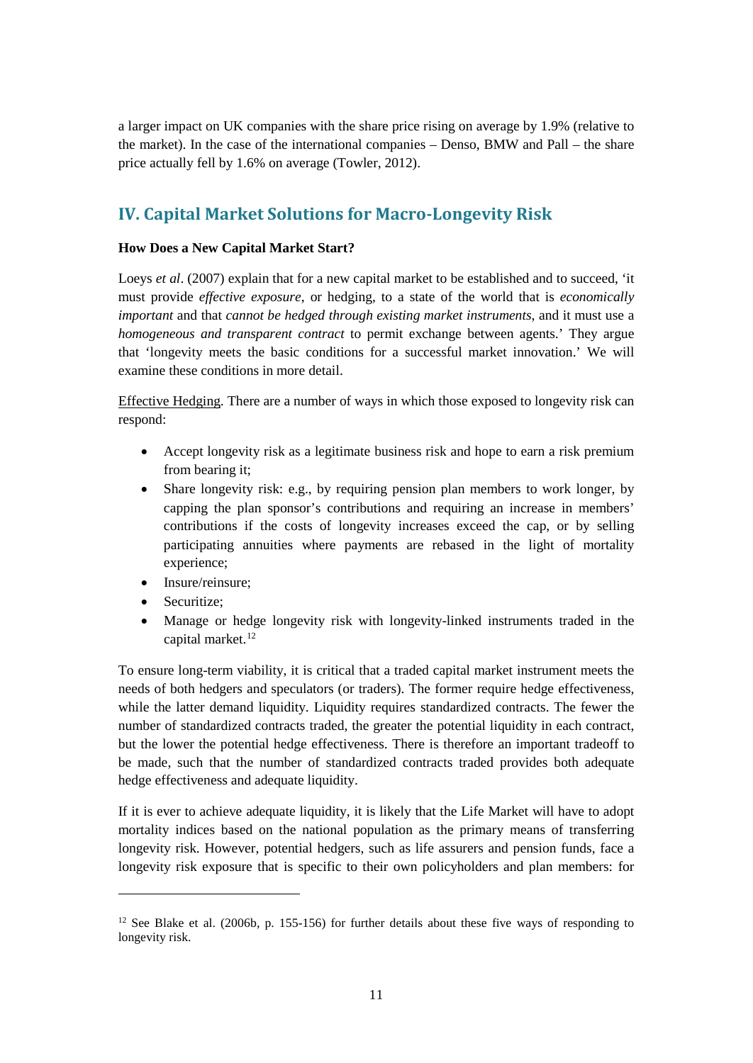a larger impact on UK companies with the share price rising on average by 1.9% (relative to the market). In the case of the international companies – Denso, BMW and Pall – the share price actually fell by 1.6% on average (Towler, 2012).

## IV. Capital Market Solutions for Macro-Longevity Risk

**How Does a New Capital Market Start?**

Loeys *et al*. (2007) explain that for a new capital market to be established and to succeed, 'it must provide *effective exposure*, or hedging, to a state of the world that is *economically important* and that *cannot be hedged through existing market instruments*, and it must use a *homogeneous and transparent contract* to permit exchange between agents.' They argue that 'longevity meets the basic conditions for a successful market innovation.' We will examine these conditions in more detail.

Effective Hedging. There are a number of ways in which those exposed to longevity risk can respond:

- Accept longevity risk as a legitimate business risk and hope to earn a risk premium from bearing it;
- Share longevity risk: e.g., by requiring pension plan members to work longer, by capping the plan sponsor's contributions and requiring an increase in members' contributions if the costs of longevity increases exceed the cap, or by selling participating annuities where payments are rebased in the light of mortality experience;
- Insure/reinsure;
- Securitize;
- Manage or hedge longevity risk with longevity-linked instruments traded in the capital market.[12]

To ensure long-term viability, it is critical that a traded capital market instrument meets the needs of both hedgers and speculators (or traders). The former require hedge effectiveness, while the latter demand liquidity. Liquidity requires standardized contracts. The fewer the number of standardized contracts traded, the greater the potential liquidity in each contract, but the lower the potential hedge effectiveness. There is therefore an important tradeoff to be made, such that the number of standardized contracts traded provides both adequate hedge effectiveness and adequate liquidity.

If it is ever to achieve adequate liquidity, it is likely that the Life Market will have to adopt mortality indices based on the national population as the primary means of transferring longevity risk. However, potential hedgers, such as life assurers and pension funds, face a longevity risk exposure that is specific to their own policyholders and plan members: for

[12] See Blake et al. (2006b, p. 155-156) for further details about these five ways of responding to longevity risk.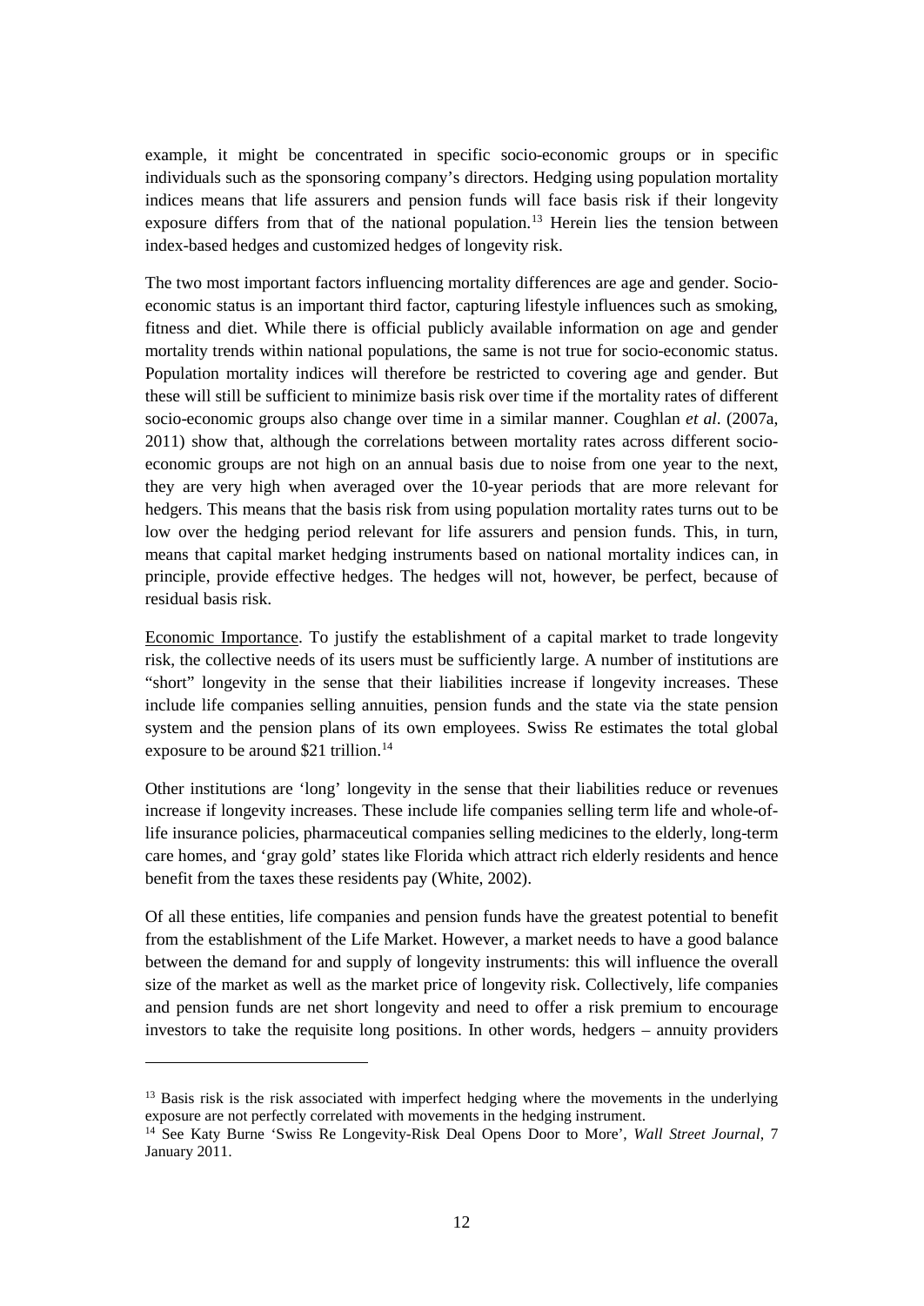example, it might be concentrated in specific socio-economic groups or in specific individuals such as the sponsoring company's directors. Hedging using population mortality indices means that life assurers and pension funds will face basis risk if their longevity exposure differs from that of the national population.[13] Herein lies the tension between index-based hedges and customized hedges of longevity risk.

The two most important factors influencing mortality differences are age and gender. Socio-economic status is an important third factor, capturing lifestyle influences such as smoking, fitness and diet. While there is official publicly available information on age and gender mortality trends within national populations, the same is not true for socio-economic status. Population mortality indices will therefore be restricted to covering age and gender. But these will still be sufficient to minimize basis risk over time if the mortality rates of different socio-economic groups also change over time in a similar manner. Coughlan *et al*. (2007a, 2011) show that, although the correlations between mortality rates across different socio-economic groups are not high on an annual basis due to noise from one year to the next, they are very high when averaged over the 10-year periods that are more relevant for hedgers. This means that the basis risk from using population mortality rates turns out to be low over the hedging period relevant for life assurers and pension funds. This, in turn, means that capital market hedging instruments based on national mortality indices can, in principle, provide effective hedges. The hedges will not, however, be perfect, because of residual basis risk.

Economic Importance. To justify the establishment of a capital market to trade longevity risk, the collective needs of its users must be sufficiently large. A number of institutions are "short" longevity in the sense that their liabilities increase if longevity increases. These include life companies selling annuities, pension funds and the state via the state pension system and the pension plans of its own employees. Swiss Re estimates the total global exposure to be around $21 trillion.[14]

Other institutions are 'long' longevity in the sense that their liabilities reduce or revenues increase if longevity increases. These include life companies selling term life and whole-of-life insurance policies, pharmaceutical companies selling medicines to the elderly, long-term care homes, and 'gray gold' states like Florida which attract rich elderly residents and hence benefit from the taxes these residents pay (White, 2002).

Of all these entities, life companies and pension funds have the greatest potential to benefit from the establishment of the Life Market. However, a market needs to have a good balance between the demand for and supply of longevity instruments: this will influence the overall size of the market as well as the market price of longevity risk. Collectively, life companies and pension funds are net short longevity and need to offer a risk premium to encourage investors to take the requisite long positions. In other words, hedgers – annuity providers

---

[13] Basis risk is the risk associated with imperfect hedging where the movements in the underlying exposure are not perfectly correlated with movements in the hedging instrument.

[14] See Katy Burne 'Swiss Re Longevity-Risk Deal Opens Door to More', *Wall Street Journal*, 7 January 2011.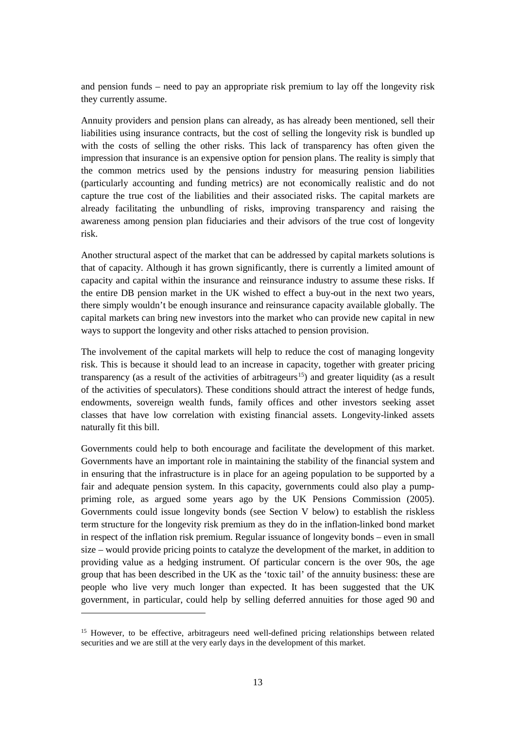and pension funds – need to pay an appropriate risk premium to lay off the longevity risk they currently assume.

Annuity providers and pension plans can already, as has already been mentioned, sell their liabilities using insurance contracts, but the cost of selling the longevity risk is bundled up with the costs of selling the other risks. This lack of transparency has often given the impression that insurance is an expensive option for pension plans. The reality is simply that the common metrics used by the pensions industry for measuring pension liabilities (particularly accounting and funding metrics) are not economically realistic and do not capture the true cost of the liabilities and their associated risks. The capital markets are already facilitating the unbundling of risks, improving transparency and raising the awareness among pension plan fiduciaries and their advisors of the true cost of longevity risk.

Another structural aspect of the market that can be addressed by capital markets solutions is that of capacity. Although it has grown significantly, there is currently a limited amount of capacity and capital within the insurance and reinsurance industry to assume these risks. If the entire DB pension market in the UK wished to effect a buy-out in the next two years, there simply wouldn't be enough insurance and reinsurance capacity available globally. The capital markets can bring new investors into the market who can provide new capital in new ways to support the longevity and other risks attached to pension provision.

The involvement of the capital markets will help to reduce the cost of managing longevity risk. This is because it should lead to an increase in capacity, together with greater pricing transparency (as a result of the activities of arbitrageurs[15]) and greater liquidity (as a result of the activities of speculators). These conditions should attract the interest of hedge funds, endowments, sovereign wealth funds, family offices and other investors seeking asset classes that have low correlation with existing financial assets. Longevity-linked assets naturally fit this bill.

Governments could help to both encourage and facilitate the development of this market. Governments have an important role in maintaining the stability of the financial system and in ensuring that the infrastructure is in place for an ageing population to be supported by a fair and adequate pension system. In this capacity, governments could also play a pump-priming role, as argued some years ago by the UK Pensions Commission (2005). Governments could issue longevity bonds (see Section V below) to establish the riskless term structure for the longevity risk premium as they do in the inflation-linked bond market in respect of the inflation risk premium. Regular issuance of longevity bonds – even in small size – would provide pricing points to catalyze the development of the market, in addition to providing value as a hedging instrument. Of particular concern is the over 90s, the age group that has been described in the UK as the 'toxic tail' of the annuity business: these are people who live very much longer than expected. It has been suggested that the UK government, in particular, could help by selling deferred annuities for those aged 90 and

[15] However, to be effective, arbitrageurs need well-defined pricing relationships between related securities and we are still at the very early days in the development of this market.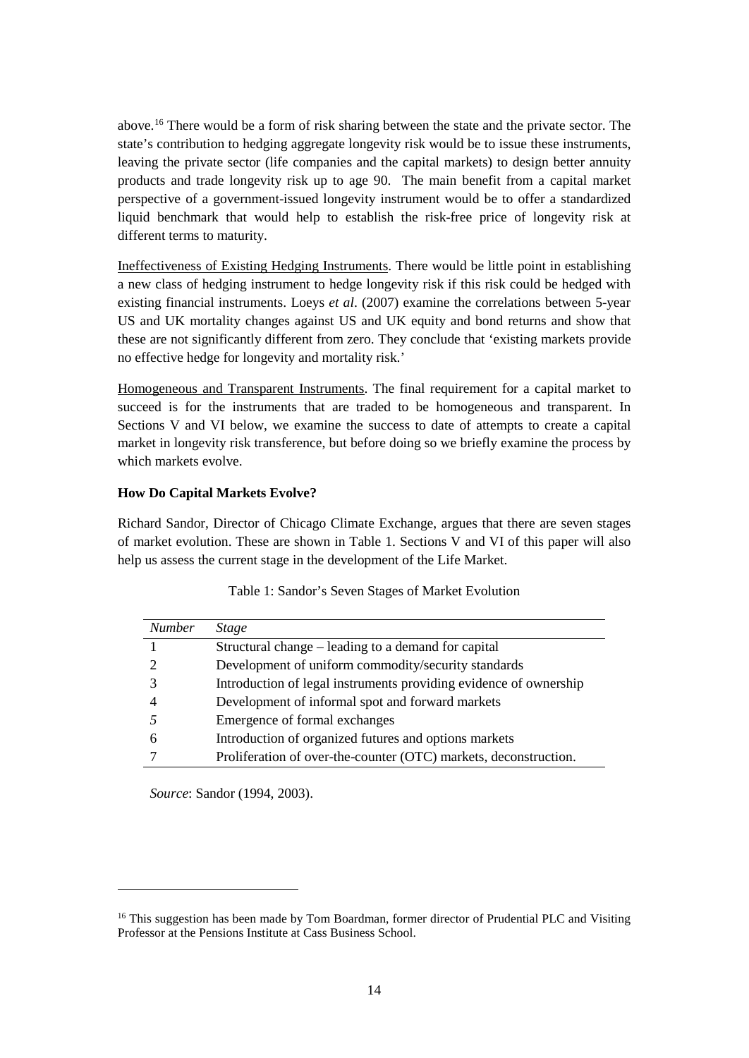above.[16] There would be a form of risk sharing between the state and the private sector. The state's contribution to hedging aggregate longevity risk would be to issue these instruments, leaving the private sector (life companies and the capital markets) to design better annuity products and trade longevity risk up to age 90. The main benefit from a capital market perspective of a government-issued longevity instrument would be to offer a standardized liquid benchmark that would help to establish the risk-free price of longevity risk at different terms to maturity.

<u>Ineffectiveness of Existing Hedging Instruments</u>. There would be little point in establishing a new class of hedging instrument to hedge longevity risk if this risk could be hedged with existing financial instruments. Loeys *et al*. (2007) examine the correlations between 5-year US and UK mortality changes against US and UK equity and bond returns and show that these are not significantly different from zero. They conclude that 'existing markets provide no effective hedge for longevity and mortality risk.'

<u>Homogeneous and Transparent Instruments</u>. The final requirement for a capital market to succeed is for the instruments that are traded to be homogeneous and transparent. In Sections V and VI below, we examine the success to date of attempts to create a capital market in longevity risk transference, but before doing so we briefly examine the process by which markets evolve.

**How Do Capital Markets Evolve?**

Richard Sandor, Director of Chicago Climate Exchange, argues that there are seven stages of market evolution. These are shown in Table 1. Sections V and VI of this paper will also help us assess the current stage in the development of the Life Market.

Table 1: Sandor's Seven Stages of Market Evolution

| *Number* | *Stage* |
|---|---|
| 1 | Structural change – leading to a demand for capital |
| 2 | Development of uniform commodity/security standards |
| 3 | Introduction of legal instruments providing evidence of ownership |
| 4 | Development of informal spot and forward markets |
| *5* | Emergence of formal exchanges |
| 6 | Introduction of organized futures and options markets |
| 7 | Proliferation of over-the-counter (OTC) markets, deconstruction. |

*Source*: Sandor (1994, 2003).

[16] This suggestion has been made by Tom Boardman, former director of Prudential PLC and Visiting Professor at the Pensions Institute at Cass Business School.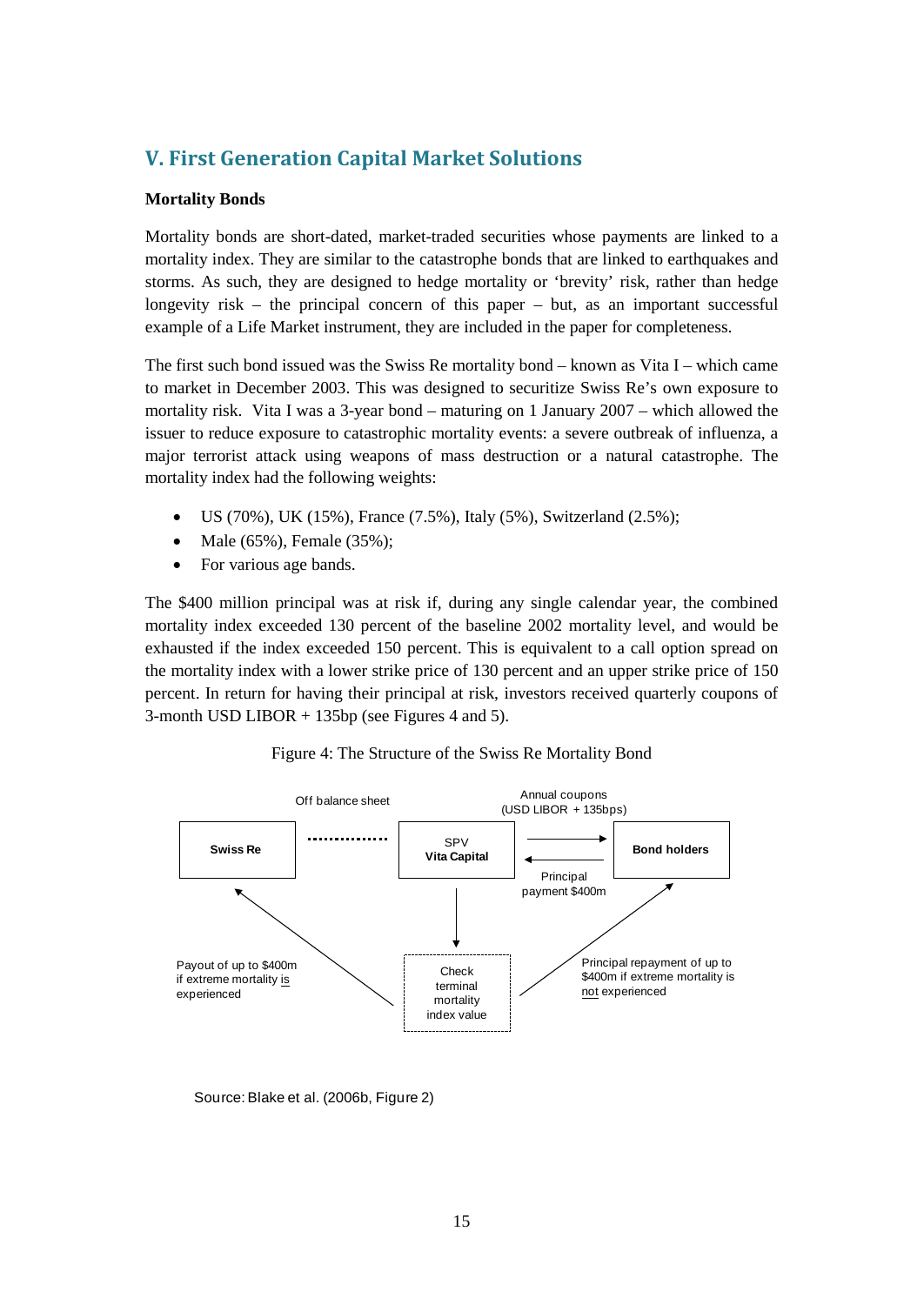## V. First Generation Capital Market Solutions

**Mortality Bonds**

Mortality bonds are short-dated, market-traded securities whose payments are linked to a mortality index. They are similar to the catastrophe bonds that are linked to earthquakes and storms. As such, they are designed to hedge mortality or 'brevity' risk, rather than hedge longevity risk – the principal concern of this paper – but, as an important successful example of a Life Market instrument, they are included in the paper for completeness.

The first such bond issued was the Swiss Re mortality bond – known as Vita I – which came to market in December 2003. This was designed to securitize Swiss Re's own exposure to mortality risk. Vita I was a 3-year bond – maturing on 1 January 2007 – which allowed the issuer to reduce exposure to catastrophic mortality events: a severe outbreak of influenza, a major terrorist attack using weapons of mass destruction or a natural catastrophe. The mortality index had the following weights:

- US (70%), UK (15%), France (7.5%), Italy (5%), Switzerland (2.5%);
- Male (65%), Female (35%);
- For various age bands.

The $400 million principal was at risk if, during any single calendar year, the combined mortality index exceeded 130 percent of the baseline 2002 mortality level, and would be exhausted if the index exceeded 150 percent. This is equivalent to a call option spread on the mortality index with a lower strike price of 130 percent and an upper strike price of 150 percent. In return for having their principal at risk, investors received quarterly coupons of 3-month USD LIBOR + 135bp (see Figures 4 and 5).

Figure 4: The Structure of the Swiss Re Mortality Bond

Swiss Re ········ SPV Vita Capital (Off balance sheet)

SPV Vita Capital → Bond holders: Annual coupons (USD LIBOR + 135bps)

Bond holders → SPV Vita Capital: Principal payment $400m

SPV Vita Capital → Check terminal mortality index value

Payout of up to $400m if extreme mortality is experienced (→ Swiss Re)

Principal repayment of up to $400m if extreme mortality is not experienced (→ Bond holders)

Source: Blake et al. (2006b, Figure 2)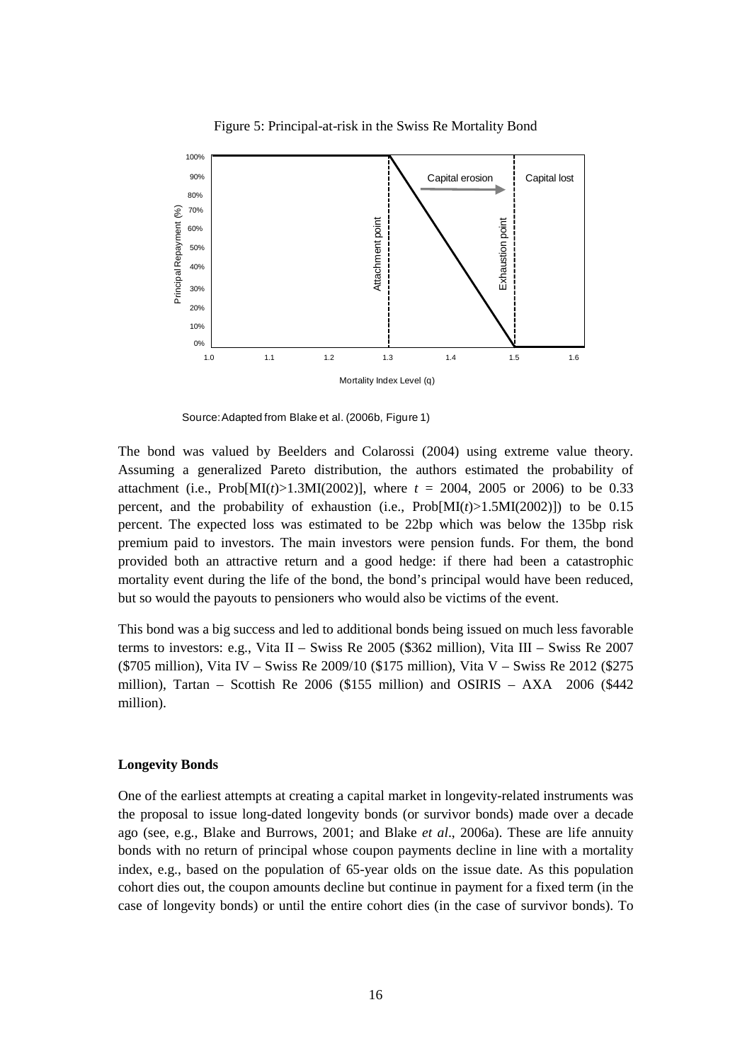Figure 5: Principal-at-risk in the Swiss Re Mortality Bond

Source: Adapted from Blake et al. (2006b, Figure 1)

The bond was valued by Beelders and Colarossi (2004) using extreme value theory. Assuming a generalized Pareto distribution, the authors estimated the probability of attachment (i.e., Prob[MI($t$)>1.3MI(2002)], where $t$ = 2004, 2005 or 2006) to be 0.33 percent, and the probability of exhaustion (i.e., Prob[MI($t$)>1.5MI(2002)]) to be 0.15 percent. The expected loss was estimated to be 22bp which was below the 135bp risk premium paid to investors. The main investors were pension funds. For them, the bond provided both an attractive return and a good hedge: if there had been a catastrophic mortality event during the life of the bond, the bond's principal would have been reduced, but so would the payouts to pensioners who would also be victims of the event.

This bond was a big success and led to additional bonds being issued on much less favorable terms to investors: e.g., Vita II – Swiss Re 2005 ($362 million), Vita III – Swiss Re 2007 ($705 million), Vita IV – Swiss Re 2009/10 ($175 million), Vita V – Swiss Re 2012 ($275 million), Tartan – Scottish Re 2006 ($155 million) and OSIRIS – AXA 2006 ($442 million).

**Longevity Bonds**

One of the earliest attempts at creating a capital market in longevity-related instruments was the proposal to issue long-dated longevity bonds (or survivor bonds) made over a decade ago (see, e.g., Blake and Burrows, 2001; and Blake *et al*., 2006a). These are life annuity bonds with no return of principal whose coupon payments decline in line with a mortality index, e.g., based on the population of 65-year olds on the issue date. As this population cohort dies out, the coupon amounts decline but continue in payment for a fixed term (in the case of longevity bonds) or until the entire cohort dies (in the case of survivor bonds). To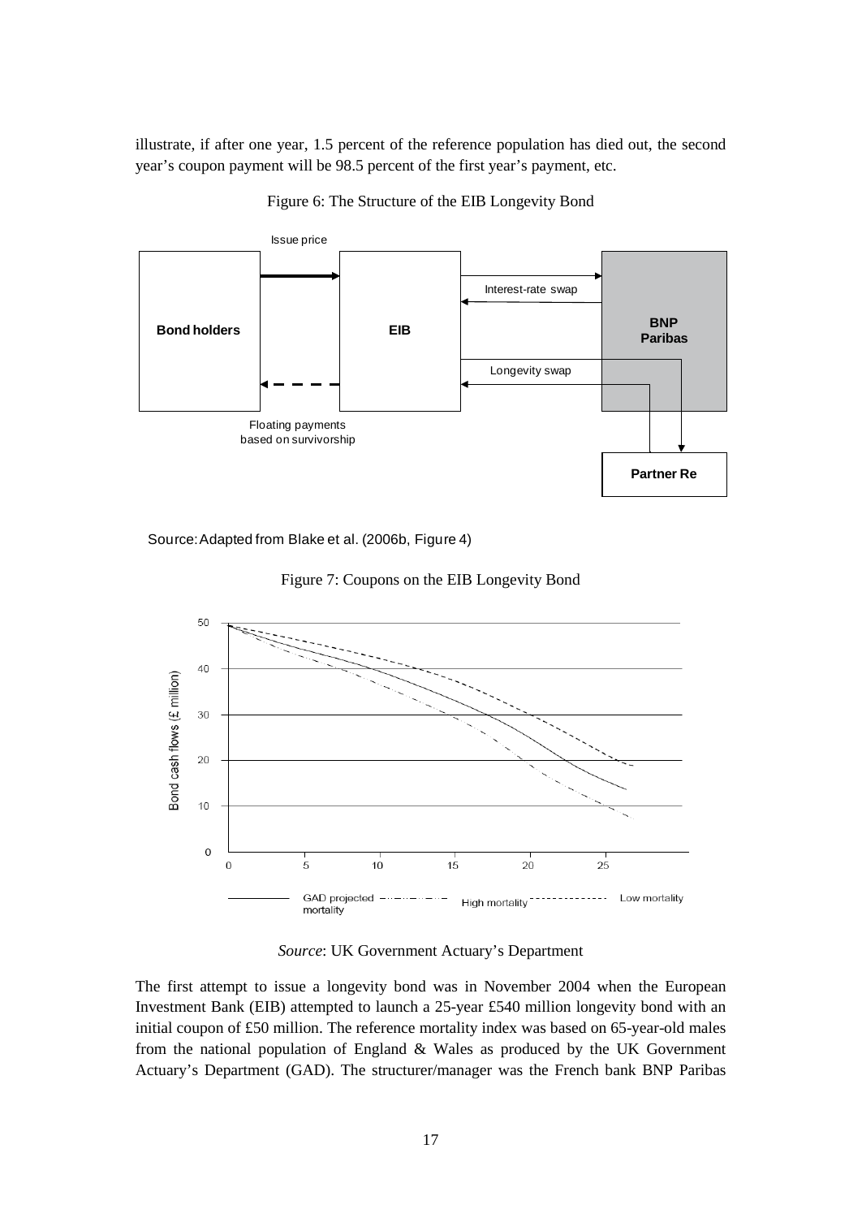illustrate, if after one year, 1.5 percent of the reference population has died out, the second year's coupon payment will be 98.5 percent of the first year's payment, etc.

Figure 6: The Structure of the EIB Longevity Bond

Source: Adapted from Blake et al. (2006b, Figure 4)

Figure 7: Coupons on the EIB Longevity Bond

*Source*: UK Government Actuary's Department

The first attempt to issue a longevity bond was in November 2004 when the European Investment Bank (EIB) attempted to launch a 25-year £540 million longevity bond with an initial coupon of £50 million. The reference mortality index was based on 65-year-old males from the national population of England & Wales as produced by the UK Government Actuary's Department (GAD). The structurer/manager was the French bank BNP Paribas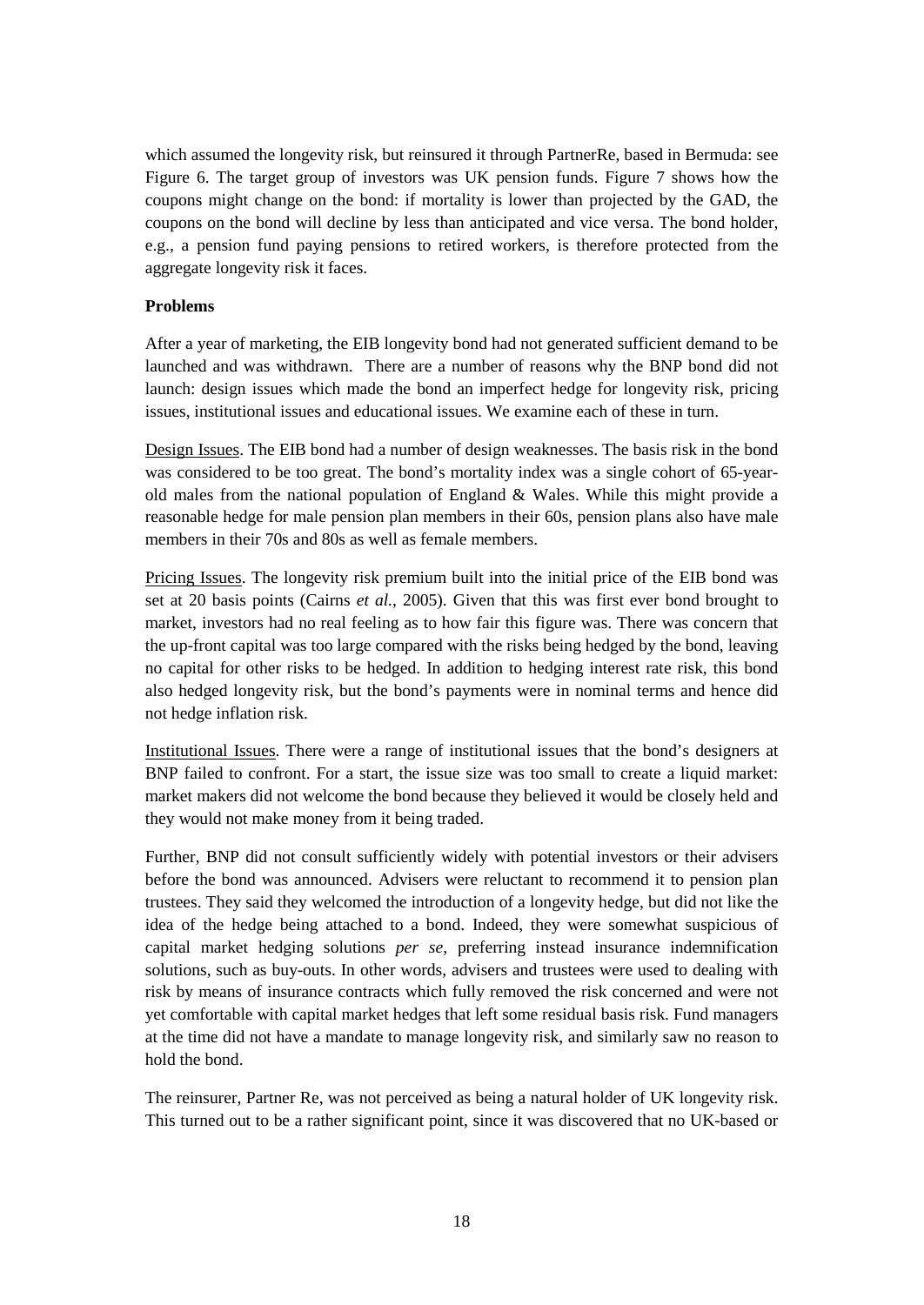which assumed the longevity risk, but reinsured it through PartnerRe, based in Bermuda: see Figure 6. The target group of investors was UK pension funds. Figure 7 shows how the coupons might change on the bond: if mortality is lower than projected by the GAD, the coupons on the bond will decline by less than anticipated and vice versa. The bond holder, e.g., a pension fund paying pensions to retired workers, is therefore protected from the aggregate longevity risk it faces.

**Problems**

After a year of marketing, the EIB longevity bond had not generated sufficient demand to be launched and was withdrawn. There are a number of reasons why the BNP bond did not launch: design issues which made the bond an imperfect hedge for longevity risk, pricing issues, institutional issues and educational issues. We examine each of these in turn.

Design Issues. The EIB bond had a number of design weaknesses. The basis risk in the bond was considered to be too great. The bond's mortality index was a single cohort of 65-year-old males from the national population of England & Wales. While this might provide a reasonable hedge for male pension plan members in their 60s, pension plans also have male members in their 70s and 80s as well as female members.

Pricing Issues. The longevity risk premium built into the initial price of the EIB bond was set at 20 basis points (Cairns *et al.*, 2005). Given that this was first ever bond brought to market, investors had no real feeling as to how fair this figure was. There was concern that the up-front capital was too large compared with the risks being hedged by the bond, leaving no capital for other risks to be hedged. In addition to hedging interest rate risk, this bond also hedged longevity risk, but the bond's payments were in nominal terms and hence did not hedge inflation risk.

Institutional Issues. There were a range of institutional issues that the bond's designers at BNP failed to confront. For a start, the issue size was too small to create a liquid market: market makers did not welcome the bond because they believed it would be closely held and they would not make money from it being traded.

Further, BNP did not consult sufficiently widely with potential investors or their advisers before the bond was announced. Advisers were reluctant to recommend it to pension plan trustees. They said they welcomed the introduction of a longevity hedge, but did not like the idea of the hedge being attached to a bond. Indeed, they were somewhat suspicious of capital market hedging solutions *per se*, preferring instead insurance indemnification solutions, such as buy-outs. In other words, advisers and trustees were used to dealing with risk by means of insurance contracts which fully removed the risk concerned and were not yet comfortable with capital market hedges that left some residual basis risk. Fund managers at the time did not have a mandate to manage longevity risk, and similarly saw no reason to hold the bond.

The reinsurer, Partner Re, was not perceived as being a natural holder of UK longevity risk. This turned out to be a rather significant point, since it was discovered that no UK-based or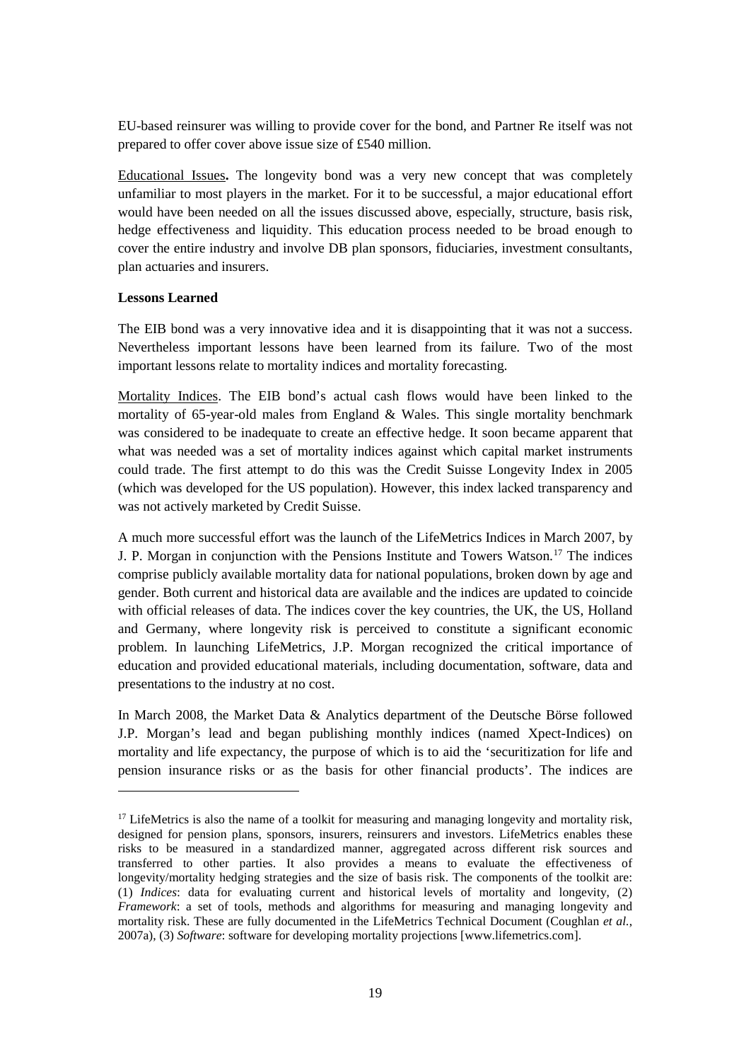EU-based reinsurer was willing to provide cover for the bond, and Partner Re itself was not prepared to offer cover above issue size of £540 million.

Educational Issues**.** The longevity bond was a very new concept that was completely unfamiliar to most players in the market. For it to be successful, a major educational effort would have been needed on all the issues discussed above, especially, structure, basis risk, hedge effectiveness and liquidity. This education process needed to be broad enough to cover the entire industry and involve DB plan sponsors, fiduciaries, investment consultants, plan actuaries and insurers.

**Lessons Learned**

The EIB bond was a very innovative idea and it is disappointing that it was not a success. Nevertheless important lessons have been learned from its failure. Two of the most important lessons relate to mortality indices and mortality forecasting.

Mortality Indices. The EIB bond's actual cash flows would have been linked to the mortality of 65-year-old males from England & Wales. This single mortality benchmark was considered to be inadequate to create an effective hedge. It soon became apparent that what was needed was a set of mortality indices against which capital market instruments could trade. The first attempt to do this was the Credit Suisse Longevity Index in 2005 (which was developed for the US population). However, this index lacked transparency and was not actively marketed by Credit Suisse.

A much more successful effort was the launch of the LifeMetrics Indices in March 2007, by J. P. Morgan in conjunction with the Pensions Institute and Towers Watson.[17] The indices comprise publicly available mortality data for national populations, broken down by age and gender. Both current and historical data are available and the indices are updated to coincide with official releases of data. The indices cover the key countries, the UK, the US, Holland and Germany, where longevity risk is perceived to constitute a significant economic problem. In launching LifeMetrics, J.P. Morgan recognized the critical importance of education and provided educational materials, including documentation, software, data and presentations to the industry at no cost.

In March 2008, the Market Data & Analytics department of the Deutsche Börse followed J.P. Morgan's lead and began publishing monthly indices (named Xpect-Indices) on mortality and life expectancy, the purpose of which is to aid the 'securitization for life and pension insurance risks or as the basis for other financial products'. The indices are

---

[17] LifeMetrics is also the name of a toolkit for measuring and managing longevity and mortality risk, designed for pension plans, sponsors, insurers, reinsurers and investors. LifeMetrics enables these risks to be measured in a standardized manner, aggregated across different risk sources and transferred to other parties. It also provides a means to evaluate the effectiveness of longevity/mortality hedging strategies and the size of basis risk. The components of the toolkit are: (1) *Indices*: data for evaluating current and historical levels of mortality and longevity, (2) *Framework*: a set of tools, methods and algorithms for measuring and managing longevity and mortality risk. These are fully documented in the LifeMetrics Technical Document (Coughlan *et al.*, 2007a), (3) *Software*: software for developing mortality projections [www.lifemetrics.com].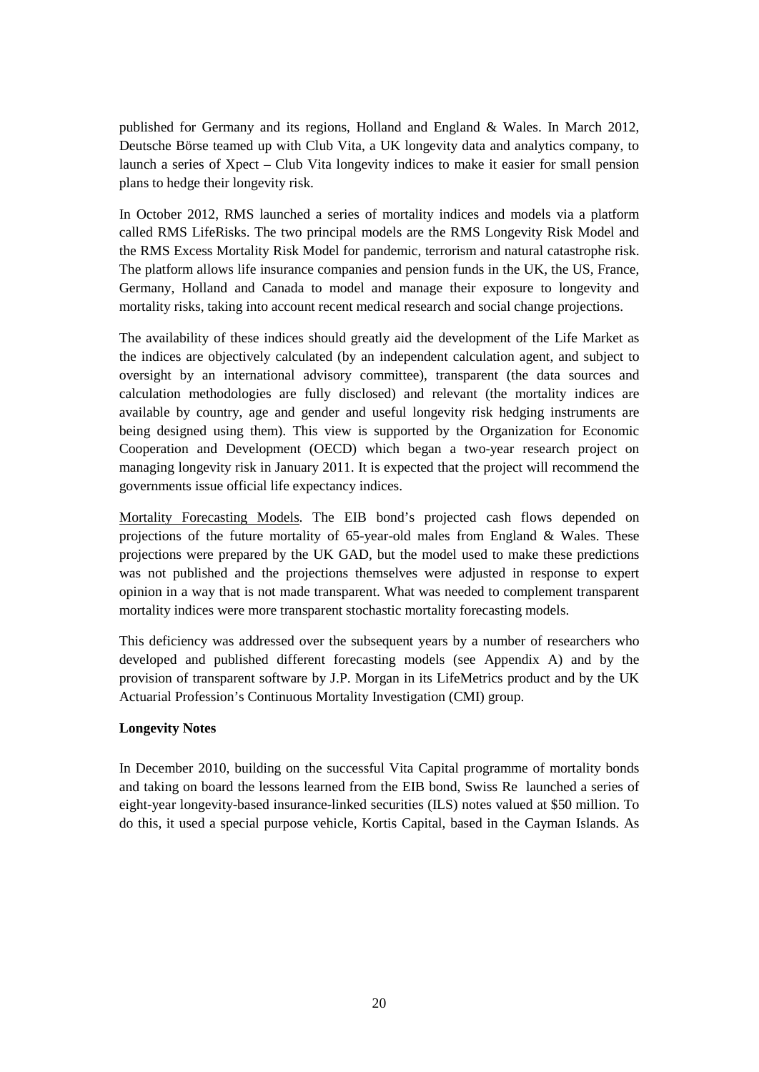published for Germany and its regions, Holland and England & Wales. In March 2012, Deutsche Börse teamed up with Club Vita, a UK longevity data and analytics company, to launch a series of Xpect – Club Vita longevity indices to make it easier for small pension plans to hedge their longevity risk.

In October 2012, RMS launched a series of mortality indices and models via a platform called RMS LifeRisks. The two principal models are the RMS Longevity Risk Model and the RMS Excess Mortality Risk Model for pandemic, terrorism and natural catastrophe risk. The platform allows life insurance companies and pension funds in the UK, the US, France, Germany, Holland and Canada to model and manage their exposure to longevity and mortality risks, taking into account recent medical research and social change projections.

The availability of these indices should greatly aid the development of the Life Market as the indices are objectively calculated (by an independent calculation agent, and subject to oversight by an international advisory committee), transparent (the data sources and calculation methodologies are fully disclosed) and relevant (the mortality indices are available by country, age and gender and useful longevity risk hedging instruments are being designed using them). This view is supported by the Organization for Economic Cooperation and Development (OECD) which began a two-year research project on managing longevity risk in January 2011. It is expected that the project will recommend the governments issue official life expectancy indices.

Mortality Forecasting Models. The EIB bond's projected cash flows depended on projections of the future mortality of 65-year-old males from England & Wales. These projections were prepared by the UK GAD, but the model used to make these predictions was not published and the projections themselves were adjusted in response to expert opinion in a way that is not made transparent. What was needed to complement transparent mortality indices were more transparent stochastic mortality forecasting models.

This deficiency was addressed over the subsequent years by a number of researchers who developed and published different forecasting models (see Appendix A) and by the provision of transparent software by J.P. Morgan in its LifeMetrics product and by the UK Actuarial Profession's Continuous Mortality Investigation (CMI) group.

**Longevity Notes**

In December 2010, building on the successful Vita Capital programme of mortality bonds and taking on board the lessons learned from the EIB bond, Swiss Re launched a series of eight-year longevity-based insurance-linked securities (ILS) notes valued at $50 million. To do this, it used a special purpose vehicle, Kortis Capital, based in the Cayman Islands. As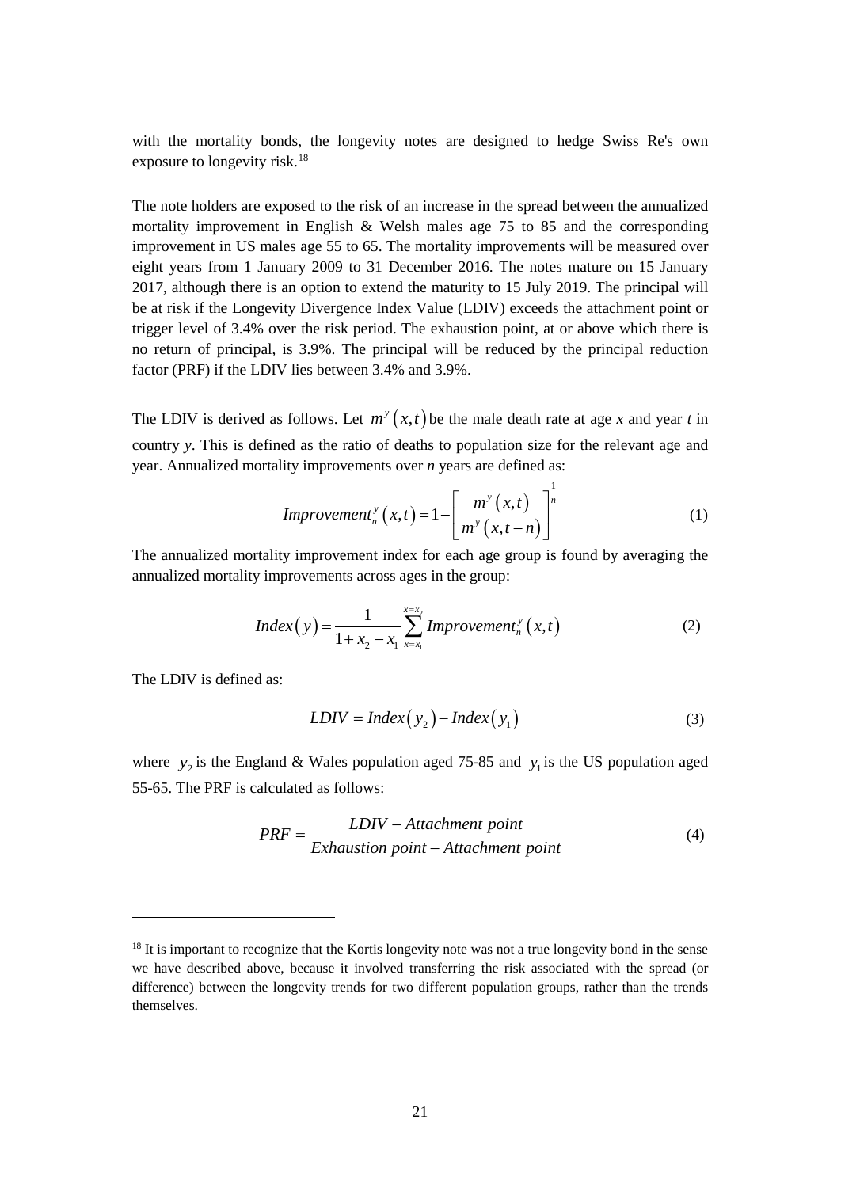with the mortality bonds, the longevity notes are designed to hedge Swiss Re's own exposure to longevity risk.[18]

The note holders are exposed to the risk of an increase in the spread between the annualized mortality improvement in English & Welsh males age 75 to 85 and the corresponding improvement in US males age 55 to 65. The mortality improvements will be measured over eight years from 1 January 2009 to 31 December 2016. The notes mature on 15 January 2017, although there is an option to extend the maturity to 15 July 2019. The principal will be at risk if the Longevity Divergence Index Value (LDIV) exceeds the attachment point or trigger level of 3.4% over the risk period. The exhaustion point, at or above which there is no return of principal, is 3.9%. The principal will be reduced by the principal reduction factor (PRF) if the LDIV lies between 3.4% and 3.9%.

The LDIV is derived as follows. Let $m^y(x,t)$ be the male death rate at age *x* and year *t* in country *y*. This is defined as the ratio of deaths to population size for the relevant age and year. Annualized mortality improvements over *n* years are defined as:

$$Improvement_n^y(x,t) = 1 - \left[ \frac{m^y(x,t)}{m^y(x,t-n)} \right]^{\frac{1}{n}} \tag{1}$$

The annualized mortality improvement index for each age group is found by averaging the annualized mortality improvements across ages in the group:

$$Index(y) = \frac{1}{1 + x_2 - x_1} \sum_{x=x_1}^{x=x_2} Improvement_n^y(x,t) \tag{2}$$

The LDIV is defined as:

$$LDIV = Index(y_2) - Index(y_1) \tag{3}$$

where $y_2$ is the England & Wales population aged 75-85 and $y_1$ is the US population aged 55-65. The PRF is calculated as follows:

$$PRF = \frac{LDIV - Attachment\ point}{Exhaustion\ point - Attachment\ point} \tag{4}$$

[18] It is important to recognize that the Kortis longevity note was not a true longevity bond in the sense we have described above, because it involved transferring the risk associated with the spread (or difference) between the longevity trends for two different population groups, rather than the trends themselves.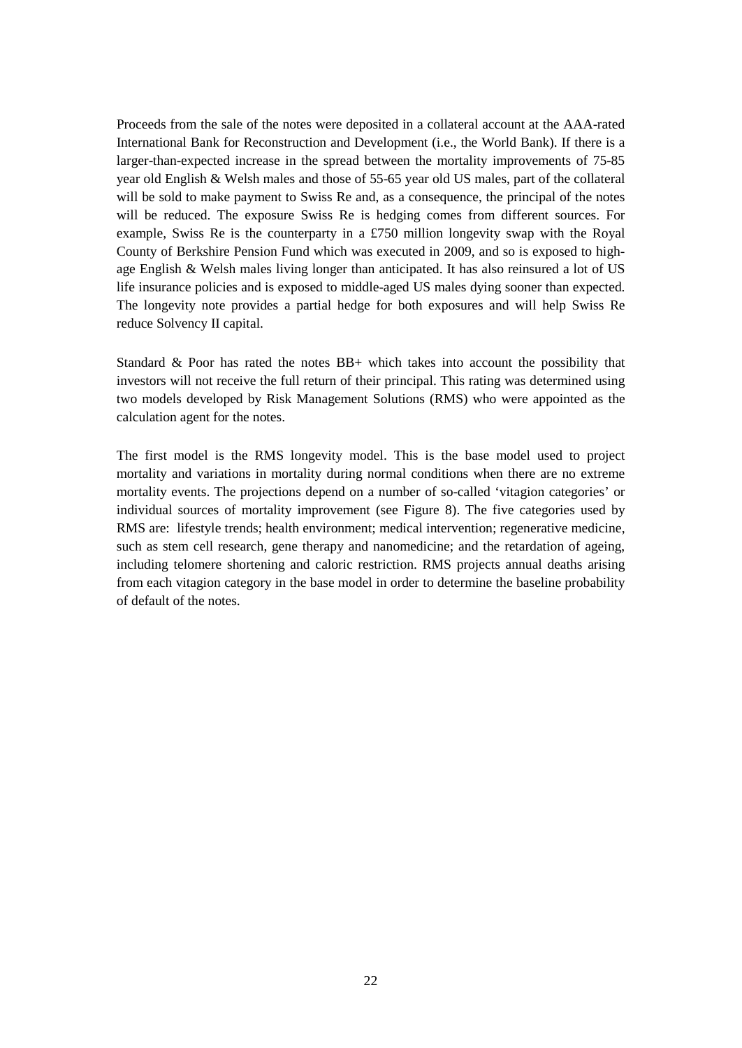Proceeds from the sale of the notes were deposited in a collateral account at the AAA-rated International Bank for Reconstruction and Development (i.e., the World Bank). If there is a larger-than-expected increase in the spread between the mortality improvements of 75-85 year old English & Welsh males and those of 55-65 year old US males, part of the collateral will be sold to make payment to Swiss Re and, as a consequence, the principal of the notes will be reduced. The exposure Swiss Re is hedging comes from different sources. For example, Swiss Re is the counterparty in a £750 million longevity swap with the Royal County of Berkshire Pension Fund which was executed in 2009, and so is exposed to high-age English & Welsh males living longer than anticipated. It has also reinsured a lot of US life insurance policies and is exposed to middle-aged US males dying sooner than expected. The longevity note provides a partial hedge for both exposures and will help Swiss Re reduce Solvency II capital.

Standard & Poor has rated the notes BB+ which takes into account the possibility that investors will not receive the full return of their principal. This rating was determined using two models developed by Risk Management Solutions (RMS) who were appointed as the calculation agent for the notes.

The first model is the RMS longevity model. This is the base model used to project mortality and variations in mortality during normal conditions when there are no extreme mortality events. The projections depend on a number of so-called 'vitagion categories' or individual sources of mortality improvement (see Figure 8). The five categories used by RMS are: lifestyle trends; health environment; medical intervention; regenerative medicine, such as stem cell research, gene therapy and nanomedicine; and the retardation of ageing, including telomere shortening and caloric restriction. RMS projects annual deaths arising from each vitagion category in the base model in order to determine the baseline probability of default of the notes.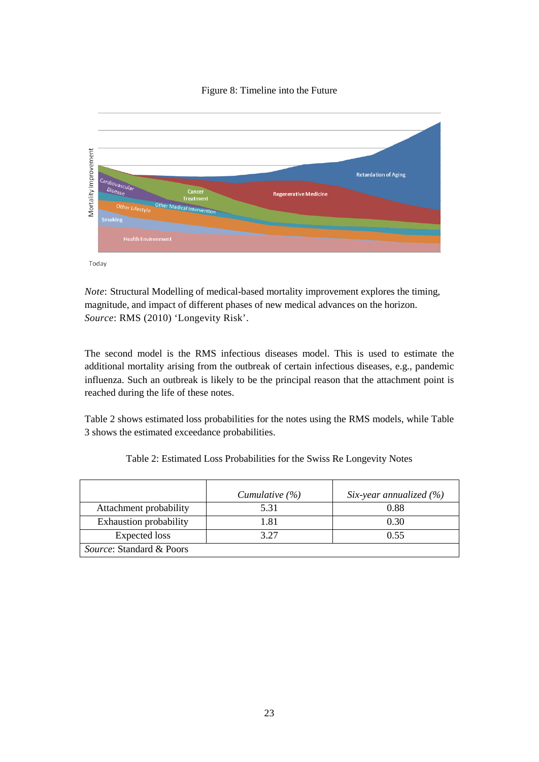Figure 8: Timeline into the Future

*Note*: Structural Modelling of medical-based mortality improvement explores the timing, magnitude, and impact of different phases of new medical advances on the horizon. *Source*: RMS (2010) 'Longevity Risk'.

The second model is the RMS infectious diseases model. This is used to estimate the additional mortality arising from the outbreak of certain infectious diseases, e.g., pandemic influenza. Such an outbreak is likely to be the principal reason that the attachment point is reached during the life of these notes.

Table 2 shows estimated loss probabilities for the notes using the RMS models, while Table 3 shows the estimated exceedance probabilities.

Table 2: Estimated Loss Probabilities for the Swiss Re Longevity Notes

| | *Cumulative (%)* | *Six-year annualized (%)* |
|---|---|---|
| Attachment probability | 5.31 | 0.88 |
| Exhaustion probability | 1.81 | 0.30 |
| Expected loss | 3.27 | 0.55 |
| *Source*: Standard & Poors | | |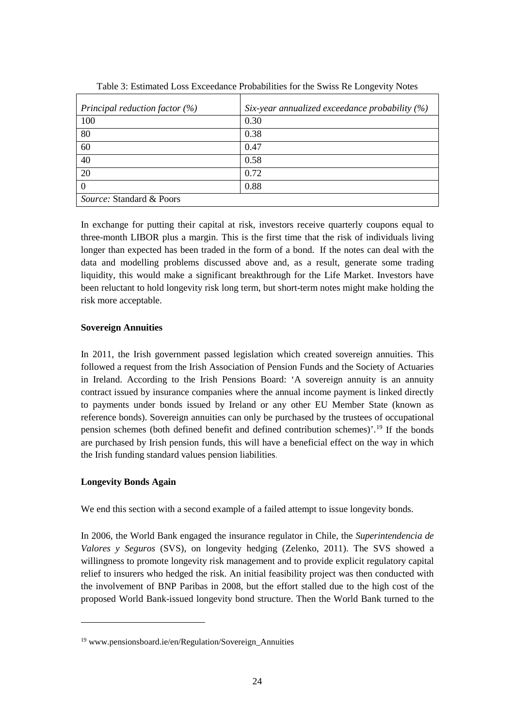Table 3: Estimated Loss Exceedance Probabilities for the Swiss Re Longevity Notes

| *Principal reduction factor (%)* | *Six-year annualized exceedance probability (%)* |
| --- | --- |
| 100 | 0.30 |
| 80 | 0.38 |
| 60 | 0.47 |
| 40 | 0.58 |
| 20 | 0.72 |
| 0 | 0.88 |
| *Source:* Standard & Poors | |

In exchange for putting their capital at risk, investors receive quarterly coupons equal to three-month LIBOR plus a margin. This is the first time that the risk of individuals living longer than expected has been traded in the form of a bond. If the notes can deal with the data and modelling problems discussed above and, as a result, generate some trading liquidity, this would make a significant breakthrough for the Life Market. Investors have been reluctant to hold longevity risk long term, but short-term notes might make holding the risk more acceptable.

**Sovereign Annuities**

In 2011, the Irish government passed legislation which created sovereign annuities. This followed a request from the Irish Association of Pension Funds and the Society of Actuaries in Ireland. According to the Irish Pensions Board: 'A sovereign annuity is an annuity contract issued by insurance companies where the annual income payment is linked directly to payments under bonds issued by Ireland or any other EU Member State (known as reference bonds). Sovereign annuities can only be purchased by the trustees of occupational pension schemes (both defined benefit and defined contribution schemes)'.[19] If the bonds are purchased by Irish pension funds, this will have a beneficial effect on the way in which the Irish funding standard values pension liabilities.

**Longevity Bonds Again**

We end this section with a second example of a failed attempt to issue longevity bonds.

In 2006, the World Bank engaged the insurance regulator in Chile, the *Superintendencia de Valores y Seguros* (SVS), on longevity hedging (Zelenko, 2011). The SVS showed a willingness to promote longevity risk management and to provide explicit regulatory capital relief to insurers who hedged the risk. An initial feasibility project was then conducted with the involvement of BNP Paribas in 2008, but the effort stalled due to the high cost of the proposed World Bank-issued longevity bond structure. Then the World Bank turned to the

[19] www.pensionsboard.ie/en/Regulation/Sovereign_Annuities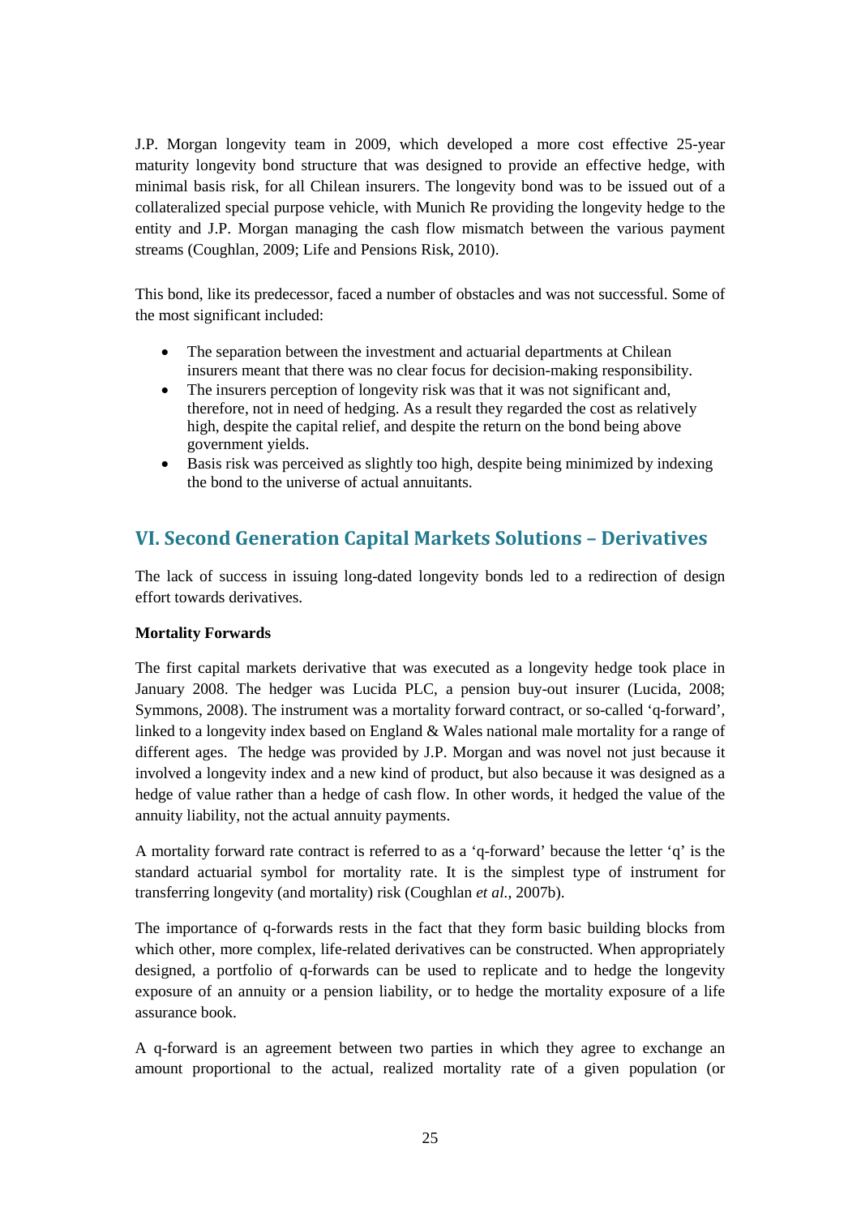J.P. Morgan longevity team in 2009, which developed a more cost effective 25-year maturity longevity bond structure that was designed to provide an effective hedge, with minimal basis risk, for all Chilean insurers. The longevity bond was to be issued out of a collateralized special purpose vehicle, with Munich Re providing the longevity hedge to the entity and J.P. Morgan managing the cash flow mismatch between the various payment streams (Coughlan, 2009; Life and Pensions Risk, 2010).

This bond, like its predecessor, faced a number of obstacles and was not successful. Some of the most significant included:

- The separation between the investment and actuarial departments at Chilean insurers meant that there was no clear focus for decision-making responsibility.
- The insurers perception of longevity risk was that it was not significant and, therefore, not in need of hedging. As a result they regarded the cost as relatively high, despite the capital relief, and despite the return on the bond being above government yields.
- Basis risk was perceived as slightly too high, despite being minimized by indexing the bond to the universe of actual annuitants.

## VI. Second Generation Capital Markets Solutions – Derivatives

The lack of success in issuing long-dated longevity bonds led to a redirection of design effort towards derivatives.

**Mortality Forwards**

The first capital markets derivative that was executed as a longevity hedge took place in January 2008. The hedger was Lucida PLC, a pension buy-out insurer (Lucida, 2008; Symmons, 2008). The instrument was a mortality forward contract, or so-called 'q-forward', linked to a longevity index based on England & Wales national male mortality for a range of different ages. The hedge was provided by J.P. Morgan and was novel not just because it involved a longevity index and a new kind of product, but also because it was designed as a hedge of value rather than a hedge of cash flow. In other words, it hedged the value of the annuity liability, not the actual annuity payments.

A mortality forward rate contract is referred to as a 'q-forward' because the letter 'q' is the standard actuarial symbol for mortality rate. It is the simplest type of instrument for transferring longevity (and mortality) risk (Coughlan *et al.*, 2007b).

The importance of q-forwards rests in the fact that they form basic building blocks from which other, more complex, life-related derivatives can be constructed. When appropriately designed, a portfolio of q-forwards can be used to replicate and to hedge the longevity exposure of an annuity or a pension liability, or to hedge the mortality exposure of a life assurance book.

A q-forward is an agreement between two parties in which they agree to exchange an amount proportional to the actual, realized mortality rate of a given population (or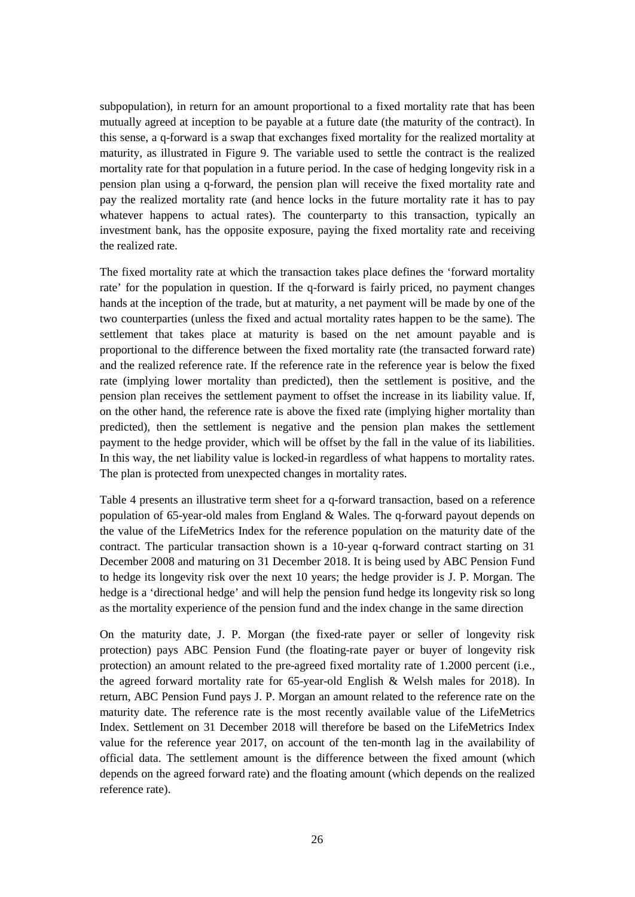subpopulation), in return for an amount proportional to a fixed mortality rate that has been mutually agreed at inception to be payable at a future date (the maturity of the contract). In this sense, a q-forward is a swap that exchanges fixed mortality for the realized mortality at maturity, as illustrated in Figure 9. The variable used to settle the contract is the realized mortality rate for that population in a future period. In the case of hedging longevity risk in a pension plan using a q-forward, the pension plan will receive the fixed mortality rate and pay the realized mortality rate (and hence locks in the future mortality rate it has to pay whatever happens to actual rates). The counterparty to this transaction, typically an investment bank, has the opposite exposure, paying the fixed mortality rate and receiving the realized rate.

The fixed mortality rate at which the transaction takes place defines the 'forward mortality rate' for the population in question. If the q-forward is fairly priced, no payment changes hands at the inception of the trade, but at maturity, a net payment will be made by one of the two counterparties (unless the fixed and actual mortality rates happen to be the same). The settlement that takes place at maturity is based on the net amount payable and is proportional to the difference between the fixed mortality rate (the transacted forward rate) and the realized reference rate. If the reference rate in the reference year is below the fixed rate (implying lower mortality than predicted), then the settlement is positive, and the pension plan receives the settlement payment to offset the increase in its liability value. If, on the other hand, the reference rate is above the fixed rate (implying higher mortality than predicted), then the settlement is negative and the pension plan makes the settlement payment to the hedge provider, which will be offset by the fall in the value of its liabilities. In this way, the net liability value is locked-in regardless of what happens to mortality rates. The plan is protected from unexpected changes in mortality rates.

Table 4 presents an illustrative term sheet for a q-forward transaction, based on a reference population of 65-year-old males from England & Wales. The q-forward payout depends on the value of the LifeMetrics Index for the reference population on the maturity date of the contract. The particular transaction shown is a 10-year q-forward contract starting on 31 December 2008 and maturing on 31 December 2018. It is being used by ABC Pension Fund to hedge its longevity risk over the next 10 years; the hedge provider is J. P. Morgan. The hedge is a 'directional hedge' and will help the pension fund hedge its longevity risk so long as the mortality experience of the pension fund and the index change in the same direction

On the maturity date, J. P. Morgan (the fixed-rate payer or seller of longevity risk protection) pays ABC Pension Fund (the floating-rate payer or buyer of longevity risk protection) an amount related to the pre-agreed fixed mortality rate of 1.2000 percent (i.e., the agreed forward mortality rate for 65-year-old English & Welsh males for 2018). In return, ABC Pension Fund pays J. P. Morgan an amount related to the reference rate on the maturity date. The reference rate is the most recently available value of the LifeMetrics Index. Settlement on 31 December 2018 will therefore be based on the LifeMetrics Index value for the reference year 2017, on account of the ten-month lag in the availability of official data. The settlement amount is the difference between the fixed amount (which depends on the agreed forward rate) and the floating amount (which depends on the realized reference rate).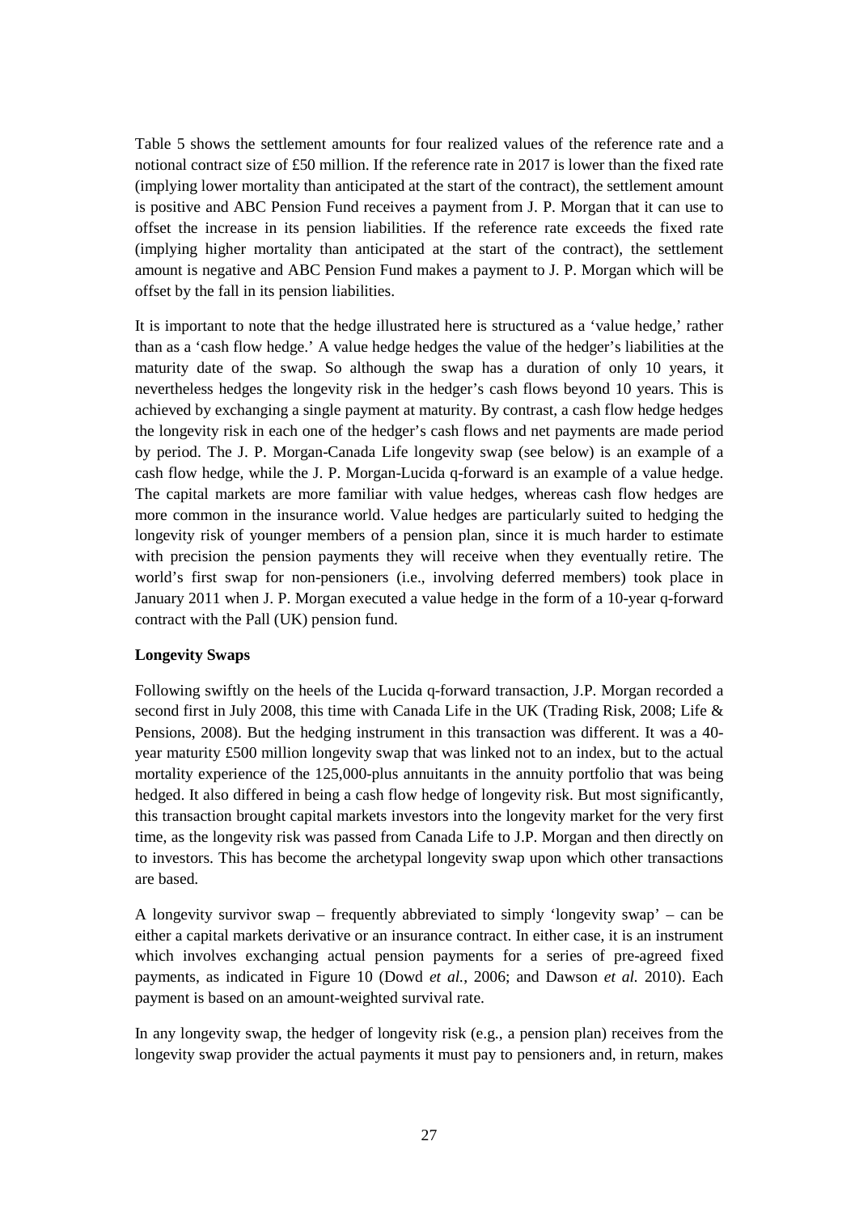Table 5 shows the settlement amounts for four realized values of the reference rate and a notional contract size of £50 million. If the reference rate in 2017 is lower than the fixed rate (implying lower mortality than anticipated at the start of the contract), the settlement amount is positive and ABC Pension Fund receives a payment from J. P. Morgan that it can use to offset the increase in its pension liabilities. If the reference rate exceeds the fixed rate (implying higher mortality than anticipated at the start of the contract), the settlement amount is negative and ABC Pension Fund makes a payment to J. P. Morgan which will be offset by the fall in its pension liabilities.

It is important to note that the hedge illustrated here is structured as a 'value hedge,' rather than as a 'cash flow hedge.' A value hedge hedges the value of the hedger's liabilities at the maturity date of the swap. So although the swap has a duration of only 10 years, it nevertheless hedges the longevity risk in the hedger's cash flows beyond 10 years. This is achieved by exchanging a single payment at maturity. By contrast, a cash flow hedge hedges the longevity risk in each one of the hedger's cash flows and net payments are made period by period. The J. P. Morgan-Canada Life longevity swap (see below) is an example of a cash flow hedge, while the J. P. Morgan-Lucida q-forward is an example of a value hedge. The capital markets are more familiar with value hedges, whereas cash flow hedges are more common in the insurance world. Value hedges are particularly suited to hedging the longevity risk of younger members of a pension plan, since it is much harder to estimate with precision the pension payments they will receive when they eventually retire. The world's first swap for non-pensioners (i.e., involving deferred members) took place in January 2011 when J. P. Morgan executed a value hedge in the form of a 10-year q-forward contract with the Pall (UK) pension fund.

**Longevity Swaps**

Following swiftly on the heels of the Lucida q-forward transaction, J.P. Morgan recorded a second first in July 2008, this time with Canada Life in the UK (Trading Risk, 2008; Life & Pensions, 2008). But the hedging instrument in this transaction was different. It was a 40-year maturity £500 million longevity swap that was linked not to an index, but to the actual mortality experience of the 125,000-plus annuitants in the annuity portfolio that was being hedged. It also differed in being a cash flow hedge of longevity risk. But most significantly, this transaction brought capital markets investors into the longevity market for the very first time, as the longevity risk was passed from Canada Life to J.P. Morgan and then directly on to investors. This has become the archetypal longevity swap upon which other transactions are based.

A longevity survivor swap – frequently abbreviated to simply 'longevity swap' – can be either a capital markets derivative or an insurance contract. In either case, it is an instrument which involves exchanging actual pension payments for a series of pre-agreed fixed payments, as indicated in Figure 10 (Dowd *et al.*, 2006; and Dawson *et al.* 2010). Each payment is based on an amount-weighted survival rate.

In any longevity swap, the hedger of longevity risk (e.g., a pension plan) receives from the longevity swap provider the actual payments it must pay to pensioners and, in return, makes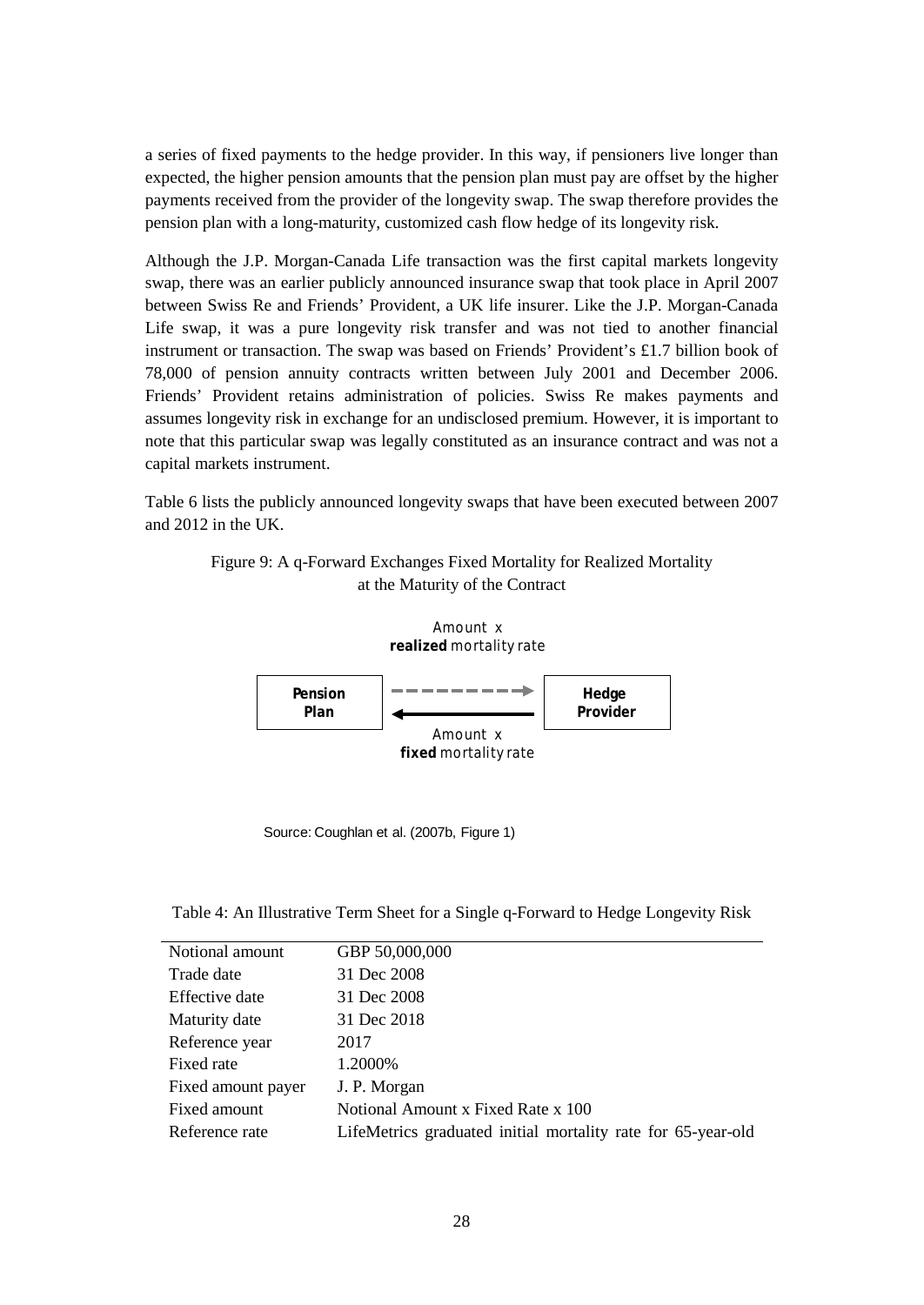a series of fixed payments to the hedge provider. In this way, if pensioners live longer than expected, the higher pension amounts that the pension plan must pay are offset by the higher payments received from the provider of the longevity swap. The swap therefore provides the pension plan with a long-maturity, customized cash flow hedge of its longevity risk.

Although the J.P. Morgan-Canada Life transaction was the first capital markets longevity swap, there was an earlier publicly announced insurance swap that took place in April 2007 between Swiss Re and Friends' Provident, a UK life insurer. Like the J.P. Morgan-Canada Life swap, it was a pure longevity risk transfer and was not tied to another financial instrument or transaction. The swap was based on Friends' Provident's £1.7 billion book of 78,000 of pension annuity contracts written between July 2001 and December 2006. Friends' Provident retains administration of policies. Swiss Re makes payments and assumes longevity risk in exchange for an undisclosed premium. However, it is important to note that this particular swap was legally constituted as an insurance contract and was not a capital markets instrument.

Table 6 lists the publicly announced longevity swaps that have been executed between 2007 and 2012 in the UK.

Figure 9: A q-Forward Exchanges Fixed Mortality for Realized Mortality at the Maturity of the Contract

Amount x **realized** mortality rate

**Pension Plan** → **Hedge Provider**

Amount x **fixed** mortality rate

Source: Coughlan et al. (2007b, Figure 1)

Table 4: An Illustrative Term Sheet for a Single q-Forward to Hedge Longevity Risk

| | |
|---|---|
| Notional amount | GBP 50,000,000 |
| Trade date | 31 Dec 2008 |
| Effective date | 31 Dec 2008 |
| Maturity date | 31 Dec 2018 |
| Reference year | 2017 |
| Fixed rate | 1.2000% |
| Fixed amount payer | J. P. Morgan |
| Fixed amount | Notional Amount x Fixed Rate x 100 |
| Reference rate | LifeMetrics graduated initial mortality rate for 65-year-old |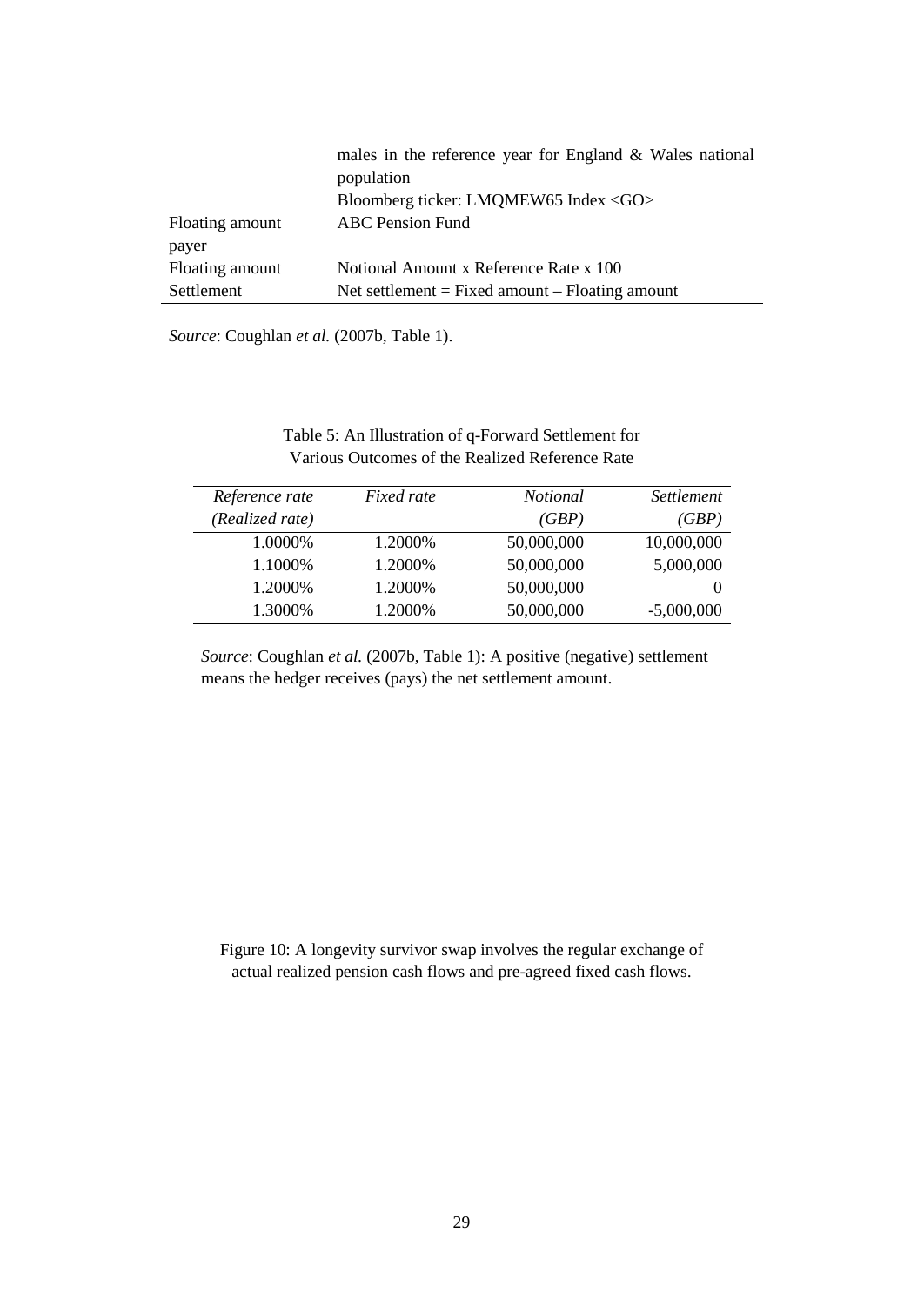| | |
|---|---|
| | males in the reference year for England & Wales national population |
| | Bloomberg ticker: LMQMEW65 Index <GO> |
| Floating amount payer | ABC Pension Fund |
| Floating amount | Notional Amount x Reference Rate x 100 |
| Settlement | Net settlement = Fixed amount – Floating amount |

*Source*: Coughlan *et al.* (2007b, Table 1).

Table 5: An Illustration of q-Forward Settlement for Various Outcomes of the Realized Reference Rate

| *Reference rate (Realized rate)* | *Fixed rate* | *Notional (GBP)* | *Settlement (GBP)* |
|---|---|---|---|
| 1.0000% | 1.2000% | 50,000,000 | 10,000,000 |
| 1.1000% | 1.2000% | 50,000,000 | 5,000,000 |
| 1.2000% | 1.2000% | 50,000,000 | 0 |
| 1.3000% | 1.2000% | 50,000,000 | -5,000,000 |

*Source*: Coughlan *et al.* (2007b, Table 1): A positive (negative) settlement means the hedger receives (pays) the net settlement amount.

Figure 10: A longevity survivor swap involves the regular exchange of actual realized pension cash flows and pre-agreed fixed cash flows.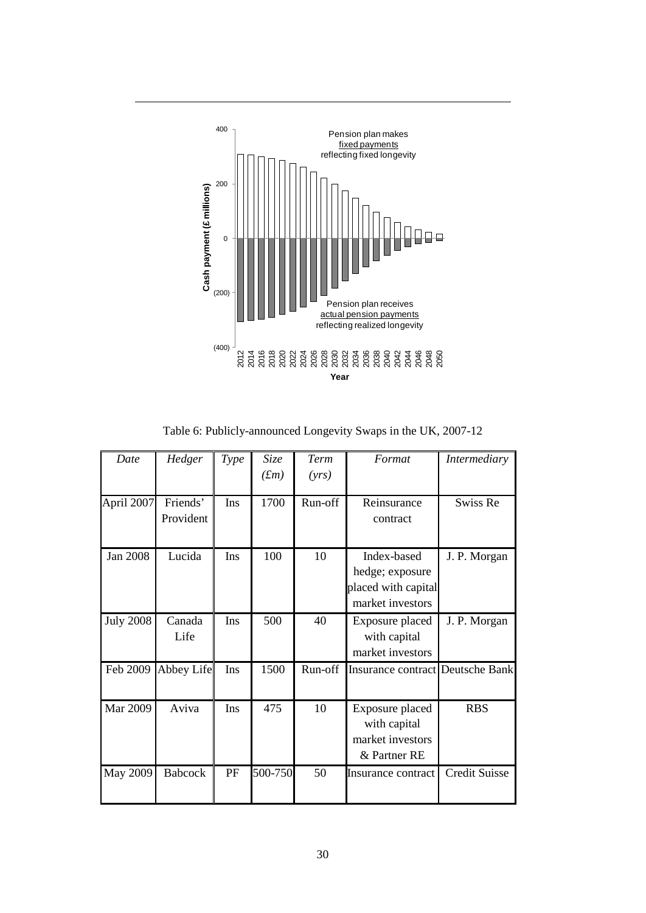Table 6: Publicly-announced Longevity Swaps in the UK, 2007-12

| *Date* | *Hedger* | *Type* | *Size (£m)* | *Term (yrs)* | *Format* | *Intermediary* |
|---|---|---|---|---|---|---|
| April 2007 | Friends' Provident | Ins | 1700 | Run-off | Reinsurance contract | Swiss Re |
| Jan 2008 | Lucida | Ins | 100 | 10 | Index-based hedge; exposure placed with capital market investors | J. P. Morgan |
| July 2008 | Canada Life | Ins | 500 | 40 | Exposure placed with capital market investors | J. P. Morgan |
| Feb 2009 | Abbey Life | Ins | 1500 | Run-off | Insurance contract | Deutsche Bank |
| Mar 2009 | Aviva | Ins | 475 | 10 | Exposure placed with capital market investors & Partner RE | RBS |
| May 2009 | Babcock | PF | 500-750 | 50 | Insurance contract | Credit Suisse |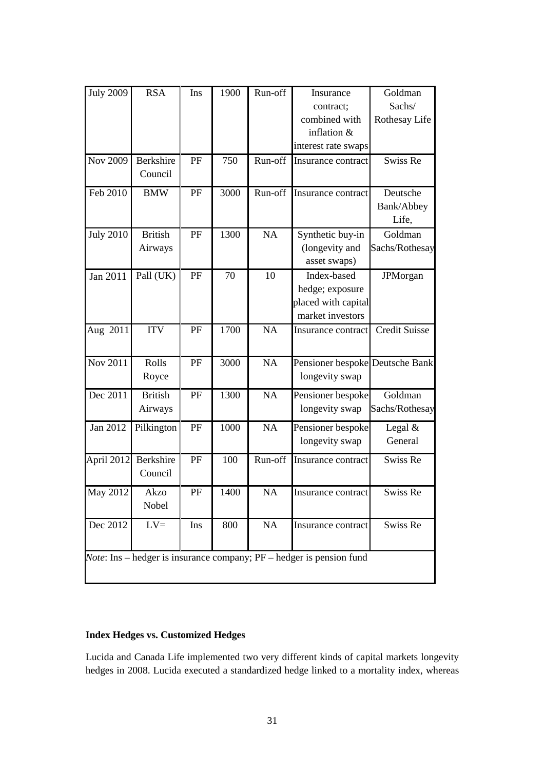| | | | | | | |
|---|---|---|---|---|---|---|
| July 2009 | RSA | Ins | 1900 | Run-off | Insurance contract; combined with inflation & interest rate swaps | Goldman Sachs/ Rothesay Life |
| Nov 2009 | Berkshire Council | PF | 750 | Run-off | Insurance contract | Swiss Re |
| Feb 2010 | BMW | PF | 3000 | Run-off | Insurance contract | Deutsche Bank/Abbey Life, |
| July 2010 | British Airways | PF | 1300 | NA | Synthetic buy-in (longevity and asset swaps) | Goldman Sachs/Rothesay |
| Jan 2011 | Pall (UK) | PF | 70 | 10 | Index-based hedge; exposure placed with capital market investors | JPMorgan |
| Aug 2011 | ITV | PF | 1700 | NA | Insurance contract | Credit Suisse |
| Nov 2011 | Rolls Royce | PF | 3000 | NA | Pensioner bespoke longevity swap | Deutsche Bank |
| Dec 2011 | British Airways | PF | 1300 | NA | Pensioner bespoke longevity swap | Goldman Sachs/Rothesay |
| Jan 2012 | Pilkington | PF | 1000 | NA | Pensioner bespoke longevity swap | Legal & General |
| April 2012 | Berkshire Council | PF | 100 | Run-off | Insurance contract | Swiss Re |
| May 2012 | Akzo Nobel | PF | 1400 | NA | Insurance contract | Swiss Re |
| Dec 2012 | LV= | Ins | 800 | NA | Insurance contract | Swiss Re |

*Note*: Ins – hedger is insurance company; PF – hedger is pension fund

**Index Hedges vs. Customized Hedges**

Lucida and Canada Life implemented two very different kinds of capital markets longevity hedges in 2008. Lucida executed a standardized hedge linked to a mortality index, whereas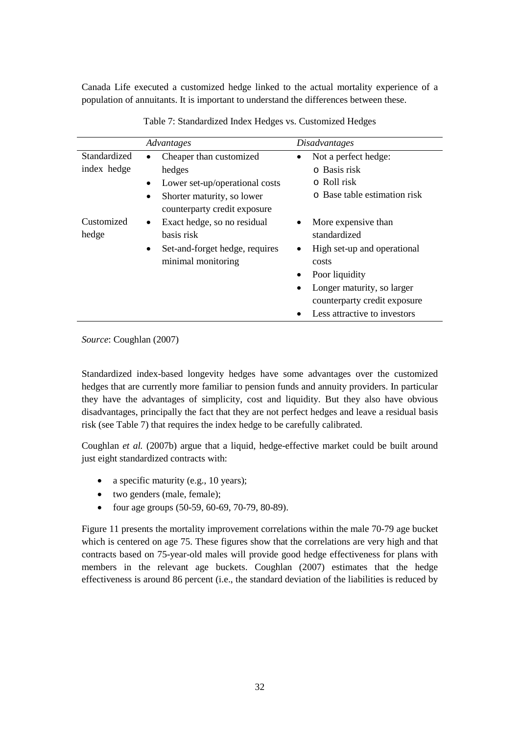Canada Life executed a customized hedge linked to the actual mortality experience of a population of annuitants. It is important to understand the differences between these.

Table 7: Standardized Index Hedges vs. Customized Hedges

| | *Advantages* | *Disadvantages* |
|---|---|---|
| Standardized index hedge | • Cheaper than customized hedges<br>• Lower set-up/operational costs<br>• Shorter maturity, so lower counterparty credit exposure | • Not a perfect hedge:<br>  o Basis risk<br>  o Roll risk<br>  o Base table estimation risk |
| Customized hedge | • Exact hedge, so no residual basis risk<br>• Set-and-forget hedge, requires minimal monitoring | • More expensive than standardized<br>• High set-up and operational costs<br>• Poor liquidity<br>• Longer maturity, so larger counterparty credit exposure<br>• Less attractive to investors |

*Source*: Coughlan (2007)

Standardized index-based longevity hedges have some advantages over the customized hedges that are currently more familiar to pension funds and annuity providers. In particular they have the advantages of simplicity, cost and liquidity. But they also have obvious disadvantages, principally the fact that they are not perfect hedges and leave a residual basis risk (see Table 7) that requires the index hedge to be carefully calibrated.

Coughlan *et al.* (2007b) argue that a liquid, hedge-effective market could be built around just eight standardized contracts with:

- a specific maturity (e.g., 10 years);
- two genders (male, female);
- four age groups (50-59, 60-69, 70-79, 80-89).

Figure 11 presents the mortality improvement correlations within the male 70-79 age bucket which is centered on age 75. These figures show that the correlations are very high and that contracts based on 75-year-old males will provide good hedge effectiveness for plans with members in the relevant age buckets. Coughlan (2007) estimates that the hedge effectiveness is around 86 percent (i.e., the standard deviation of the liabilities is reduced by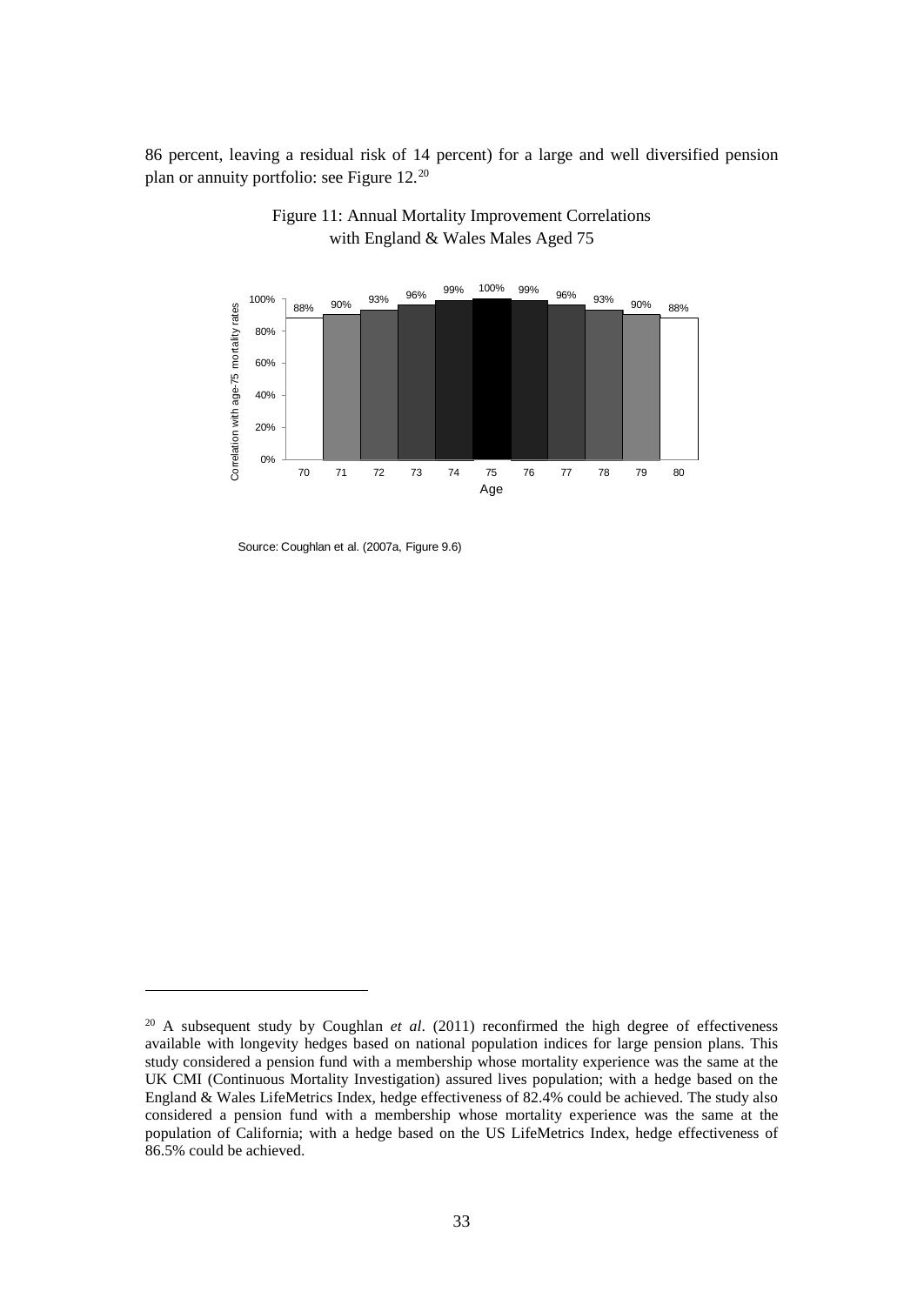86 percent, leaving a residual risk of 14 percent) for a large and well diversified pension plan or annuity portfolio: see Figure 12.[20]

Figure 11: Annual Mortality Improvement Correlations with England & Wales Males Aged 75

Source: Coughlan et al. (2007a, Figure 9.6)

---

[20] A subsequent study by Coughlan *et al*. (2011) reconfirmed the high degree of effectiveness available with longevity hedges based on national population indices for large pension plans. This study considered a pension fund with a membership whose mortality experience was the same at the UK CMI (Continuous Mortality Investigation) assured lives population; with a hedge based on the England & Wales LifeMetrics Index, hedge effectiveness of 82.4% could be achieved. The study also considered a pension fund with a membership whose mortality experience was the same at the population of California; with a hedge based on the US LifeMetrics Index, hedge effectiveness of 86.5% could be achieved.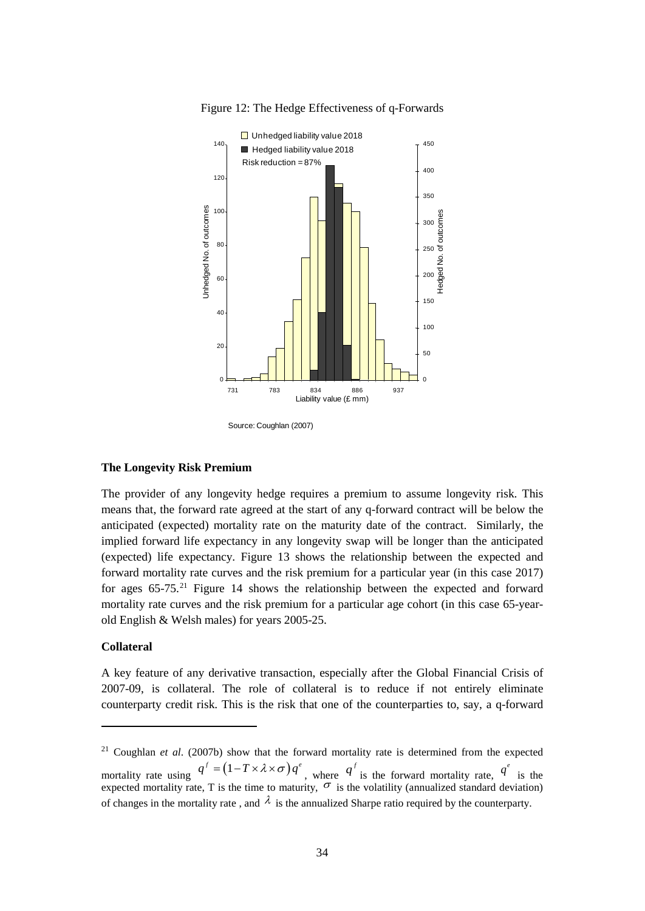Figure 12: The Hedge Effectiveness of q-Forwards

Source: Coughlan (2007)

### The Longevity Risk Premium

The provider of any longevity hedge requires a premium to assume longevity risk. This means that, the forward rate agreed at the start of any q-forward contract will be below the anticipated (expected) mortality rate on the maturity date of the contract. Similarly, the implied forward life expectancy in any longevity swap will be longer than the anticipated (expected) life expectancy. Figure 13 shows the relationship between the expected and forward mortality rate curves and the risk premium for a particular year (in this case 2017) for ages 65-75.[21] Figure 14 shows the relationship between the expected and forward mortality rate curves and the risk premium for a particular age cohort (in this case 65-year-old English & Welsh males) for years 2005-25.

### Collateral

A key feature of any derivative transaction, especially after the Global Financial Crisis of 2007-09, is collateral. The role of collateral is to reduce if not entirely eliminate counterparty credit risk. This is the risk that one of the counterparties to, say, a q-forward

---

[21] Coughlan *et al*. (2007b) show that the forward mortality rate is determined from the expected mortality rate using $q^f = (1 - T \times \lambda \times \sigma) q^e$, where $q^f$ is the forward mortality rate, $q^e$ is the expected mortality rate, T is the time to maturity, $\sigma$ is the volatility (annualized standard deviation) of changes in the mortality rate , and $\lambda$ is the annualized Sharpe ratio required by the counterparty.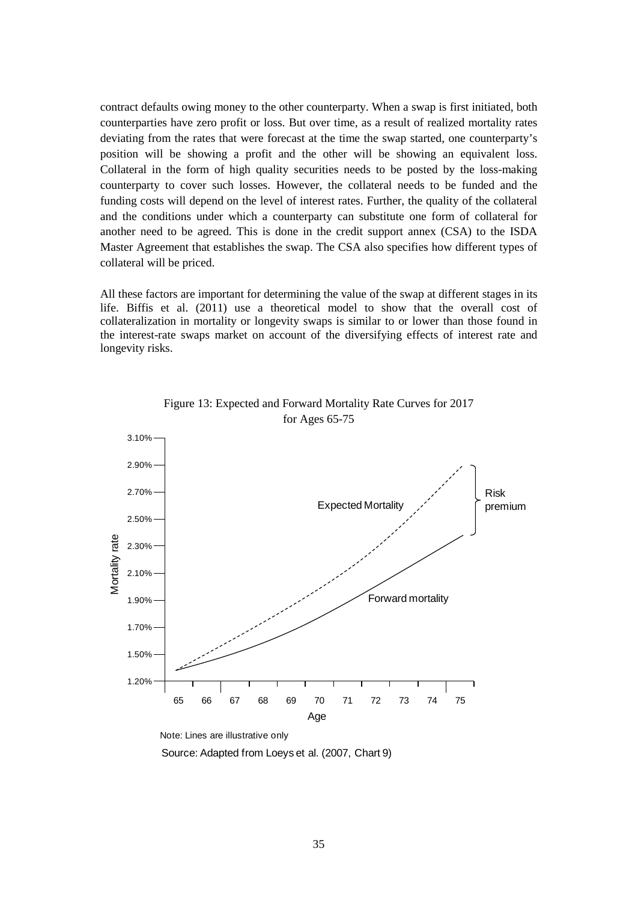contract defaults owing money to the other counterparty. When a swap is first initiated, both counterparties have zero profit or loss. But over time, as a result of realized mortality rates deviating from the rates that were forecast at the time the swap started, one counterparty's position will be showing a profit and the other will be showing an equivalent loss. Collateral in the form of high quality securities needs to be posted by the loss-making counterparty to cover such losses. However, the collateral needs to be funded and the funding costs will depend on the level of interest rates. Further, the quality of the collateral and the conditions under which a counterparty can substitute one form of collateral for another need to be agreed. This is done in the credit support annex (CSA) to the ISDA Master Agreement that establishes the swap. The CSA also specifies how different types of collateral will be priced.

All these factors are important for determining the value of the swap at different stages in its life. Biffis et al. (2011) use a theoretical model to show that the overall cost of collateralization in mortality or longevity swaps is similar to or lower than those found in the interest-rate swaps market on account of the diversifying effects of interest rate and longevity risks.

Figure 13: Expected and Forward Mortality Rate Curves for 2017 for Ages 65-75

Note: Lines are illustrative only

Source: Adapted from Loeys et al. (2007, Chart 9)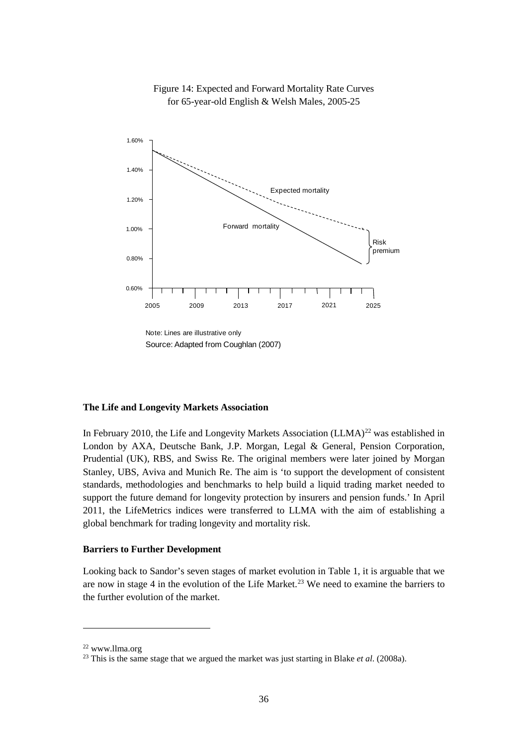Figure 14: Expected and Forward Mortality Rate Curves for 65-year-old English & Welsh Males, 2005-25

Note: Lines are illustrative only

Source: Adapted from Coughlan (2007)

### The Life and Longevity Markets Association

In February 2010, the Life and Longevity Markets Association (LLMA)[22] was established in London by AXA, Deutsche Bank, J.P. Morgan, Legal & General, Pension Corporation, Prudential (UK), RBS, and Swiss Re. The original members were later joined by Morgan Stanley, UBS, Aviva and Munich Re. The aim is 'to support the development of consistent standards, methodologies and benchmarks to help build a liquid trading market needed to support the future demand for longevity protection by insurers and pension funds.' In April 2011, the LifeMetrics indices were transferred to LLMA with the aim of establishing a global benchmark for trading longevity and mortality risk.

### Barriers to Further Development

Looking back to Sandor's seven stages of market evolution in Table 1, it is arguable that we are now in stage 4 in the evolution of the Life Market.[23] We need to examine the barriers to the further evolution of the market.

---

[22] www.llma.org

[23] This is the same stage that we argued the market was just starting in Blake *et al*. (2008a).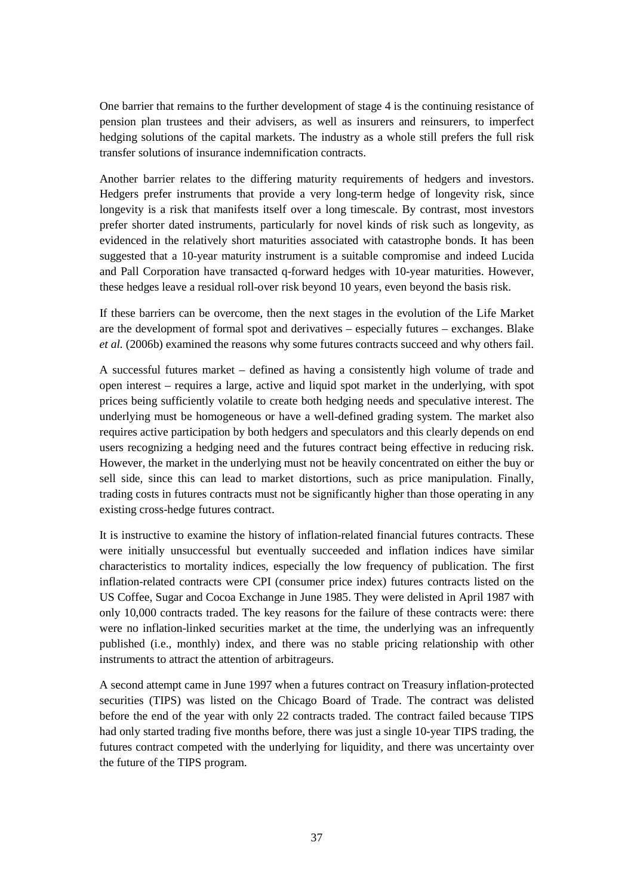One barrier that remains to the further development of stage 4 is the continuing resistance of pension plan trustees and their advisers, as well as insurers and reinsurers, to imperfect hedging solutions of the capital markets. The industry as a whole still prefers the full risk transfer solutions of insurance indemnification contracts.

Another barrier relates to the differing maturity requirements of hedgers and investors. Hedgers prefer instruments that provide a very long-term hedge of longevity risk, since longevity is a risk that manifests itself over a long timescale. By contrast, most investors prefer shorter dated instruments, particularly for novel kinds of risk such as longevity, as evidenced in the relatively short maturities associated with catastrophe bonds. It has been suggested that a 10-year maturity instrument is a suitable compromise and indeed Lucida and Pall Corporation have transacted q-forward hedges with 10-year maturities. However, these hedges leave a residual roll-over risk beyond 10 years, even beyond the basis risk.

If these barriers can be overcome, then the next stages in the evolution of the Life Market are the development of formal spot and derivatives – especially futures – exchanges. Blake *et al.* (2006b) examined the reasons why some futures contracts succeed and why others fail.

A successful futures market – defined as having a consistently high volume of trade and open interest – requires a large, active and liquid spot market in the underlying, with spot prices being sufficiently volatile to create both hedging needs and speculative interest. The underlying must be homogeneous or have a well-defined grading system. The market also requires active participation by both hedgers and speculators and this clearly depends on end users recognizing a hedging need and the futures contract being effective in reducing risk. However, the market in the underlying must not be heavily concentrated on either the buy or sell side, since this can lead to market distortions, such as price manipulation. Finally, trading costs in futures contracts must not be significantly higher than those operating in any existing cross-hedge futures contract.

It is instructive to examine the history of inflation-related financial futures contracts. These were initially unsuccessful but eventually succeeded and inflation indices have similar characteristics to mortality indices, especially the low frequency of publication. The first inflation-related contracts were CPI (consumer price index) futures contracts listed on the US Coffee, Sugar and Cocoa Exchange in June 1985. They were delisted in April 1987 with only 10,000 contracts traded. The key reasons for the failure of these contracts were: there were no inflation-linked securities market at the time, the underlying was an infrequently published (i.e., monthly) index, and there was no stable pricing relationship with other instruments to attract the attention of arbitrageurs.

A second attempt came in June 1997 when a futures contract on Treasury inflation-protected securities (TIPS) was listed on the Chicago Board of Trade. The contract was delisted before the end of the year with only 22 contracts traded. The contract failed because TIPS had only started trading five months before, there was just a single 10-year TIPS trading, the futures contract competed with the underlying for liquidity, and there was uncertainty over the future of the TIPS program.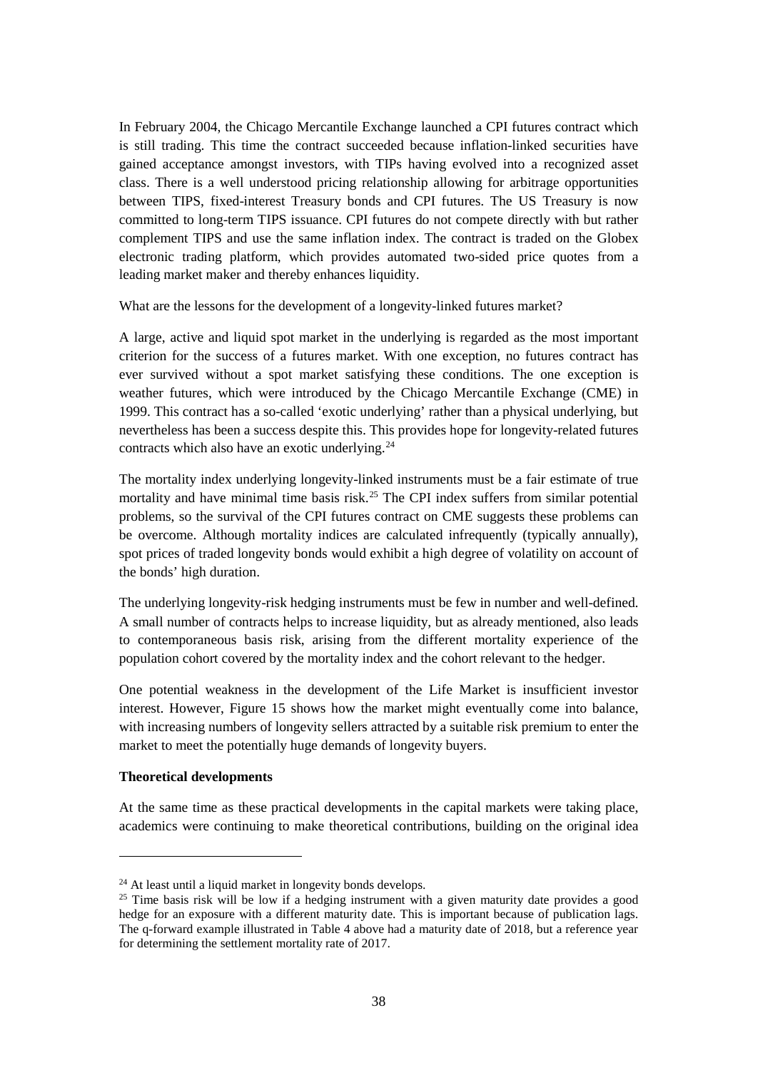In February 2004, the Chicago Mercantile Exchange launched a CPI futures contract which is still trading. This time the contract succeeded because inflation-linked securities have gained acceptance amongst investors, with TIPs having evolved into a recognized asset class. There is a well understood pricing relationship allowing for arbitrage opportunities between TIPS, fixed-interest Treasury bonds and CPI futures. The US Treasury is now committed to long-term TIPS issuance. CPI futures do not compete directly with but rather complement TIPS and use the same inflation index. The contract is traded on the Globex electronic trading platform, which provides automated two-sided price quotes from a leading market maker and thereby enhances liquidity.

What are the lessons for the development of a longevity-linked futures market?

A large, active and liquid spot market in the underlying is regarded as the most important criterion for the success of a futures market. With one exception, no futures contract has ever survived without a spot market satisfying these conditions. The one exception is weather futures, which were introduced by the Chicago Mercantile Exchange (CME) in 1999. This contract has a so-called 'exotic underlying' rather than a physical underlying, but nevertheless has been a success despite this. This provides hope for longevity-related futures contracts which also have an exotic underlying.[24]

The mortality index underlying longevity-linked instruments must be a fair estimate of true mortality and have minimal time basis risk.[25] The CPI index suffers from similar potential problems, so the survival of the CPI futures contract on CME suggests these problems can be overcome. Although mortality indices are calculated infrequently (typically annually), spot prices of traded longevity bonds would exhibit a high degree of volatility on account of the bonds' high duration.

The underlying longevity-risk hedging instruments must be few in number and well-defined. A small number of contracts helps to increase liquidity, but as already mentioned, also leads to contemporaneous basis risk, arising from the different mortality experience of the population cohort covered by the mortality index and the cohort relevant to the hedger.

One potential weakness in the development of the Life Market is insufficient investor interest. However, Figure 15 shows how the market might eventually come into balance, with increasing numbers of longevity sellers attracted by a suitable risk premium to enter the market to meet the potentially huge demands of longevity buyers.

**Theoretical developments**

At the same time as these practical developments in the capital markets were taking place, academics were continuing to make theoretical contributions, building on the original idea

---

[24] At least until a liquid market in longevity bonds develops.

[25] Time basis risk will be low if a hedging instrument with a given maturity date provides a good hedge for an exposure with a different maturity date. This is important because of publication lags. The q-forward example illustrated in Table 4 above had a maturity date of 2018, but a reference year for determining the settlement mortality rate of 2017.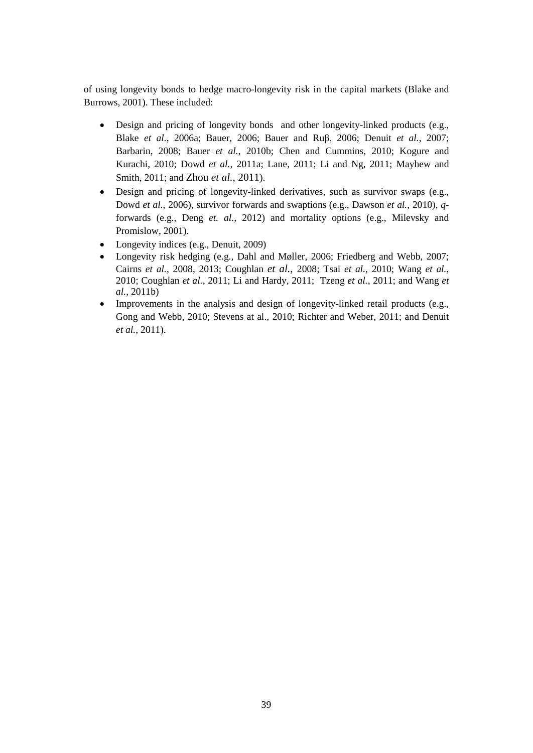of using longevity bonds to hedge macro-longevity risk in the capital markets (Blake and Burrows, 2001). These included:

- Design and pricing of longevity bonds and other longevity-linked products (e.g., Blake *et al.*, 2006a; Bauer, 2006; Bauer and Ruβ, 2006; Denuit *et al.*, 2007; Barbarin, 2008; Bauer *et al.*, 2010b; Chen and Cummins, 2010; Kogure and Kurachi, 2010; Dowd *et al.*, 2011a; Lane, 2011; Li and Ng, 2011; Mayhew and Smith, 2011; and Zhou *et al.*, 2011).
- Design and pricing of longevity-linked derivatives, such as survivor swaps (e.g., Dowd *et al.*, 2006), survivor forwards and swaptions (e.g., Dawson *et al.*, 2010), *q*-forwards (e.g., Deng *et. al.*, 2012) and mortality options (e.g., Milevsky and Promislow, 2001).
- Longevity indices (e.g., Denuit, 2009)
- Longevity risk hedging (e.g., Dahl and Møller, 2006; Friedberg and Webb, 2007; Cairns *et al.*, 2008, 2013; Coughlan *et al.*, 2008; Tsai *et al.*, 2010; Wang *et al.*, 2010; Coughlan *et al.*, 2011; Li and Hardy, 2011; Tzeng *et al.*, 2011; and Wang *et al.*, 2011b)
- Improvements in the analysis and design of longevity-linked retail products (e.g., Gong and Webb, 2010; Stevens at al., 2010; Richter and Weber, 2011; and Denuit *et al.*, 2011).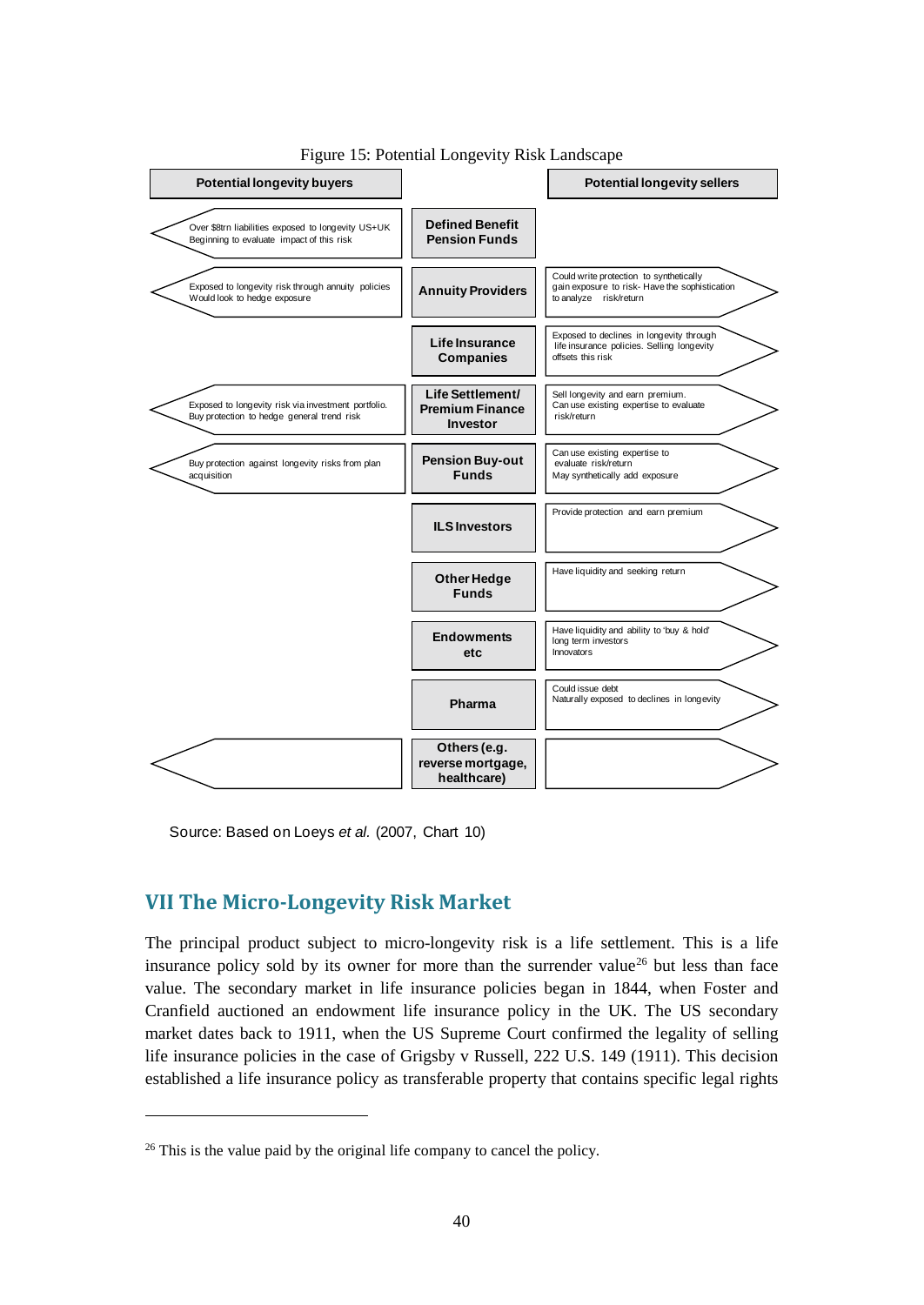Figure 15: Potential Longevity Risk Landscape

| Potential longevity buyers | | Potential longevity sellers |
| --- | --- | --- |
| Over $8trn liabilities exposed to longevity US+UK Beginning to evaluate impact of this risk | **Defined Benefit Pension Funds** | |
| Exposed to longevity risk through annuity policies Would look to hedge exposure | **Annuity Providers** | Could write protection to synthetically gain exposure to risk- Have the sophistication to analyze risk/return |
| | **Life Insurance Companies** | Exposed to declines in longevity through life insurance policies. Selling longevity offsets this risk |
| Exposed to longevity risk via investment portfolio. Buy protection to hedge general trend risk | **Life Settlement/ Premium Finance Investor** | Sell longevity and earn premium. Can use existing expertise to evaluate risk/return |
| Buy protection against longevity risks from plan acquisition | **Pension Buy-out Funds** | Can use existing expertise to evaluate risk/return May synthetically add exposure |
| | **ILS Investors** | Provide protection and earn premium |
| | **Other Hedge Funds** | Have liquidity and seeking return |
| | **Endowments etc** | Have liquidity and ability to 'buy & hold' long term investors Innovators |
| | **Pharma** | Could issue debt Naturally exposed to declines in longevity |
| | **Others (e.g. reverse mortgage, healthcare)** | |

Source: Based on Loeys *et al.* (2007, Chart 10)

## VII The Micro-Longevity Risk Market

The principal product subject to micro-longevity risk is a life settlement. This is a life insurance policy sold by its owner for more than the surrender value[26] but less than face value. The secondary market in life insurance policies began in 1844, when Foster and Cranfield auctioned an endowment life insurance policy in the UK. The US secondary market dates back to 1911, when the US Supreme Court confirmed the legality of selling life insurance policies in the case of Grigsby v Russell, 222 U.S. 149 (1911). This decision established a life insurance policy as transferable property that contains specific legal rights

[26] This is the value paid by the original life company to cancel the policy.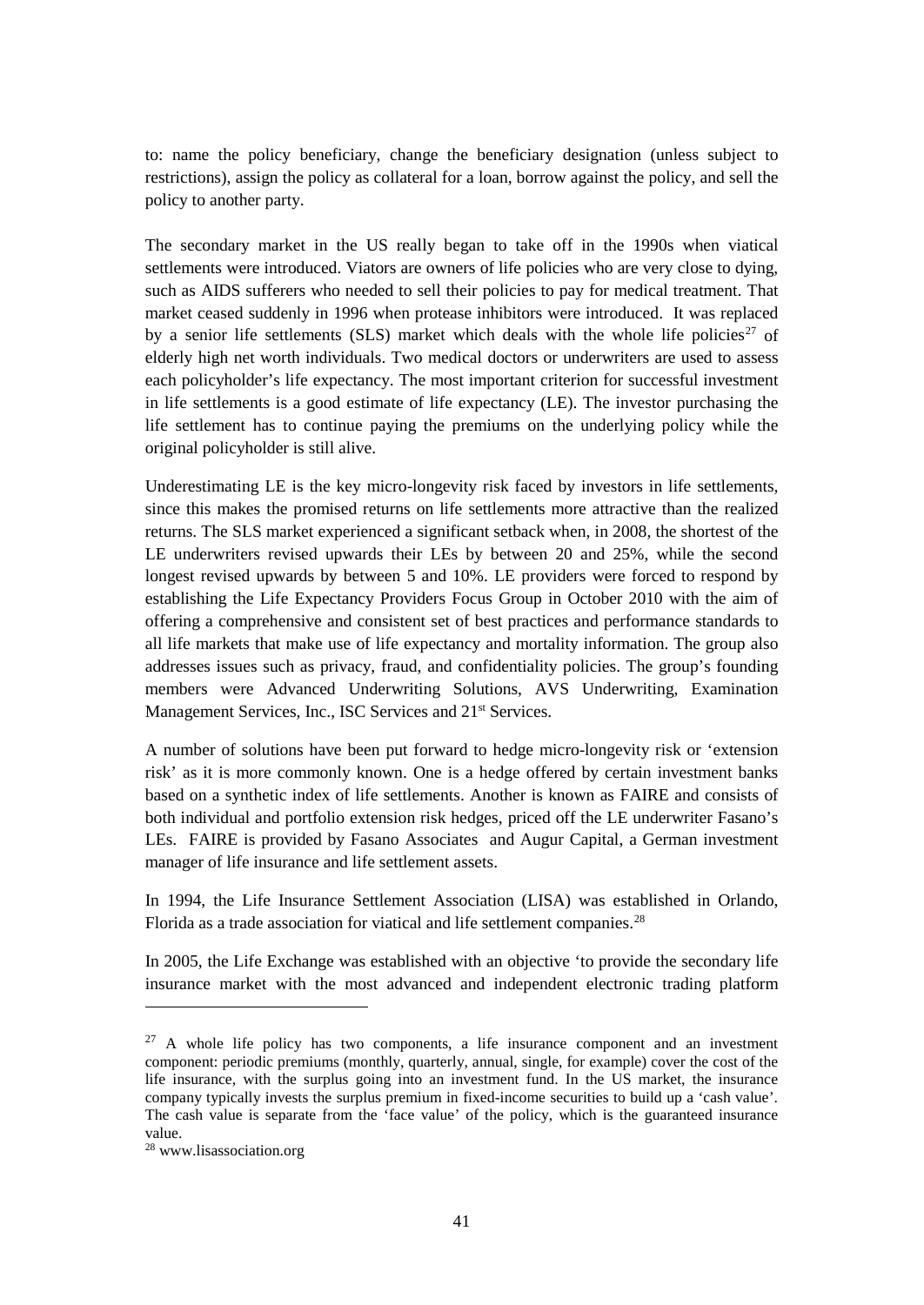to: name the policy beneficiary, change the beneficiary designation (unless subject to restrictions), assign the policy as collateral for a loan, borrow against the policy, and sell the policy to another party.

The secondary market in the US really began to take off in the 1990s when viatical settlements were introduced. Viators are owners of life policies who are very close to dying, such as AIDS sufferers who needed to sell their policies to pay for medical treatment. That market ceased suddenly in 1996 when protease inhibitors were introduced. It was replaced by a senior life settlements (SLS) market which deals with the whole life policies[27] of elderly high net worth individuals. Two medical doctors or underwriters are used to assess each policyholder's life expectancy. The most important criterion for successful investment in life settlements is a good estimate of life expectancy (LE). The investor purchasing the life settlement has to continue paying the premiums on the underlying policy while the original policyholder is still alive.

Underestimating LE is the key micro-longevity risk faced by investors in life settlements, since this makes the promised returns on life settlements more attractive than the realized returns. The SLS market experienced a significant setback when, in 2008, the shortest of the LE underwriters revised upwards their LEs by between 20 and 25%, while the second longest revised upwards by between 5 and 10%. LE providers were forced to respond by establishing the Life Expectancy Providers Focus Group in October 2010 with the aim of offering a comprehensive and consistent set of best practices and performance standards to all life markets that make use of life expectancy and mortality information. The group also addresses issues such as privacy, fraud, and confidentiality policies. The group's founding members were Advanced Underwriting Solutions, AVS Underwriting, Examination Management Services, Inc., ISC Services and 21st Services.

A number of solutions have been put forward to hedge micro-longevity risk or 'extension risk' as it is more commonly known. One is a hedge offered by certain investment banks based on a synthetic index of life settlements. Another is known as FAIRE and consists of both individual and portfolio extension risk hedges, priced off the LE underwriter Fasano's LEs. FAIRE is provided by Fasano Associates and Augur Capital, a German investment manager of life insurance and life settlement assets.

In 1994, the Life Insurance Settlement Association (LISA) was established in Orlando, Florida as a trade association for viatical and life settlement companies.[28]

In 2005, the Life Exchange was established with an objective 'to provide the secondary life insurance market with the most advanced and independent electronic trading platform

[27] A whole life policy has two components, a life insurance component and an investment component: periodic premiums (monthly, quarterly, annual, single, for example) cover the cost of the life insurance, with the surplus going into an investment fund. In the US market, the insurance company typically invests the surplus premium in fixed-income securities to build up a 'cash value'. The cash value is separate from the 'face value' of the policy, which is the guaranteed insurance value.

[28] www.lisassociation.org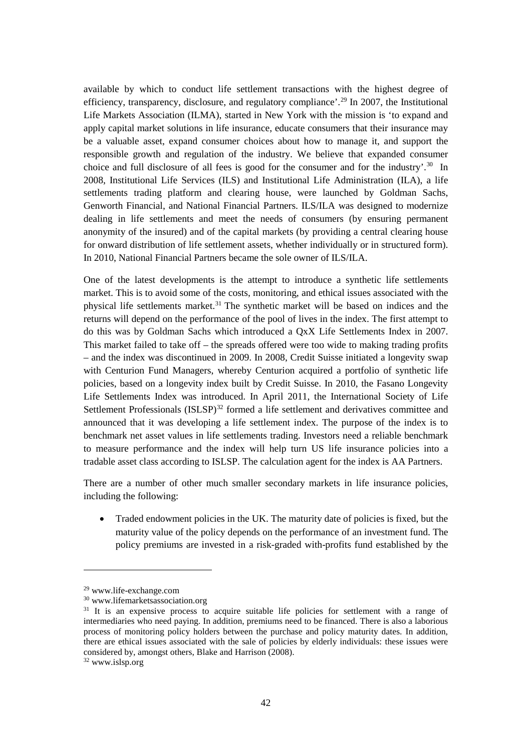available by which to conduct life settlement transactions with the highest degree of efficiency, transparency, disclosure, and regulatory compliance'.[29] In 2007, the Institutional Life Markets Association (ILMA), started in New York with the mission is 'to expand and apply capital market solutions in life insurance, educate consumers that their insurance may be a valuable asset, expand consumer choices about how to manage it, and support the responsible growth and regulation of the industry. We believe that expanded consumer choice and full disclosure of all fees is good for the consumer and for the industry'.[30] In 2008, Institutional Life Services (ILS) and Institutional Life Administration (ILA), a life settlements trading platform and clearing house, were launched by Goldman Sachs, Genworth Financial, and National Financial Partners. ILS/ILA was designed to modernize dealing in life settlements and meet the needs of consumers (by ensuring permanent anonymity of the insured) and of the capital markets (by providing a central clearing house for onward distribution of life settlement assets, whether individually or in structured form). In 2010, National Financial Partners became the sole owner of ILS/ILA.

One of the latest developments is the attempt to introduce a synthetic life settlements market. This is to avoid some of the costs, monitoring, and ethical issues associated with the physical life settlements market.[31] The synthetic market will be based on indices and the returns will depend on the performance of the pool of lives in the index. The first attempt to do this was by Goldman Sachs which introduced a QxX Life Settlements Index in 2007. This market failed to take off – the spreads offered were too wide to making trading profits – and the index was discontinued in 2009. In 2008, Credit Suisse initiated a longevity swap with Centurion Fund Managers, whereby Centurion acquired a portfolio of synthetic life policies, based on a longevity index built by Credit Suisse. In 2010, the Fasano Longevity Life Settlements Index was introduced. In April 2011, the International Society of Life Settlement Professionals (ISLSP)[32] formed a life settlement and derivatives committee and announced that it was developing a life settlement index. The purpose of the index is to benchmark net asset values in life settlements trading. Investors need a reliable benchmark to measure performance and the index will help turn US life insurance policies into a tradable asset class according to ISLSP. The calculation agent for the index is AA Partners.

There are a number of other much smaller secondary markets in life insurance policies, including the following:

- Traded endowment policies in the UK. The maturity date of policies is fixed, but the maturity value of the policy depends on the performance of an investment fund. The policy premiums are invested in a risk-graded with-profits fund established by the

---

[29] www.life-exchange.com

[30] www.lifemarketsassociation.org

[31] It is an expensive process to acquire suitable life policies for settlement with a range of intermediaries who need paying. In addition, premiums need to be financed. There is also a laborious process of monitoring policy holders between the purchase and policy maturity dates. In addition, there are ethical issues associated with the sale of policies by elderly individuals: these issues were considered by, amongst others, Blake and Harrison (2008).

[32] www.islsp.org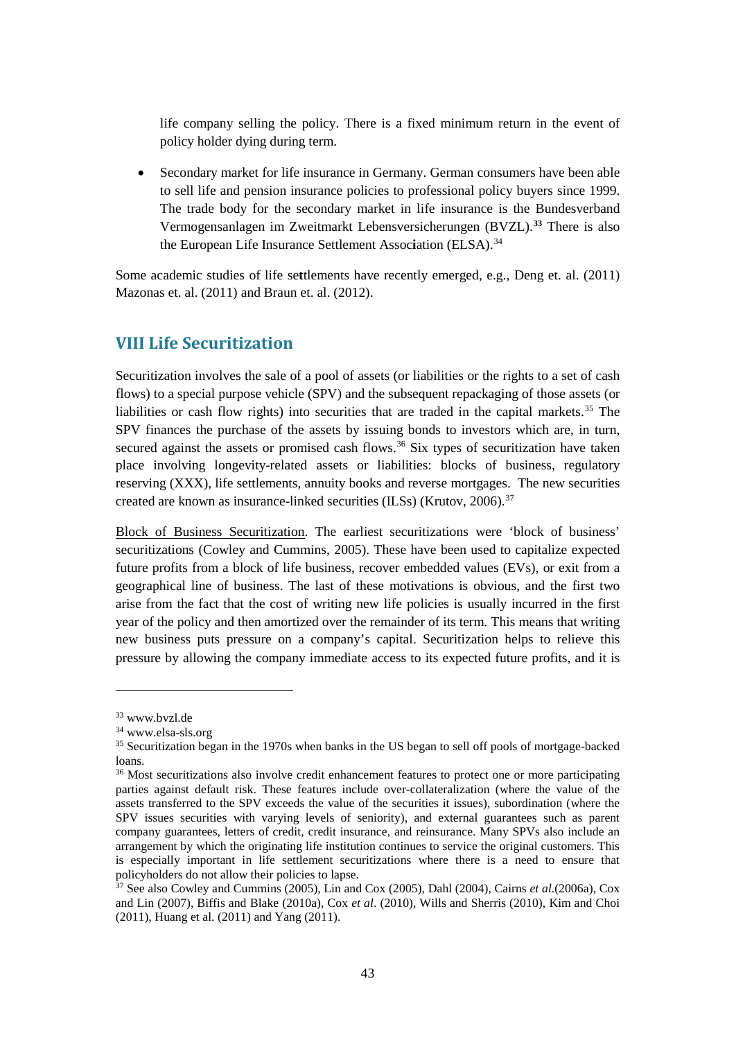life company selling the policy. There is a fixed minimum return in the event of policy holder dying during term.

- Secondary market for life insurance in Germany. German consumers have been able to sell life and pension insurance policies to professional policy buyers since 1999. The trade body for the secondary market in life insurance is the Bundesverband Vermogensanlagen im Zweitmarkt Lebensversicherungen (BVZL).[33] There is also the European Life Insurance Settlement Association (ELSA).[34]

Some academic studies of life settlements have recently emerged, e.g., Deng et. al. (2011) Mazonas et. al. (2011) and Braun et. al. (2012).

## VIII Life Securitization

Securitization involves the sale of a pool of assets (or liabilities or the rights to a set of cash flows) to a special purpose vehicle (SPV) and the subsequent repackaging of those assets (or liabilities or cash flow rights) into securities that are traded in the capital markets.[35] The SPV finances the purchase of the assets by issuing bonds to investors which are, in turn, secured against the assets or promised cash flows.[36] Six types of securitization have taken place involving longevity-related assets or liabilities: blocks of business, regulatory reserving (XXX), life settlements, annuity books and reverse mortgages. The new securities created are known as insurance-linked securities (ILSs) (Krutov, 2006).[37]

Block of Business Securitization. The earliest securitizations were 'block of business' securitizations (Cowley and Cummins, 2005). These have been used to capitalize expected future profits from a block of life business, recover embedded values (EVs), or exit from a geographical line of business. The last of these motivations is obvious, and the first two arise from the fact that the cost of writing new life policies is usually incurred in the first year of the policy and then amortized over the remainder of its term. This means that writing new business puts pressure on a company's capital. Securitization helps to relieve this pressure by allowing the company immediate access to its expected future profits, and it is

---

[33] www.bvzl.de

[34] www.elsa-sls.org

[35] Securitization began in the 1970s when banks in the US began to sell off pools of mortgage-backed loans.

[36] Most securitizations also involve credit enhancement features to protect one or more participating parties against default risk. These features include over-collateralization (where the value of the assets transferred to the SPV exceeds the value of the securities it issues), subordination (where the SPV issues securities with varying levels of seniority), and external guarantees such as parent company guarantees, letters of credit, credit insurance, and reinsurance. Many SPVs also include an arrangement by which the originating life institution continues to service the original customers. This is especially important in life settlement securitizations where there is a need to ensure that policyholders do not allow their policies to lapse.

[37] See also Cowley and Cummins (2005), Lin and Cox (2005), Dahl (2004), Cairns *et al.*(2006a), Cox and Lin (2007), Biffis and Blake (2010a), Cox *et al*. (2010), Wills and Sherris (2010), Kim and Choi (2011), Huang et al. (2011) and Yang (2011).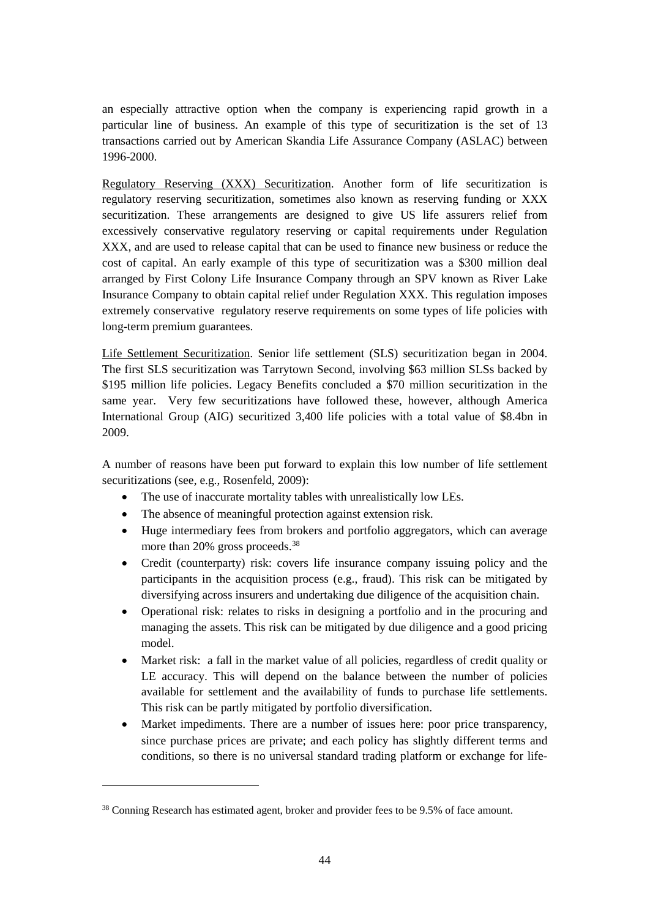an especially attractive option when the company is experiencing rapid growth in a particular line of business. An example of this type of securitization is the set of 13 transactions carried out by American Skandia Life Assurance Company (ASLAC) between 1996-2000.

Regulatory Reserving (XXX) Securitization. Another form of life securitization is regulatory reserving securitization, sometimes also known as reserving funding or XXX securitization. These arrangements are designed to give US life assurers relief from excessively conservative regulatory reserving or capital requirements under Regulation XXX, and are used to release capital that can be used to finance new business or reduce the cost of capital. An early example of this type of securitization was a $300 million deal arranged by First Colony Life Insurance Company through an SPV known as River Lake Insurance Company to obtain capital relief under Regulation XXX. This regulation imposes extremely conservative regulatory reserve requirements on some types of life policies with long-term premium guarantees.

Life Settlement Securitization. Senior life settlement (SLS) securitization began in 2004. The first SLS securitization was Tarrytown Second, involving $63 million SLSs backed by $195 million life policies. Legacy Benefits concluded a $70 million securitization in the same year. Very few securitizations have followed these, however, although America International Group (AIG) securitized 3,400 life policies with a total value of $8.4bn in 2009.

A number of reasons have been put forward to explain this low number of life settlement securitizations (see, e.g., Rosenfeld, 2009):

- The use of inaccurate mortality tables with unrealistically low LEs.
- The absence of meaningful protection against extension risk.
- Huge intermediary fees from brokers and portfolio aggregators, which can average more than 20% gross proceeds.[38]
- Credit (counterparty) risk: covers life insurance company issuing policy and the participants in the acquisition process (e.g., fraud). This risk can be mitigated by diversifying across insurers and undertaking due diligence of the acquisition chain.
- Operational risk: relates to risks in designing a portfolio and in the procuring and managing the assets. This risk can be mitigated by due diligence and a good pricing model.
- Market risk: a fall in the market value of all policies, regardless of credit quality or LE accuracy. This will depend on the balance between the number of policies available for settlement and the availability of funds to purchase life settlements. This risk can be partly mitigated by portfolio diversification.
- Market impediments. There are a number of issues here: poor price transparency, since purchase prices are private; and each policy has slightly different terms and conditions, so there is no universal standard trading platform or exchange for life-

[38] Conning Research has estimated agent, broker and provider fees to be 9.5% of face amount.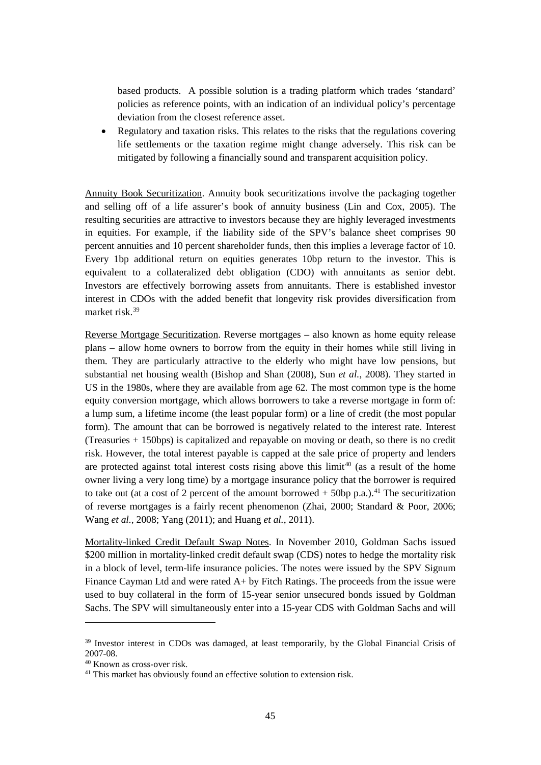based products. A possible solution is a trading platform which trades 'standard' policies as reference points, with an indication of an individual policy's percentage deviation from the closest reference asset.

- Regulatory and taxation risks. This relates to the risks that the regulations covering life settlements or the taxation regime might change adversely. This risk can be mitigated by following a financially sound and transparent acquisition policy.

Annuity Book Securitization. Annuity book securitizations involve the packaging together and selling off of a life assurer's book of annuity business (Lin and Cox, 2005). The resulting securities are attractive to investors because they are highly leveraged investments in equities. For example, if the liability side of the SPV's balance sheet comprises 90 percent annuities and 10 percent shareholder funds, then this implies a leverage factor of 10. Every 1bp additional return on equities generates 10bp return to the investor. This is equivalent to a collateralized debt obligation (CDO) with annuitants as senior debt. Investors are effectively borrowing assets from annuitants. There is established investor interest in CDOs with the added benefit that longevity risk provides diversification from market risk.[39]

Reverse Mortgage Securitization. Reverse mortgages – also known as home equity release plans – allow home owners to borrow from the equity in their homes while still living in them. They are particularly attractive to the elderly who might have low pensions, but substantial net housing wealth (Bishop and Shan (2008), Sun *et al.*, 2008). They started in US in the 1980s, where they are available from age 62. The most common type is the home equity conversion mortgage, which allows borrowers to take a reverse mortgage in form of: a lump sum, a lifetime income (the least popular form) or a line of credit (the most popular form). The amount that can be borrowed is negatively related to the interest rate. Interest (Treasuries + 150bps) is capitalized and repayable on moving or death, so there is no credit risk. However, the total interest payable is capped at the sale price of property and lenders are protected against total interest costs rising above this limit[40] (as a result of the home owner living a very long time) by a mortgage insurance policy that the borrower is required to take out (at a cost of 2 percent of the amount borrowed + 50bp p.a.).[41] The securitization of reverse mortgages is a fairly recent phenomenon (Zhai, 2000; Standard & Poor, 2006; Wang *et al*., 2008; Yang (2011); and Huang *et al.*, 2011).

Mortality-linked Credit Default Swap Notes. In November 2010, Goldman Sachs issued $200 million in mortality-linked credit default swap (CDS) notes to hedge the mortality risk in a block of level, term-life insurance policies. The notes were issued by the SPV Signum Finance Cayman Ltd and were rated A+ by Fitch Ratings. The proceeds from the issue were used to buy collateral in the form of 15-year senior unsecured bonds issued by Goldman Sachs. The SPV will simultaneously enter into a 15-year CDS with Goldman Sachs and will

---

[39] Investor interest in CDOs was damaged, at least temporarily, by the Global Financial Crisis of 2007-08.

[40] Known as cross-over risk.

[41] This market has obviously found an effective solution to extension risk.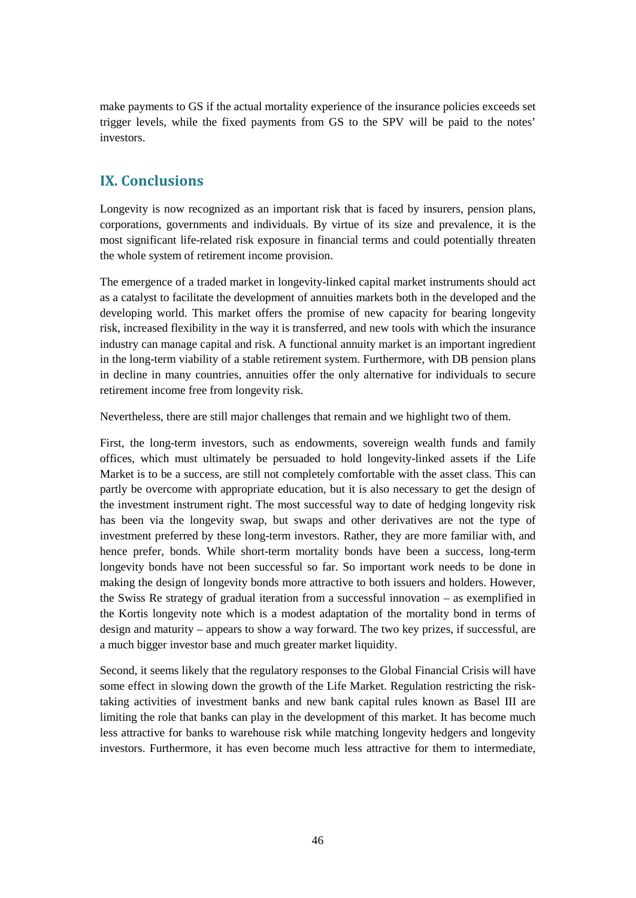make payments to GS if the actual mortality experience of the insurance policies exceeds set trigger levels, while the fixed payments from GS to the SPV will be paid to the notes' investors.

## IX. Conclusions

Longevity is now recognized as an important risk that is faced by insurers, pension plans, corporations, governments and individuals. By virtue of its size and prevalence, it is the most significant life-related risk exposure in financial terms and could potentially threaten the whole system of retirement income provision.

The emergence of a traded market in longevity-linked capital market instruments should act as a catalyst to facilitate the development of annuities markets both in the developed and the developing world. This market offers the promise of new capacity for bearing longevity risk, increased flexibility in the way it is transferred, and new tools with which the insurance industry can manage capital and risk. A functional annuity market is an important ingredient in the long-term viability of a stable retirement system. Furthermore, with DB pension plans in decline in many countries, annuities offer the only alternative for individuals to secure retirement income free from longevity risk.

Nevertheless, there are still major challenges that remain and we highlight two of them.

First, the long-term investors, such as endowments, sovereign wealth funds and family offices, which must ultimately be persuaded to hold longevity-linked assets if the Life Market is to be a success, are still not completely comfortable with the asset class. This can partly be overcome with appropriate education, but it is also necessary to get the design of the investment instrument right. The most successful way to date of hedging longevity risk has been via the longevity swap, but swaps and other derivatives are not the type of investment preferred by these long-term investors. Rather, they are more familiar with, and hence prefer, bonds. While short-term mortality bonds have been a success, long-term longevity bonds have not been successful so far. So important work needs to be done in making the design of longevity bonds more attractive to both issuers and holders. However, the Swiss Re strategy of gradual iteration from a successful innovation – as exemplified in the Kortis longevity note which is a modest adaptation of the mortality bond in terms of design and maturity – appears to show a way forward. The two key prizes, if successful, are a much bigger investor base and much greater market liquidity.

Second, it seems likely that the regulatory responses to the Global Financial Crisis will have some effect in slowing down the growth of the Life Market. Regulation restricting the risk-taking activities of investment banks and new bank capital rules known as Basel III are limiting the role that banks can play in the development of this market. It has become much less attractive for banks to warehouse risk while matching longevity hedgers and longevity investors. Furthermore, it has even become much less attractive for them to intermediate,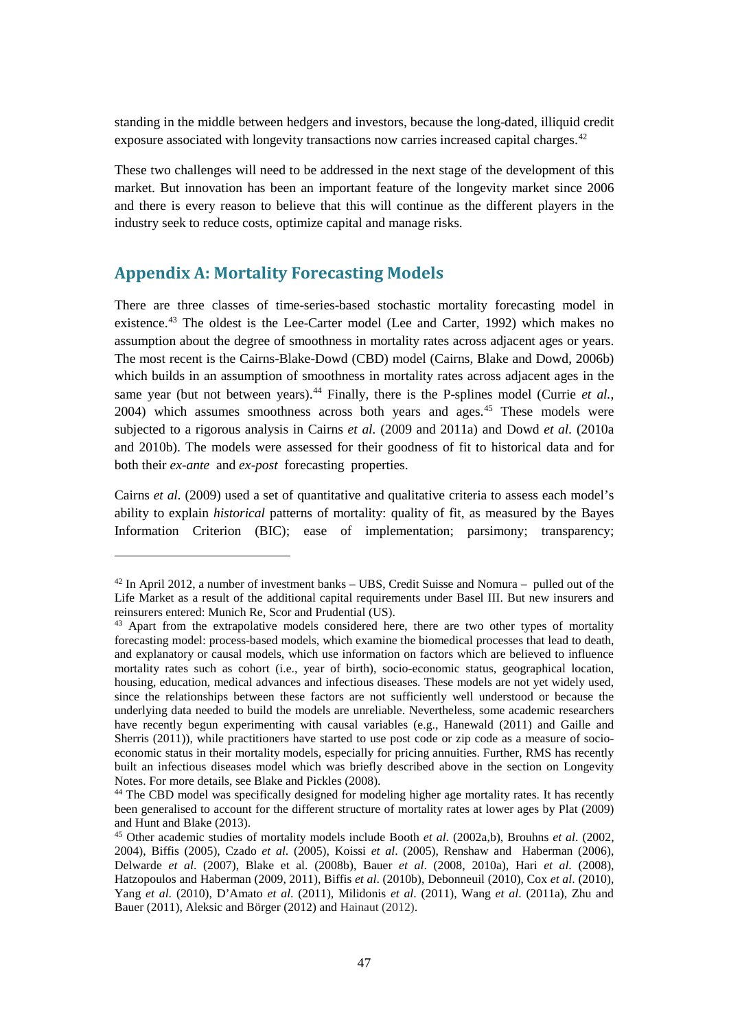standing in the middle between hedgers and investors, because the long-dated, illiquid credit exposure associated with longevity transactions now carries increased capital charges.[42]

These two challenges will need to be addressed in the next stage of the development of this market. But innovation has been an important feature of the longevity market since 2006 and there is every reason to believe that this will continue as the different players in the industry seek to reduce costs, optimize capital and manage risks.

## Appendix A: Mortality Forecasting Models

There are three classes of time-series-based stochastic mortality forecasting model in existence.[43] The oldest is the Lee-Carter model (Lee and Carter, 1992) which makes no assumption about the degree of smoothness in mortality rates across adjacent ages or years. The most recent is the Cairns-Blake-Dowd (CBD) model (Cairns, Blake and Dowd, 2006b) which builds in an assumption of smoothness in mortality rates across adjacent ages in the same year (but not between years).[44] Finally, there is the P-splines model (Currie *et al.*, 2004) which assumes smoothness across both years and ages.[45] These models were subjected to a rigorous analysis in Cairns *et al.* (2009 and 2011a) and Dowd *et al.* (2010a and 2010b). The models were assessed for their goodness of fit to historical data and for both their *ex-ante* and *ex-post* forecasting properties.

Cairns *et al*. (2009) used a set of quantitative and qualitative criteria to assess each model's ability to explain *historical* patterns of mortality: quality of fit, as measured by the Bayes Information Criterion (BIC); ease of implementation; parsimony; transparency;

---

[42] In April 2012, a number of investment banks – UBS, Credit Suisse and Nomura – pulled out of the Life Market as a result of the additional capital requirements under Basel III. But new insurers and reinsurers entered: Munich Re, Scor and Prudential (US).

[43] Apart from the extrapolative models considered here, there are two other types of mortality forecasting model: process-based models, which examine the biomedical processes that lead to death, and explanatory or causal models, which use information on factors which are believed to influence mortality rates such as cohort (i.e., year of birth), socio-economic status, geographical location, housing, education, medical advances and infectious diseases. These models are not yet widely used, since the relationships between these factors are not sufficiently well understood or because the underlying data needed to build the models are unreliable. Nevertheless, some academic researchers have recently begun experimenting with causal variables (e.g., Hanewald (2011) and Gaille and Sherris (2011)), while practitioners have started to use post code or zip code as a measure of socio-economic status in their mortality models, especially for pricing annuities. Further, RMS has recently built an infectious diseases model which was briefly described above in the section on Longevity Notes. For more details, see Blake and Pickles (2008).

[44] The CBD model was specifically designed for modeling higher age mortality rates. It has recently been generalised to account for the different structure of mortality rates at lower ages by Plat (2009) and Hunt and Blake (2013).

[45] Other academic studies of mortality models include Booth *et al*. (2002a,b), Brouhns *et al*. (2002, 2004), Biffis (2005), Czado *et al*. (2005), Koissi *et al*. (2005), Renshaw and Haberman (2006), Delwarde *et al*. (2007), Blake et al. (2008b), Bauer *et al*. (2008, 2010a), Hari *et al*. (2008), Hatzopoulos and Haberman (2009, 2011), Biffis *et al*. (2010b), Debonneuil (2010), Cox *et al*. (2010), Yang *et al*. (2010), D'Amato *et al.* (2011), Milidonis *et al*. (2011), Wang *et al*. (2011a), Zhu and Bauer (2011), Aleksic and Börger (2012) and Hainaut (2012).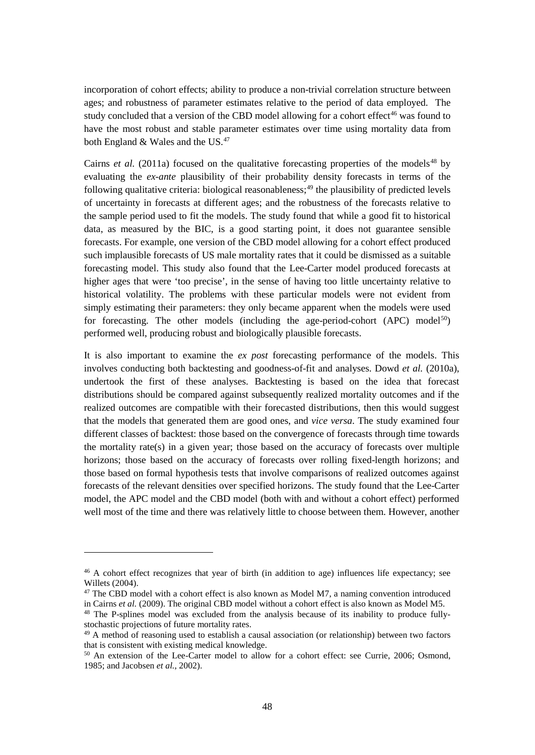incorporation of cohort effects; ability to produce a non-trivial correlation structure between ages; and robustness of parameter estimates relative to the period of data employed. The study concluded that a version of the CBD model allowing for a cohort effect[46] was found to have the most robust and stable parameter estimates over time using mortality data from both England & Wales and the US.[47]

Cairns *et al.* (2011a) focused on the qualitative forecasting properties of the models[48] by evaluating the *ex-ante* plausibility of their probability density forecasts in terms of the following qualitative criteria: biological reasonableness;[49] the plausibility of predicted levels of uncertainty in forecasts at different ages; and the robustness of the forecasts relative to the sample period used to fit the models. The study found that while a good fit to historical data, as measured by the BIC, is a good starting point, it does not guarantee sensible forecasts. For example, one version of the CBD model allowing for a cohort effect produced such implausible forecasts of US male mortality rates that it could be dismissed as a suitable forecasting model. This study also found that the Lee-Carter model produced forecasts at higher ages that were 'too precise', in the sense of having too little uncertainty relative to historical volatility. The problems with these particular models were not evident from simply estimating their parameters: they only became apparent when the models were used for forecasting. The other models (including the age-period-cohort (APC) model[50]) performed well, producing robust and biologically plausible forecasts.

It is also important to examine the *ex post* forecasting performance of the models. This involves conducting both backtesting and goodness-of-fit and analyses. Dowd *et al.* (2010a), undertook the first of these analyses. Backtesting is based on the idea that forecast distributions should be compared against subsequently realized mortality outcomes and if the realized outcomes are compatible with their forecasted distributions, then this would suggest that the models that generated them are good ones, and *vice versa*. The study examined four different classes of backtest: those based on the convergence of forecasts through time towards the mortality rate(s) in a given year; those based on the accuracy of forecasts over multiple horizons; those based on the accuracy of forecasts over rolling fixed-length horizons; and those based on formal hypothesis tests that involve comparisons of realized outcomes against forecasts of the relevant densities over specified horizons. The study found that the Lee-Carter model, the APC model and the CBD model (both with and without a cohort effect) performed well most of the time and there was relatively little to choose between them. However, another

---

[46] A cohort effect recognizes that year of birth (in addition to age) influences life expectancy; see Willets (2004).

[47] The CBD model with a cohort effect is also known as Model M7, a naming convention introduced in Cairns *et al.* (2009). The original CBD model without a cohort effect is also known as Model M5.

[48] The P-splines model was excluded from the analysis because of its inability to produce fully-stochastic projections of future mortality rates.

[49] A method of reasoning used to establish a causal association (or relationship) between two factors that is consistent with existing medical knowledge.

[50] An extension of the Lee-Carter model to allow for a cohort effect: see Currie, 2006; Osmond, 1985; and Jacobsen *et al.*, 2002).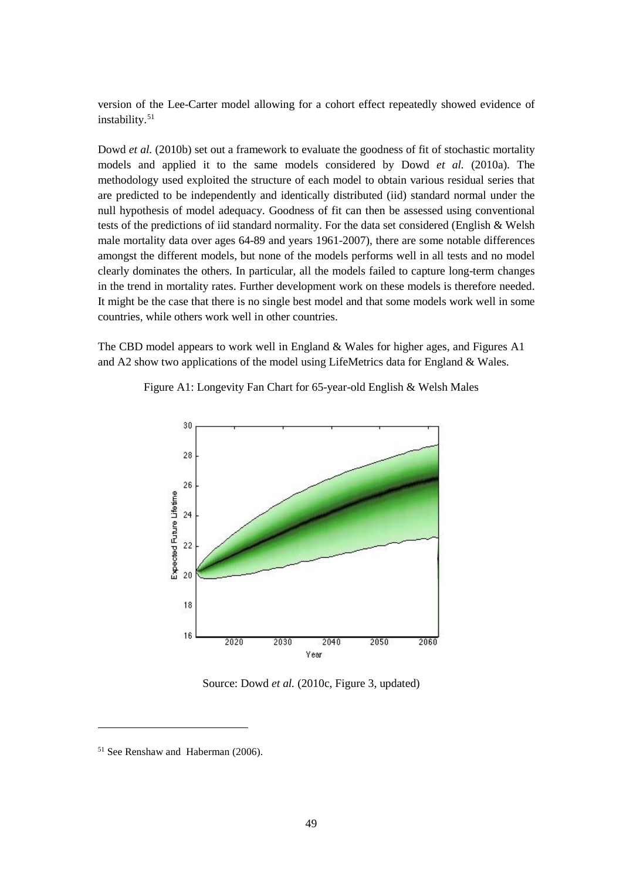version of the Lee-Carter model allowing for a cohort effect repeatedly showed evidence of instability.[51]

Dowd *et al.* (2010b) set out a framework to evaluate the goodness of fit of stochastic mortality models and applied it to the same models considered by Dowd *et al.* (2010a). The methodology used exploited the structure of each model to obtain various residual series that are predicted to be independently and identically distributed (iid) standard normal under the null hypothesis of model adequacy. Goodness of fit can then be assessed using conventional tests of the predictions of iid standard normality. For the data set considered (English & Welsh male mortality data over ages 64-89 and years 1961-2007), there are some notable differences amongst the different models, but none of the models performs well in all tests and no model clearly dominates the others. In particular, all the models failed to capture long-term changes in the trend in mortality rates. Further development work on these models is therefore needed. It might be the case that there is no single best model and that some models work well in some countries, while others work well in other countries.

The CBD model appears to work well in England & Wales for higher ages, and Figures A1 and A2 show two applications of the model using LifeMetrics data for England & Wales.

Figure A1: Longevity Fan Chart for 65-year-old English & Welsh Males

Source: Dowd *et al.* (2010c, Figure 3, updated)

[51] See Renshaw and Haberman (2006).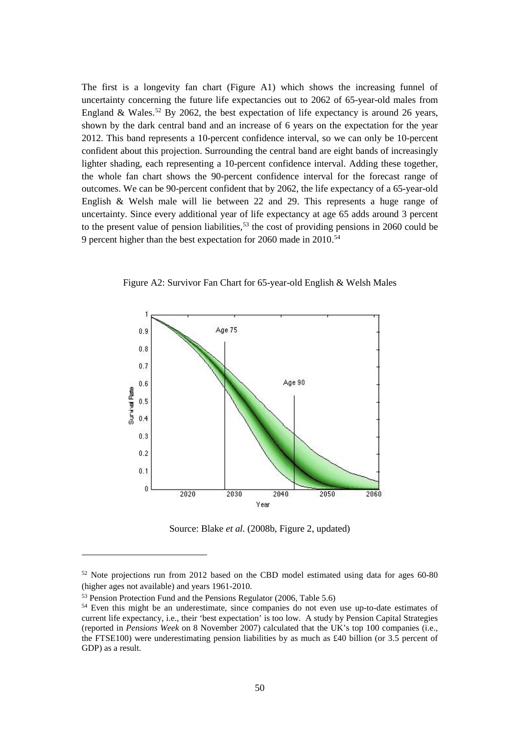The first is a longevity fan chart (Figure A1) which shows the increasing funnel of uncertainty concerning the future life expectancies out to 2062 of 65-year-old males from England & Wales.[52] By 2062, the best expectation of life expectancy is around 26 years, shown by the dark central band and an increase of 6 years on the expectation for the year 2012. This band represents a 10-percent confidence interval, so we can only be 10-percent confident about this projection. Surrounding the central band are eight bands of increasingly lighter shading, each representing a 10-percent confidence interval. Adding these together, the whole fan chart shows the 90-percent confidence interval for the forecast range of outcomes. We can be 90-percent confident that by 2062, the life expectancy of a 65-year-old English & Welsh male will lie between 22 and 29. This represents a huge range of uncertainty. Since every additional year of life expectancy at age 65 adds around 3 percent to the present value of pension liabilities,[53] the cost of providing pensions in 2060 could be 9 percent higher than the best expectation for 2060 made in 2010.[54]

Figure A2: Survivor Fan Chart for 65-year-old English & Welsh Males

Source: Blake *et al.* (2008b, Figure 2, updated)

---

[52] Note projections run from 2012 based on the CBD model estimated using data for ages 60-80 (higher ages not available) and years 1961-2010.

[53] Pension Protection Fund and the Pensions Regulator (2006, Table 5.6)

[54] Even this might be an underestimate, since companies do not even use up-to-date estimates of current life expectancy, i.e., their 'best expectation' is too low. A study by Pension Capital Strategies (reported in *Pensions Week* on 8 November 2007) calculated that the UK's top 100 companies (i.e., the FTSE100) were underestimating pension liabilities by as much as £40 billion (or 3.5 percent of GDP) as a result.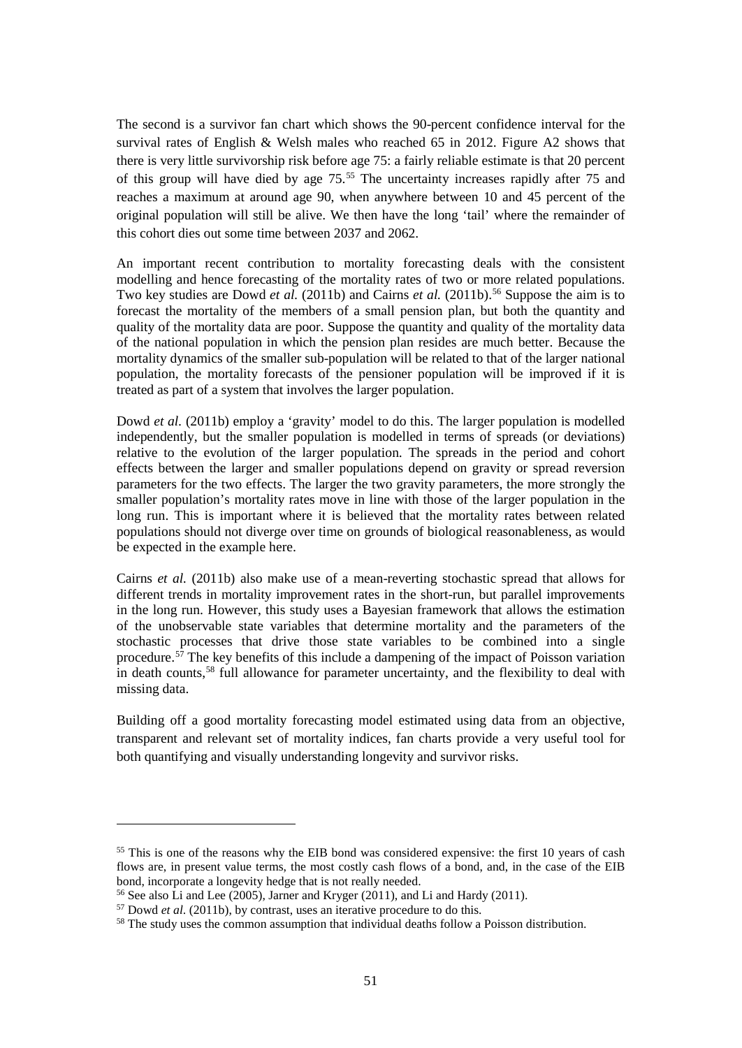The second is a survivor fan chart which shows the 90-percent confidence interval for the survival rates of English & Welsh males who reached 65 in 2012. Figure A2 shows that there is very little survivorship risk before age 75: a fairly reliable estimate is that 20 percent of this group will have died by age 75.[55] The uncertainty increases rapidly after 75 and reaches a maximum at around age 90, when anywhere between 10 and 45 percent of the original population will still be alive. We then have the long 'tail' where the remainder of this cohort dies out some time between 2037 and 2062.

An important recent contribution to mortality forecasting deals with the consistent modelling and hence forecasting of the mortality rates of two or more related populations. Two key studies are Dowd *et al.* (2011b) and Cairns *et al.* (2011b).[56] Suppose the aim is to forecast the mortality of the members of a small pension plan, but both the quantity and quality of the mortality data are poor. Suppose the quantity and quality of the mortality data of the national population in which the pension plan resides are much better. Because the mortality dynamics of the smaller sub-population will be related to that of the larger national population, the mortality forecasts of the pensioner population will be improved if it is treated as part of a system that involves the larger population.

Dowd *et al.* (2011b) employ a 'gravity' model to do this. The larger population is modelled independently, but the smaller population is modelled in terms of spreads (or deviations) relative to the evolution of the larger population. The spreads in the period and cohort effects between the larger and smaller populations depend on gravity or spread reversion parameters for the two effects. The larger the two gravity parameters, the more strongly the smaller population's mortality rates move in line with those of the larger population in the long run. This is important where it is believed that the mortality rates between related populations should not diverge over time on grounds of biological reasonableness, as would be expected in the example here.

Cairns *et al.* (2011b) also make use of a mean-reverting stochastic spread that allows for different trends in mortality improvement rates in the short-run, but parallel improvements in the long run. However, this study uses a Bayesian framework that allows the estimation of the unobservable state variables that determine mortality and the parameters of the stochastic processes that drive those state variables to be combined into a single procedure.[57] The key benefits of this include a dampening of the impact of Poisson variation in death counts,[58] full allowance for parameter uncertainty, and the flexibility to deal with missing data.

Building off a good mortality forecasting model estimated using data from an objective, transparent and relevant set of mortality indices, fan charts provide a very useful tool for both quantifying and visually understanding longevity and survivor risks.

---

[55] This is one of the reasons why the EIB bond was considered expensive: the first 10 years of cash flows are, in present value terms, the most costly cash flows of a bond, and, in the case of the EIB bond, incorporate a longevity hedge that is not really needed.

[56] See also Li and Lee (2005), Jarner and Kryger (2011), and Li and Hardy (2011).

[57] Dowd *et al.* (2011b), by contrast, uses an iterative procedure to do this.

[58] The study uses the common assumption that individual deaths follow a Poisson distribution.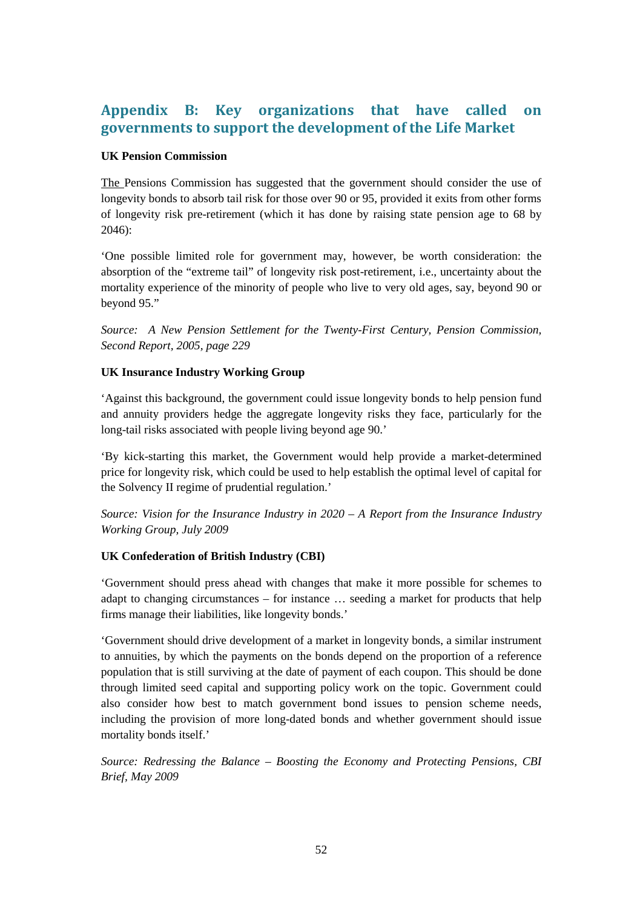# Appendix B: Key organizations that have called on governments to support the development of the Life Market

**UK Pension Commission**

The Pensions Commission has suggested that the government should consider the use of longevity bonds to absorb tail risk for those over 90 or 95, provided it exits from other forms of longevity risk pre-retirement (which it has done by raising state pension age to 68 by 2046):

'One possible limited role for government may, however, be worth consideration: the absorption of the "extreme tail" of longevity risk post-retirement, i.e., uncertainty about the mortality experience of the minority of people who live to very old ages, say, beyond 90 or beyond 95."

*Source: A New Pension Settlement for the Twenty-First Century, Pension Commission, Second Report, 2005, page 229*

**UK Insurance Industry Working Group**

'Against this background, the government could issue longevity bonds to help pension fund and annuity providers hedge the aggregate longevity risks they face, particularly for the long-tail risks associated with people living beyond age 90.'

'By kick-starting this market, the Government would help provide a market-determined price for longevity risk, which could be used to help establish the optimal level of capital for the Solvency II regime of prudential regulation.'

*Source: Vision for the Insurance Industry in 2020 – A Report from the Insurance Industry Working Group, July 2009*

**UK Confederation of British Industry (CBI)**

'Government should press ahead with changes that make it more possible for schemes to adapt to changing circumstances – for instance … seeding a market for products that help firms manage their liabilities, like longevity bonds.'

'Government should drive development of a market in longevity bonds, a similar instrument to annuities, by which the payments on the bonds depend on the proportion of a reference population that is still surviving at the date of payment of each coupon. This should be done through limited seed capital and supporting policy work on the topic. Government could also consider how best to match government bond issues to pension scheme needs, including the provision of more long-dated bonds and whether government should issue mortality bonds itself.'

*Source: Redressing the Balance – Boosting the Economy and Protecting Pensions, CBI Brief, May 2009*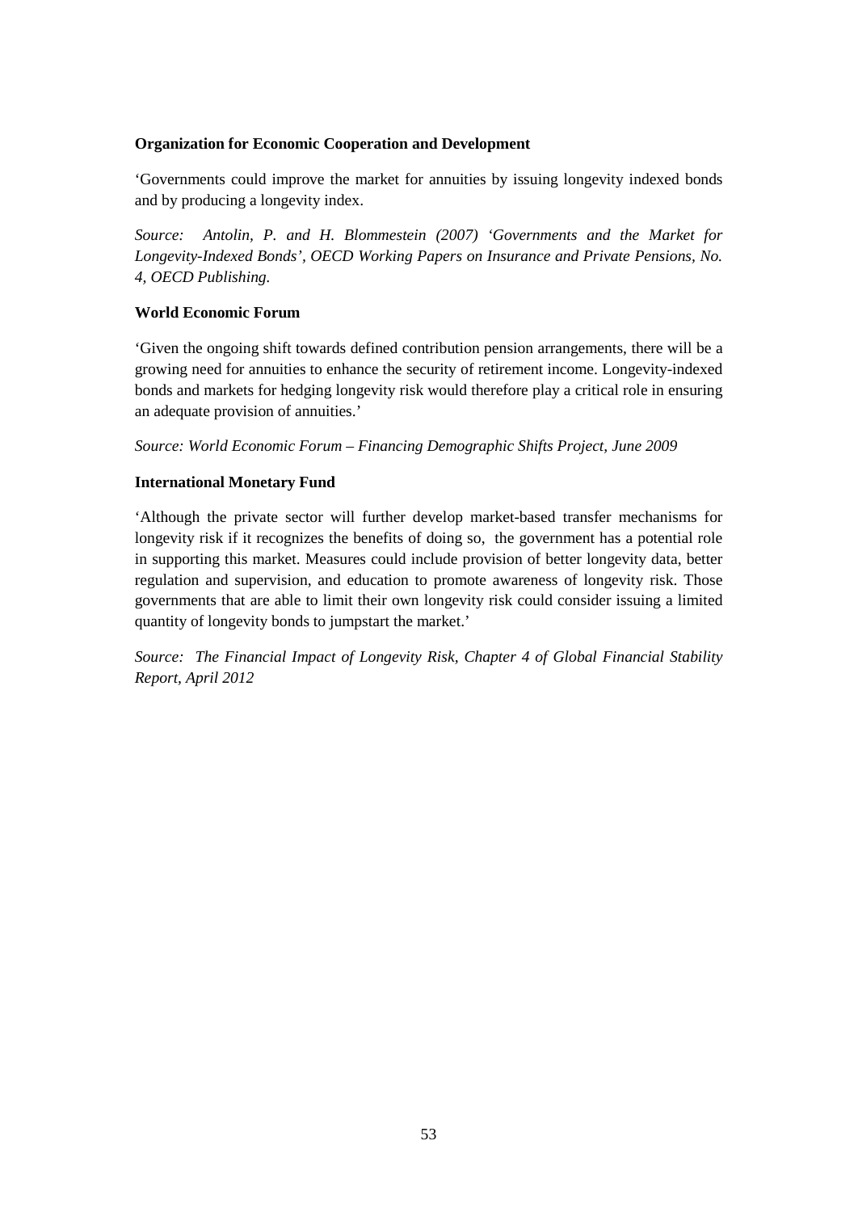**Organization for Economic Cooperation and Development**

'Governments could improve the market for annuities by issuing longevity indexed bonds and by producing a longevity index.

*Source: Antolin, P. and H. Blommestein (2007) 'Governments and the Market for Longevity-Indexed Bonds', OECD Working Papers on Insurance and Private Pensions, No. 4, OECD Publishing.*

**World Economic Forum**

'Given the ongoing shift towards defined contribution pension arrangements, there will be a growing need for annuities to enhance the security of retirement income. Longevity-indexed bonds and markets for hedging longevity risk would therefore play a critical role in ensuring an adequate provision of annuities.'

*Source: World Economic Forum – Financing Demographic Shifts Project, June 2009*

**International Monetary Fund**

'Although the private sector will further develop market-based transfer mechanisms for longevity risk if it recognizes the benefits of doing so, the government has a potential role in supporting this market. Measures could include provision of better longevity data, better regulation and supervision, and education to promote awareness of longevity risk. Those governments that are able to limit their own longevity risk could consider issuing a limited quantity of longevity bonds to jumpstart the market.'

*Source: The Financial Impact of Longevity Risk, Chapter 4 of Global Financial Stability Report, April 2012*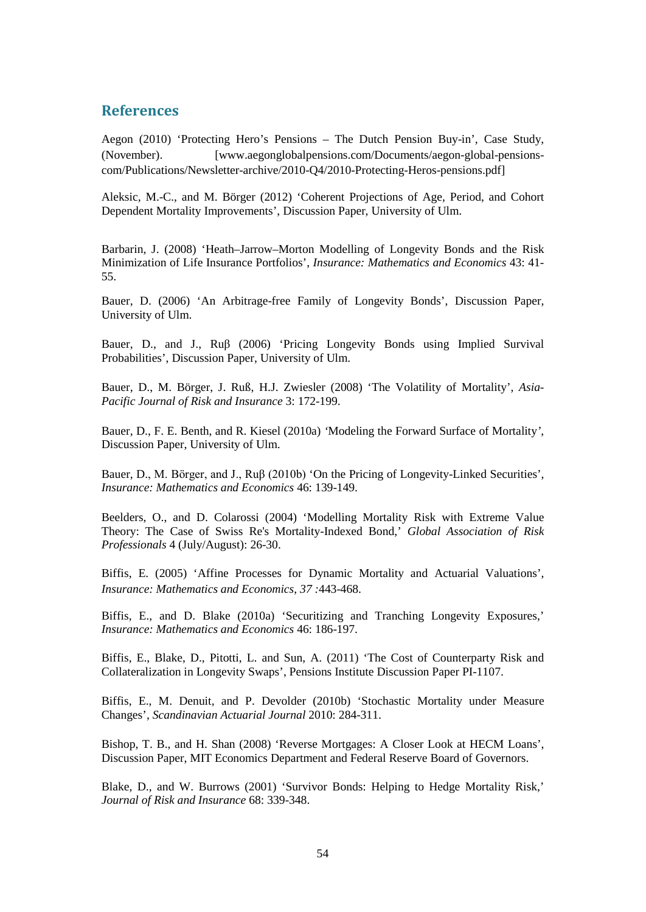## References

Aegon (2010) 'Protecting Hero's Pensions – The Dutch Pension Buy-in', Case Study, (November). [www.aegonglobalpensions.com/Documents/aegon-global-pensions-com/Publications/Newsletter-archive/2010-Q4/2010-Protecting-Heros-pensions.pdf]

Aleksic, M.-C., and M. Börger (2012) 'Coherent Projections of Age, Period, and Cohort Dependent Mortality Improvements', Discussion Paper, University of Ulm.

Barbarin, J. (2008) 'Heath–Jarrow–Morton Modelling of Longevity Bonds and the Risk Minimization of Life Insurance Portfolios', *Insurance: Mathematics and Economics* 43: 41-55.

Bauer, D. (2006) 'An Arbitrage-free Family of Longevity Bonds', Discussion Paper, University of Ulm.

Bauer, D., and J., Ruβ (2006) 'Pricing Longevity Bonds using Implied Survival Probabilities', Discussion Paper, University of Ulm.

Bauer, D., M. Börger, J. Ruß, H.J. Zwiesler (2008) 'The Volatility of Mortality', *Asia-Pacific Journal of Risk and Insurance* 3: 172-199.

Bauer, D., F. E. Benth, and R. Kiesel (2010a) 'Modeling the Forward Surface of Mortality', Discussion Paper, University of Ulm.

Bauer, D., M. Börger, and J., Ruβ (2010b) 'On the Pricing of Longevity-Linked Securities', *Insurance: Mathematics and Economics* 46: 139-149.

Beelders, O., and D. Colarossi (2004) 'Modelling Mortality Risk with Extreme Value Theory: The Case of Swiss Re's Mortality-Indexed Bond,' *Global Association of Risk Professionals* 4 (July/August): 26-30.

Biffis, E. (2005) 'Affine Processes for Dynamic Mortality and Actuarial Valuations', *Insurance: Mathematics and Economics, 37* :443-468.

Biffis, E., and D. Blake (2010a) 'Securitizing and Tranching Longevity Exposures,' *Insurance: Mathematics and Economics* 46: 186-197.

Biffis, E., Blake, D., Pitotti, L. and Sun, A. (2011) 'The Cost of Counterparty Risk and Collateralization in Longevity Swaps', Pensions Institute Discussion Paper PI-1107.

Biffis, E., M. Denuit, and P. Devolder (2010b) 'Stochastic Mortality under Measure Changes', *Scandinavian Actuarial Journal* 2010: 284-311.

Bishop, T. B., and H. Shan (2008) 'Reverse Mortgages: A Closer Look at HECM Loans', Discussion Paper, MIT Economics Department and Federal Reserve Board of Governors.

Blake, D., and W. Burrows (2001) 'Survivor Bonds: Helping to Hedge Mortality Risk,' *Journal of Risk and Insurance* 68: 339-348.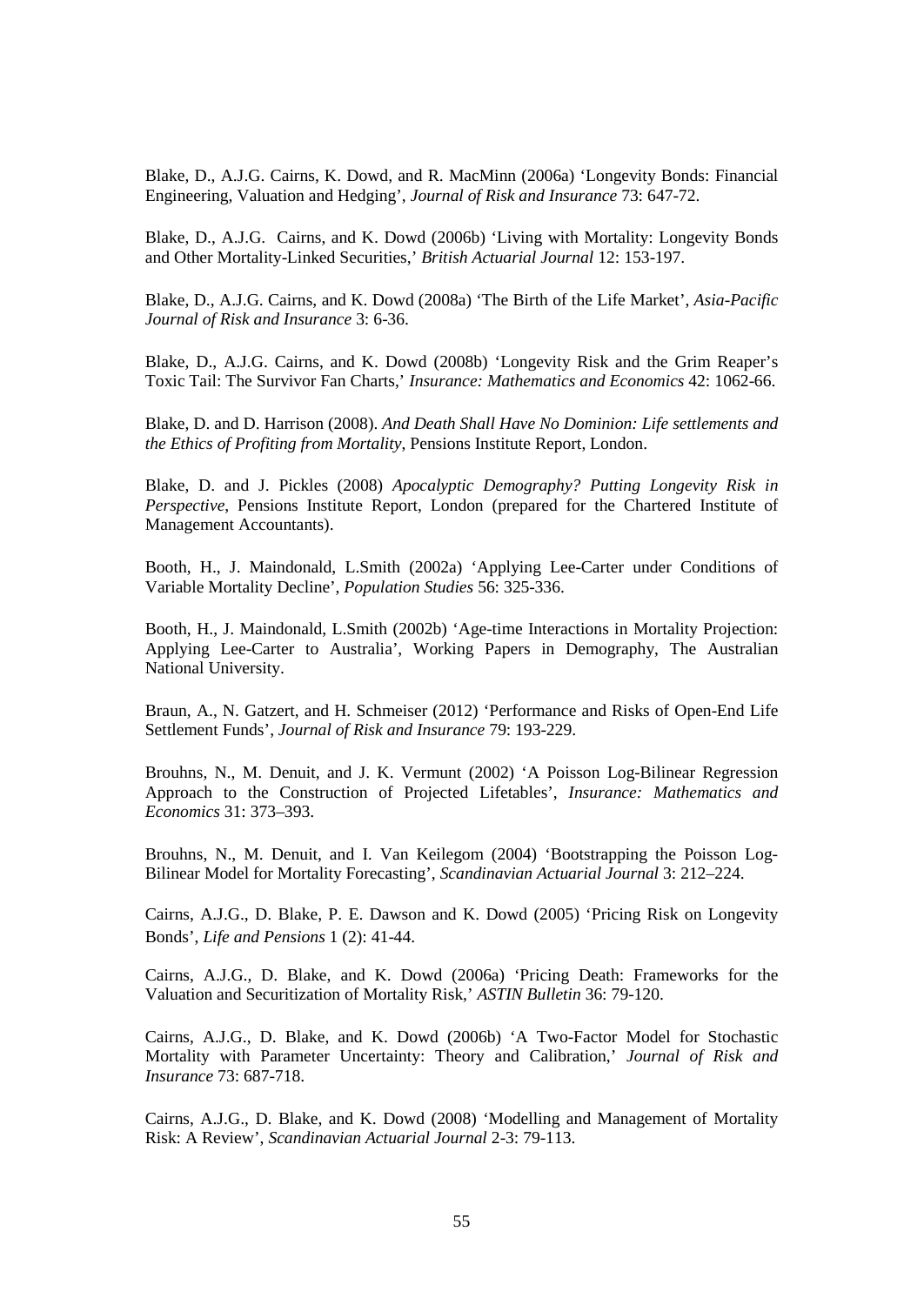Blake, D., A.J.G. Cairns, K. Dowd, and R. MacMinn (2006a) 'Longevity Bonds: Financial Engineering, Valuation and Hedging', *Journal of Risk and Insurance* 73: 647-72.

Blake, D., A.J.G. Cairns, and K. Dowd (2006b) 'Living with Mortality: Longevity Bonds and Other Mortality-Linked Securities,' *British Actuarial Journal* 12: 153-197.

Blake, D., A.J.G. Cairns, and K. Dowd (2008a) 'The Birth of the Life Market', *Asia-Pacific Journal of Risk and Insurance* 3: 6-36.

Blake, D., A.J.G. Cairns, and K. Dowd (2008b) 'Longevity Risk and the Grim Reaper's Toxic Tail: The Survivor Fan Charts,' *Insurance: Mathematics and Economics* 42: 1062-66.

Blake, D. and D. Harrison (2008). *And Death Shall Have No Dominion: Life settlements and the Ethics of Profiting from Mortality*, Pensions Institute Report, London.

Blake, D. and J. Pickles (2008) *Apocalyptic Demography? Putting Longevity Risk in Perspective*, Pensions Institute Report, London (prepared for the Chartered Institute of Management Accountants).

Booth, H., J. Maindonald, L.Smith (2002a) 'Applying Lee-Carter under Conditions of Variable Mortality Decline', *Population Studies* 56: 325-336.

Booth, H., J. Maindonald, L.Smith (2002b) 'Age-time Interactions in Mortality Projection: Applying Lee-Carter to Australia', Working Papers in Demography, The Australian National University.

Braun, A., N. Gatzert, and H. Schmeiser (2012) 'Performance and Risks of Open-End Life Settlement Funds', *Journal of Risk and Insurance* 79: 193-229.

Brouhns, N., M. Denuit, and J. K. Vermunt (2002) 'A Poisson Log-Bilinear Regression Approach to the Construction of Projected Lifetables', *Insurance: Mathematics and Economics* 31: 373–393.

Brouhns, N., M. Denuit, and I. Van Keilegom (2004) 'Bootstrapping the Poisson Log-Bilinear Model for Mortality Forecasting', *Scandinavian Actuarial Journal* 3: 212–224.

Cairns, A.J.G., D. Blake, P. E. Dawson and K. Dowd (2005) 'Pricing Risk on Longevity Bonds', *Life and Pensions* 1 (2): 41-44.

Cairns, A.J.G., D. Blake, and K. Dowd (2006a) 'Pricing Death: Frameworks for the Valuation and Securitization of Mortality Risk,' *ASTIN Bulletin* 36: 79-120.

Cairns, A.J.G., D. Blake, and K. Dowd (2006b) 'A Two-Factor Model for Stochastic Mortality with Parameter Uncertainty: Theory and Calibration,' *Journal of Risk and Insurance* 73: 687-718.

Cairns, A.J.G., D. Blake, and K. Dowd (2008) 'Modelling and Management of Mortality Risk: A Review', *Scandinavian Actuarial Journal* 2-3: 79-113.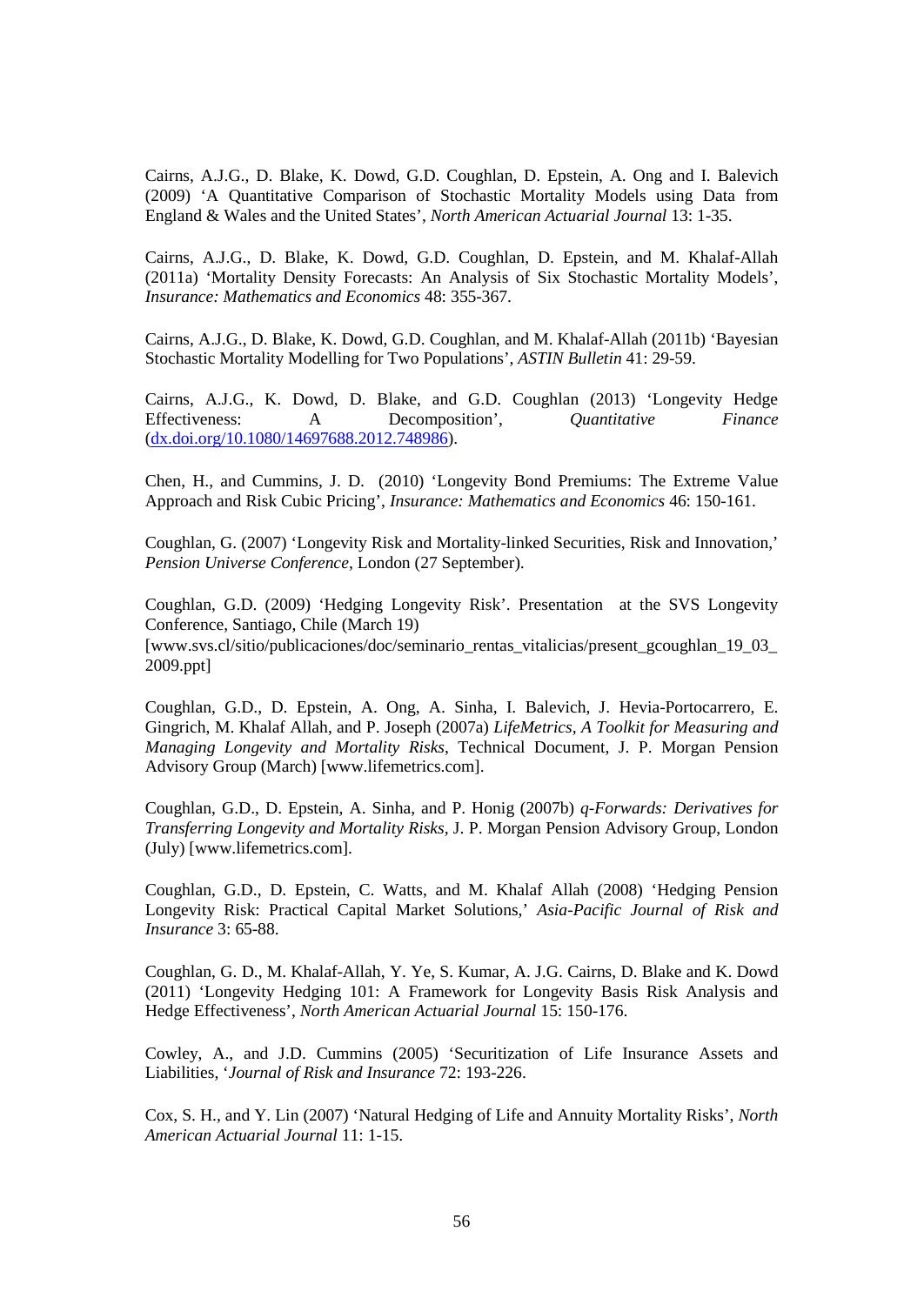Cairns, A.J.G., D. Blake, K. Dowd, G.D. Coughlan, D. Epstein, A. Ong and I. Balevich (2009) 'A Quantitative Comparison of Stochastic Mortality Models using Data from England & Wales and the United States', *North American Actuarial Journal* 13: 1-35.

Cairns, A.J.G., D. Blake, K. Dowd, G.D. Coughlan, D. Epstein, and M. Khalaf-Allah (2011a) 'Mortality Density Forecasts: An Analysis of Six Stochastic Mortality Models', *Insurance: Mathematics and Economics* 48: 355-367.

Cairns, A.J.G., D. Blake, K. Dowd, G.D. Coughlan, and M. Khalaf-Allah (2011b) 'Bayesian Stochastic Mortality Modelling for Two Populations', *ASTIN Bulletin* 41: 29-59.

Cairns, A.J.G., K. Dowd, D. Blake, and G.D. Coughlan (2013) 'Longevity Hedge Effectiveness: A Decomposition', *Quantitative Finance* (dx.doi.org/10.1080/14697688.2012.748986).

Chen, H., and Cummins, J. D. (2010) 'Longevity Bond Premiums: The Extreme Value Approach and Risk Cubic Pricing', *Insurance: Mathematics and Economics* 46: 150-161.

Coughlan, G. (2007) 'Longevity Risk and Mortality-linked Securities, Risk and Innovation,' *Pension Universe Conference*, London (27 September).

Coughlan, G.D. (2009) 'Hedging Longevity Risk'. Presentation at the SVS Longevity Conference, Santiago, Chile (March 19) [www.svs.cl/sitio/publicaciones/doc/seminario_rentas_vitalicias/present_gcoughlan_19_03_2009.ppt]

Coughlan, G.D., D. Epstein, A. Ong, A. Sinha, I. Balevich, J. Hevia-Portocarrero, E. Gingrich, M. Khalaf Allah, and P. Joseph (2007a) *LifeMetrics, A Toolkit for Measuring and Managing Longevity and Mortality Risks*, Technical Document, J. P. Morgan Pension Advisory Group (March) [www.lifemetrics.com].

Coughlan, G.D., D. Epstein, A. Sinha, and P. Honig (2007b) *q-Forwards: Derivatives for Transferring Longevity and Mortality Risks*, J. P. Morgan Pension Advisory Group, London (July) [www.lifemetrics.com].

Coughlan, G.D., D. Epstein, C. Watts, and M. Khalaf Allah (2008) 'Hedging Pension Longevity Risk: Practical Capital Market Solutions,' *Asia-Pacific Journal of Risk and Insurance* 3: 65-88.

Coughlan, G. D., M. Khalaf-Allah, Y. Ye, S. Kumar, A. J.G. Cairns, D. Blake and K. Dowd (2011) 'Longevity Hedging 101: A Framework for Longevity Basis Risk Analysis and Hedge Effectiveness', *North American Actuarial Journal* 15: 150-176.

Cowley, A., and J.D. Cummins (2005) 'Securitization of Life Insurance Assets and Liabilities, '*Journal of Risk and Insurance* 72: 193-226.

Cox, S. H., and Y. Lin (2007) 'Natural Hedging of Life and Annuity Mortality Risks', *North American Actuarial Journal* 11: 1-15.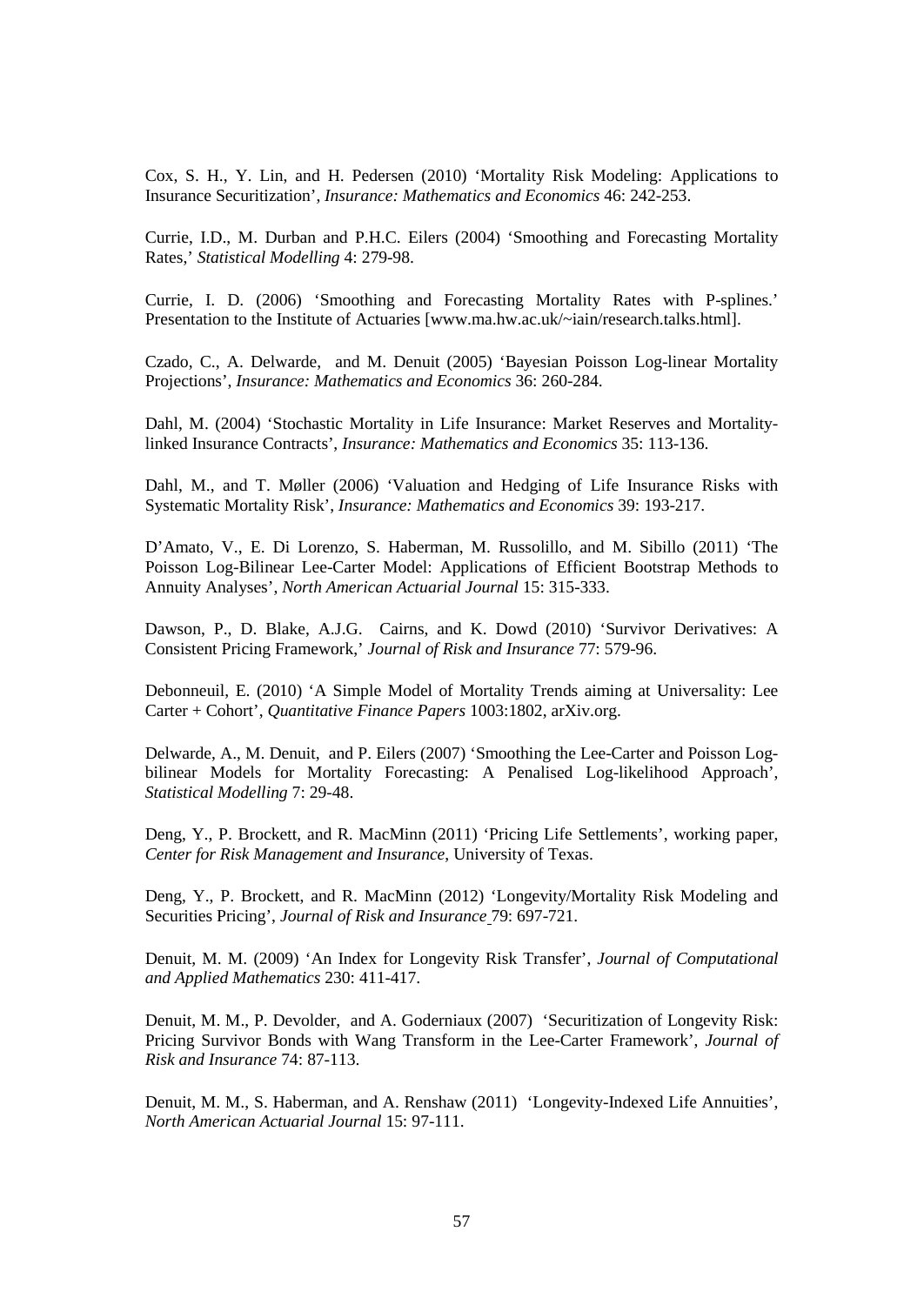Cox, S. H., Y. Lin, and H. Pedersen (2010) 'Mortality Risk Modeling: Applications to Insurance Securitization', *Insurance: Mathematics and Economics* 46: 242-253.

Currie, I.D., M. Durban and P.H.C. Eilers (2004) 'Smoothing and Forecasting Mortality Rates,' *Statistical Modelling* 4: 279-98.

Currie, I. D. (2006) 'Smoothing and Forecasting Mortality Rates with P-splines.' Presentation to the Institute of Actuaries [www.ma.hw.ac.uk/~iain/research.talks.html].

Czado, C., A. Delwarde, and M. Denuit (2005) 'Bayesian Poisson Log-linear Mortality Projections', *Insurance: Mathematics and Economics* 36: 260-284.

Dahl, M. (2004) 'Stochastic Mortality in Life Insurance: Market Reserves and Mortality-linked Insurance Contracts', *Insurance: Mathematics and Economics* 35: 113-136.

Dahl, M., and T. Møller (2006) 'Valuation and Hedging of Life Insurance Risks with Systematic Mortality Risk', *Insurance: Mathematics and Economics* 39: 193-217.

D'Amato, V., E. Di Lorenzo, S. Haberman, M. Russolillo, and M. Sibillo (2011) 'The Poisson Log-Bilinear Lee-Carter Model: Applications of Efficient Bootstrap Methods to Annuity Analyses', *North American Actuarial Journal* 15: 315-333.

Dawson, P., D. Blake, A.J.G. Cairns, and K. Dowd (2010) 'Survivor Derivatives: A Consistent Pricing Framework,' *Journal of Risk and Insurance* 77: 579-96.

Debonneuil, E. (2010) 'A Simple Model of Mortality Trends aiming at Universality: Lee Carter + Cohort', *Quantitative Finance Papers* 1003:1802, arXiv.org.

Delwarde, A., M. Denuit, and P. Eilers (2007) 'Smoothing the Lee-Carter and Poisson Log-bilinear Models for Mortality Forecasting: A Penalised Log-likelihood Approach', *Statistical Modelling* 7: 29-48.

Deng, Y., P. Brockett, and R. MacMinn (2011) 'Pricing Life Settlements', working paper, *Center for Risk Management and Insurance*, University of Texas.

Deng, Y., P. Brockett, and R. MacMinn (2012) 'Longevity/Mortality Risk Modeling and Securities Pricing', *Journal of Risk and Insurance* 79: 697-721.

Denuit, M. M. (2009) 'An Index for Longevity Risk Transfer', *Journal of Computational and Applied Mathematics* 230: 411-417.

Denuit, M. M., P. Devolder, and A. Goderniaux (2007) 'Securitization of Longevity Risk: Pricing Survivor Bonds with Wang Transform in the Lee-Carter Framework', *Journal of Risk and Insurance* 74: 87-113.

Denuit, M. M., S. Haberman, and A. Renshaw (2011) 'Longevity-Indexed Life Annuities', *North American Actuarial Journal* 15: 97-111.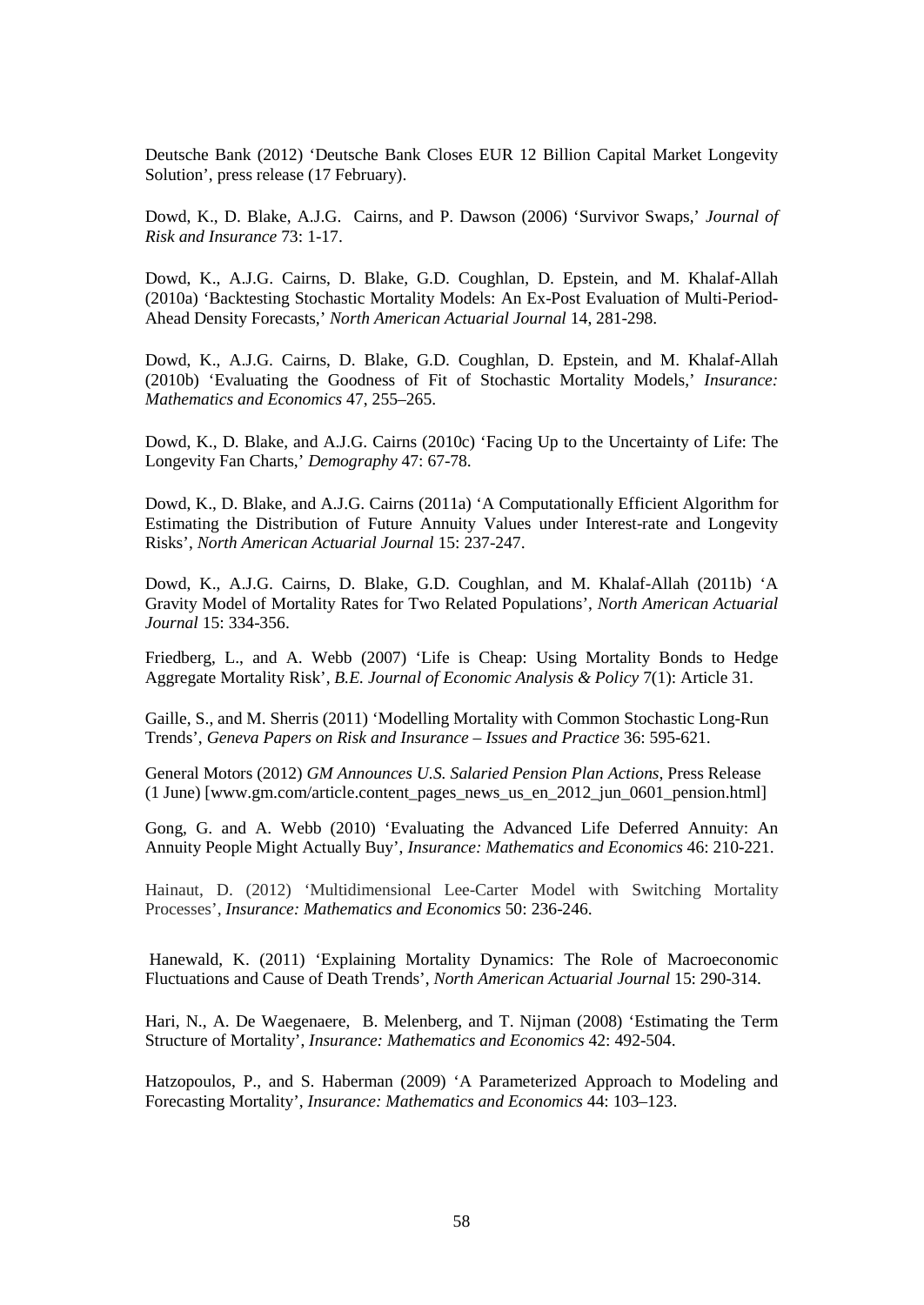Deutsche Bank (2012) 'Deutsche Bank Closes EUR 12 Billion Capital Market Longevity Solution', press release (17 February).

Dowd, K., D. Blake, A.J.G. Cairns, and P. Dawson (2006) 'Survivor Swaps,' *Journal of Risk and Insurance* 73: 1-17.

Dowd, K., A.J.G. Cairns, D. Blake, G.D. Coughlan, D. Epstein, and M. Khalaf-Allah (2010a) 'Backtesting Stochastic Mortality Models: An Ex-Post Evaluation of Multi-Period-Ahead Density Forecasts,' *North American Actuarial Journal* 14, 281-298.

Dowd, K., A.J.G. Cairns, D. Blake, G.D. Coughlan, D. Epstein, and M. Khalaf-Allah (2010b) 'Evaluating the Goodness of Fit of Stochastic Mortality Models,' *Insurance: Mathematics and Economics* 47, 255–265.

Dowd, K., D. Blake, and A.J.G. Cairns (2010c) 'Facing Up to the Uncertainty of Life: The Longevity Fan Charts,' *Demography* 47: 67-78.

Dowd, K., D. Blake, and A.J.G. Cairns (2011a) 'A Computationally Efficient Algorithm for Estimating the Distribution of Future Annuity Values under Interest-rate and Longevity Risks', *North American Actuarial Journal* 15: 237-247.

Dowd, K., A.J.G. Cairns, D. Blake, G.D. Coughlan, and M. Khalaf-Allah (2011b) 'A Gravity Model of Mortality Rates for Two Related Populations', *North American Actuarial Journal* 15: 334-356.

Friedberg, L., and A. Webb (2007) 'Life is Cheap: Using Mortality Bonds to Hedge Aggregate Mortality Risk', *B.E. Journal of Economic Analysis & Policy* 7(1): Article 31.

Gaille, S., and M. Sherris (2011) 'Modelling Mortality with Common Stochastic Long-Run Trends', *Geneva Papers on Risk and Insurance – Issues and Practice* 36: 595-621.

General Motors (2012) *GM Announces U.S. Salaried Pension Plan Actions*, Press Release (1 June) [www.gm.com/article.content_pages_news_us_en_2012_jun_0601_pension.html]

Gong, G. and A. Webb (2010) 'Evaluating the Advanced Life Deferred Annuity: An Annuity People Might Actually Buy', *Insurance: Mathematics and Economics* 46: 210-221.

Hainaut, D. (2012) 'Multidimensional Lee-Carter Model with Switching Mortality Processes', *Insurance: Mathematics and Economics* 50: 236-246.

Hanewald, K. (2011) 'Explaining Mortality Dynamics: The Role of Macroeconomic Fluctuations and Cause of Death Trends', *North American Actuarial Journal* 15: 290-314.

Hari, N., A. De Waegenaere, B. Melenberg, and T. Nijman (2008) 'Estimating the Term Structure of Mortality', *Insurance: Mathematics and Economics* 42: 492-504.

Hatzopoulos, P., and S. Haberman (2009) 'A Parameterized Approach to Modeling and Forecasting Mortality', *Insurance: Mathematics and Economics* 44: 103–123.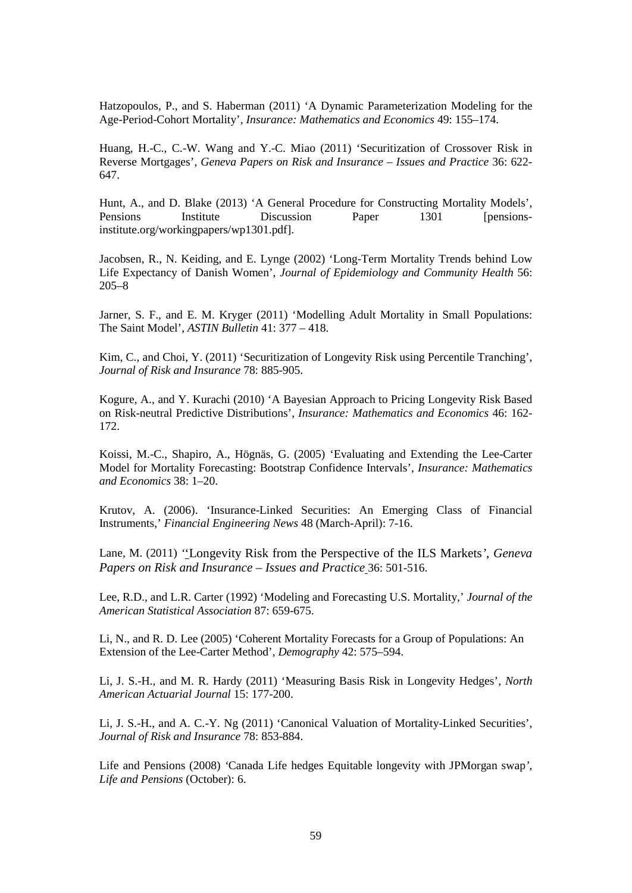Hatzopoulos, P., and S. Haberman (2011) 'A Dynamic Parameterization Modeling for the Age-Period-Cohort Mortality', *Insurance: Mathematics and Economics* 49: 155–174.

Huang, H.-C., C.-W. Wang and Y.-C. Miao (2011) 'Securitization of Crossover Risk in Reverse Mortgages', *Geneva Papers on Risk and Insurance – Issues and Practice* 36: 622-647.

Hunt, A., and D. Blake (2013) 'A General Procedure for Constructing Mortality Models', Pensions Institute Discussion Paper 1301 [pensions-institute.org/workingpapers/wp1301.pdf].

Jacobsen, R., N. Keiding, and E. Lynge (2002) 'Long-Term Mortality Trends behind Low Life Expectancy of Danish Women', *Journal of Epidemiology and Community Health* 56: 205–8

Jarner, S. F., and E. M. Kryger (2011) 'Modelling Adult Mortality in Small Populations: The Saint Model', *ASTIN Bulletin* 41: 377 – 418.

Kim, C., and Choi, Y. (2011) 'Securitization of Longevity Risk using Percentile Tranching', *Journal of Risk and Insurance* 78: 885-905.

Kogure, A., and Y. Kurachi (2010) 'A Bayesian Approach to Pricing Longevity Risk Based on Risk-neutral Predictive Distributions', *Insurance: Mathematics and Economics* 46: 162-172.

Koissi, M.-C., Shapiro, A., Högnäs, G. (2005) 'Evaluating and Extending the Lee-Carter Model for Mortality Forecasting: Bootstrap Confidence Intervals', *Insurance: Mathematics and Economics* 38: 1–20.

Krutov, A. (2006). 'Insurance-Linked Securities: An Emerging Class of Financial Instruments,' *Financial Engineering News* 48 (March-April): 7-16.

Lane, M. (2011) ''Longevity Risk from the Perspective of the ILS Markets', *Geneva Papers on Risk and Insurance – Issues and Practice* 36: 501-516.

Lee, R.D., and L.R. Carter (1992) 'Modeling and Forecasting U.S. Mortality,' *Journal of the American Statistical Association* 87: 659-675.

Li, N., and R. D. Lee (2005) 'Coherent Mortality Forecasts for a Group of Populations: An Extension of the Lee-Carter Method', *Demography* 42: 575–594.

Li, J. S.-H., and M. R. Hardy (2011) 'Measuring Basis Risk in Longevity Hedges', *North American Actuarial Journal* 15: 177-200.

Li, J. S.-H., and A. C.-Y. Ng (2011) 'Canonical Valuation of Mortality-Linked Securities', *Journal of Risk and Insurance* 78: 853-884.

Life and Pensions (2008) 'Canada Life hedges Equitable longevity with JPMorgan swap', *Life and Pensions* (October): 6.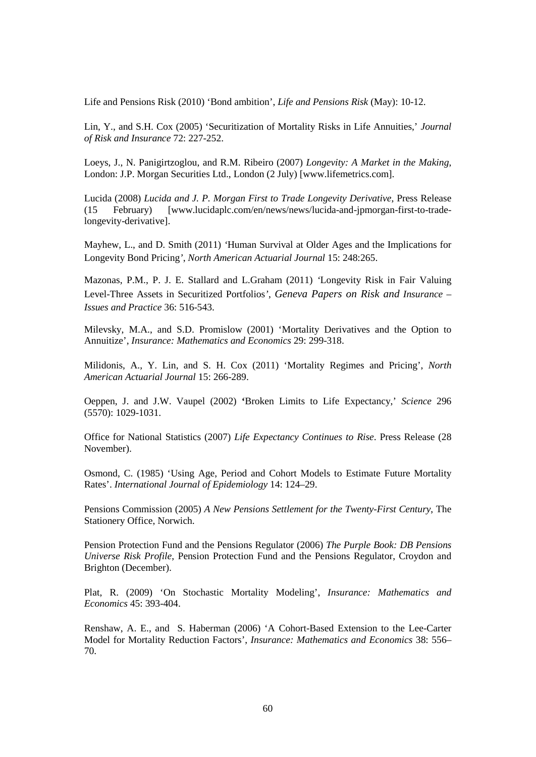Life and Pensions Risk (2010) 'Bond ambition', *Life and Pensions Risk* (May): 10-12.

Lin, Y., and S.H. Cox (2005) 'Securitization of Mortality Risks in Life Annuities,' *Journal of Risk and Insurance* 72: 227-252.

Loeys, J., N. Panigirtzoglou, and R.M. Ribeiro (2007) *Longevity: A Market in the Making*, London: J.P. Morgan Securities Ltd., London (2 July) [www.lifemetrics.com].

Lucida (2008) *Lucida and J. P. Morgan First to Trade Longevity Derivative*, Press Release (15 February) [www.lucidaplc.com/en/news/news/lucida-and-jpmorgan-first-to-trade-longevity-derivative].

Mayhew, L., and D. Smith (2011) 'Human Survival at Older Ages and the Implications for Longevity Bond Pricing', *North American Actuarial Journal* 15: 248:265.

Mazonas, P.M., P. J. E. Stallard and L.Graham (2011) 'Longevity Risk in Fair Valuing Level-Three Assets in Securitized Portfolios', *Geneva Papers on Risk and Insurance – Issues and Practice* 36: 516-543.

Milevsky, M.A., and S.D. Promislow (2001) 'Mortality Derivatives and the Option to Annuitize', *Insurance: Mathematics and Economics* 29: 299-318.

Milidonis, A., Y. Lin, and S. H. Cox (2011) 'Mortality Regimes and Pricing', *North American Actuarial Journal* 15: 266-289.

Oeppen, J. and J.W. Vaupel (2002) 'Broken Limits to Life Expectancy,' *Science* 296 (5570): 1029-1031.

Office for National Statistics (2007) *Life Expectancy Continues to Rise*. Press Release (28 November).

Osmond, C. (1985) 'Using Age, Period and Cohort Models to Estimate Future Mortality Rates'. *International Journal of Epidemiology* 14: 124–29.

Pensions Commission (2005) *A New Pensions Settlement for the Twenty-First Century*, The Stationery Office, Norwich.

Pension Protection Fund and the Pensions Regulator (2006) *The Purple Book: DB Pensions Universe Risk Profile*, Pension Protection Fund and the Pensions Regulator, Croydon and Brighton (December).

Plat, R. (2009) 'On Stochastic Mortality Modeling', *Insurance: Mathematics and Economics* 45: 393-404.

Renshaw, A. E., and S. Haberman (2006) 'A Cohort-Based Extension to the Lee-Carter Model for Mortality Reduction Factors', *Insurance: Mathematics and Economics* 38: 556–70.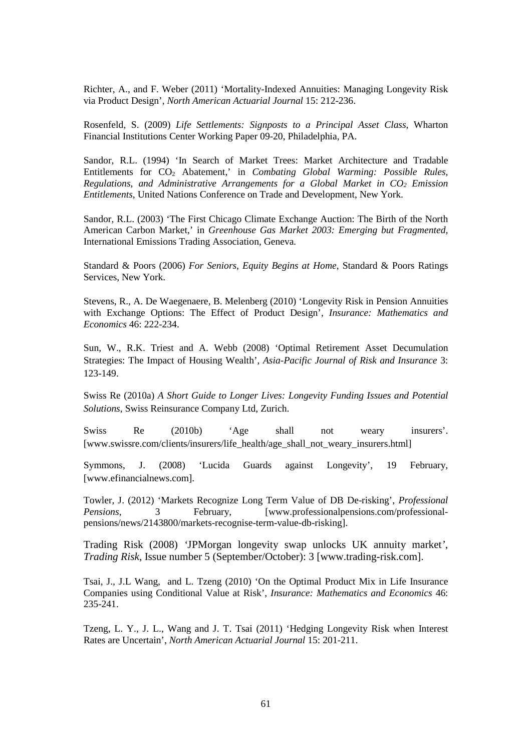Richter, A., and F. Weber (2011) 'Mortality-Indexed Annuities: Managing Longevity Risk via Product Design', *North American Actuarial Journal* 15: 212-236.

Rosenfeld, S. (2009) *Life Settlements: Signposts to a Principal Asset Class*, Wharton Financial Institutions Center Working Paper 09-20, Philadelphia, PA.

Sandor, R.L. (1994) 'In Search of Market Trees: Market Architecture and Tradable Entitlements for $CO_2$ Abatement,' in *Combating Global Warming: Possible Rules, Regulations, and Administrative Arrangements for a Global Market in $CO_2$ Emission Entitlements*, United Nations Conference on Trade and Development, New York.

Sandor, R.L. (2003) 'The First Chicago Climate Exchange Auction: The Birth of the North American Carbon Market,' in *Greenhouse Gas Market 2003: Emerging but Fragmented,* International Emissions Trading Association, Geneva.

Standard & Poors (2006) *For Seniors, Equity Begins at Home*, Standard & Poors Ratings Services, New York.

Stevens, R., A. De Waegenaere, B. Melenberg (2010) 'Longevity Risk in Pension Annuities with Exchange Options: The Effect of Product Design', *Insurance: Mathematics and Economics* 46: 222-234.

Sun, W., R.K. Triest and A. Webb (2008) 'Optimal Retirement Asset Decumulation Strategies: The Impact of Housing Wealth', *Asia-Pacific Journal of Risk and Insurance* 3: 123-149.

Swiss Re (2010a) *A Short Guide to Longer Lives: Longevity Funding Issues and Potential Solutions*, Swiss Reinsurance Company Ltd, Zurich.

Swiss Re (2010b) 'Age shall not weary insurers'. [www.swissre.com/clients/insurers/life_health/age_shall_not_weary_insurers.html]

Symmons, J. (2008) 'Lucida Guards against Longevity', 19 February, [www.efinancialnews.com].

Towler, J. (2012) 'Markets Recognize Long Term Value of DB De-risking', *Professional Pensions*, 3 February, [www.professionalpensions.com/professional-pensions/news/2143800/markets-recognise-term-value-db-risking].

Trading Risk (2008) 'JPMorgan longevity swap unlocks UK annuity market', *Trading Risk*, Issue number 5 (September/October): 3 [www.trading-risk.com].

Tsai, J., J.L Wang, and L. Tzeng (2010) 'On the Optimal Product Mix in Life Insurance Companies using Conditional Value at Risk', *Insurance: Mathematics and Economics* 46: 235-241.

Tzeng, L. Y., J. L., Wang and J. T. Tsai (2011) 'Hedging Longevity Risk when Interest Rates are Uncertain', *North American Actuarial Journal* 15: 201-211.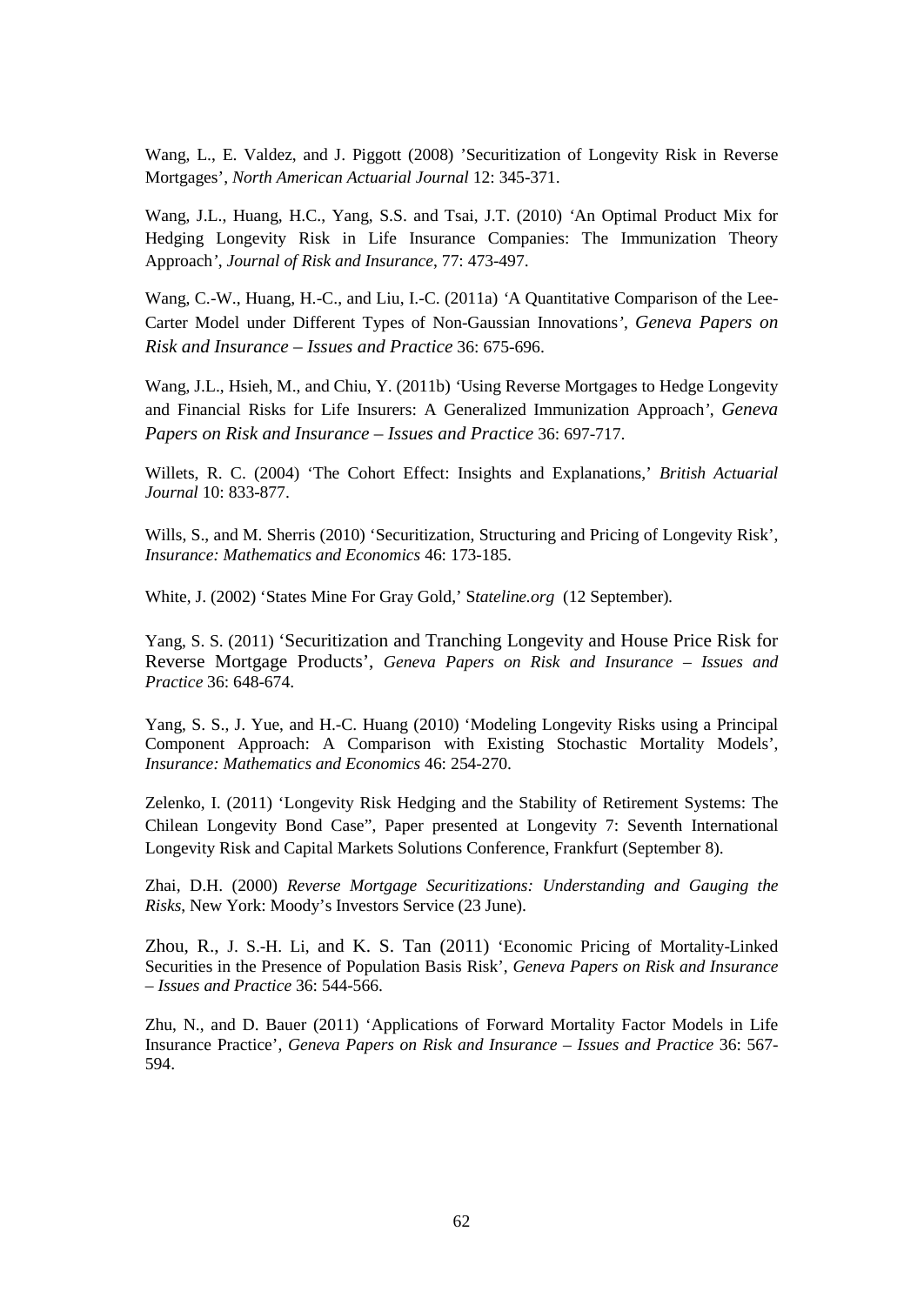Wang, L., E. Valdez, and J. Piggott (2008) 'Securitization of Longevity Risk in Reverse Mortgages', *North American Actuarial Journal* 12: 345-371.

Wang, J.L., Huang, H.C., Yang, S.S. and Tsai, J.T. (2010) 'An Optimal Product Mix for Hedging Longevity Risk in Life Insurance Companies: The Immunization Theory Approach', *Journal of Risk and Insurance*, 77: 473-497.

Wang, C.-W., Huang, H.-C., and Liu, I.-C. (2011a) 'A Quantitative Comparison of the Lee-Carter Model under Different Types of Non-Gaussian Innovations', *Geneva Papers on Risk and Insurance – Issues and Practice* 36: 675-696.

Wang, J.L., Hsieh, M., and Chiu, Y. (2011b) 'Using Reverse Mortgages to Hedge Longevity and Financial Risks for Life Insurers: A Generalized Immunization Approach', *Geneva Papers on Risk and Insurance – Issues and Practice* 36: 697-717.

Willets, R. C. (2004) 'The Cohort Effect: Insights and Explanations,' *British Actuarial Journal* 10: 833-877.

Wills, S., and M. Sherris (2010) 'Securitization, Structuring and Pricing of Longevity Risk', *Insurance: Mathematics and Economics* 46: 173-185.

White, J. (2002) 'States Mine For Gray Gold,' S*tateline.org* (12 September).

Yang, S. S. (2011) 'Securitization and Tranching Longevity and House Price Risk for Reverse Mortgage Products', *Geneva Papers on Risk and Insurance – Issues and Practice* 36: 648-674.

Yang, S. S., J. Yue, and H.-C. Huang (2010) 'Modeling Longevity Risks using a Principal Component Approach: A Comparison with Existing Stochastic Mortality Models', *Insurance: Mathematics and Economics* 46: 254-270.

Zelenko, I. (2011) 'Longevity Risk Hedging and the Stability of Retirement Systems: The Chilean Longevity Bond Case", Paper presented at Longevity 7: Seventh International Longevity Risk and Capital Markets Solutions Conference, Frankfurt (September 8).

Zhai, D.H. (2000) *Reverse Mortgage Securitizations: Understanding and Gauging the Risks*, New York: Moody's Investors Service (23 June).

Zhou, R., J. S.-H. Li, and K. S. Tan (2011) 'Economic Pricing of Mortality-Linked Securities in the Presence of Population Basis Risk', *Geneva Papers on Risk and Insurance – Issues and Practice* 36: 544-566.

Zhu, N., and D. Bauer (2011) 'Applications of Forward Mortality Factor Models in Life Insurance Practice', *Geneva Papers on Risk and Insurance – Issues and Practice* 36: 567-594.